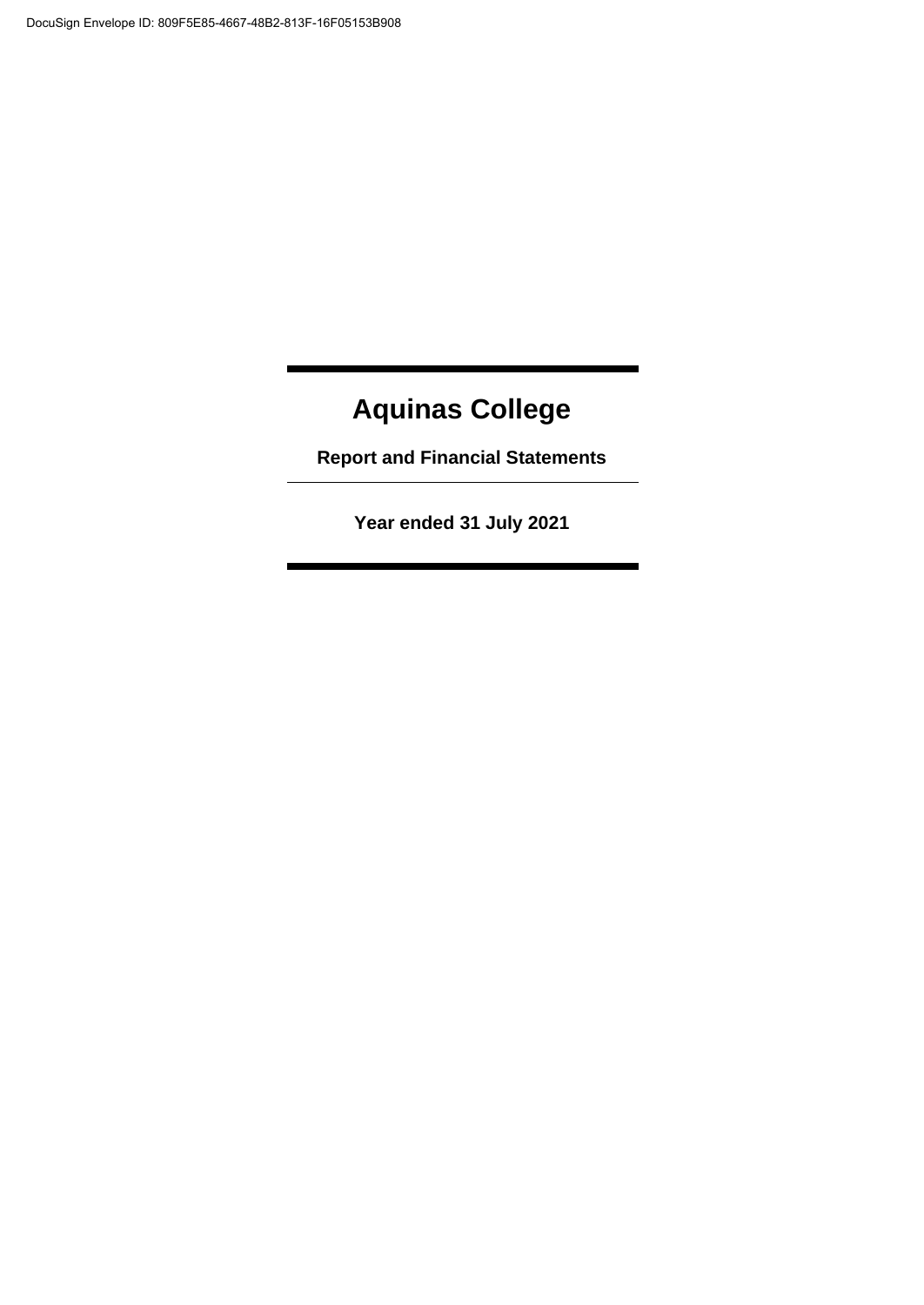# Aquinas College

**Report and Financial Statements**

---

**Year ended 31 July 2021**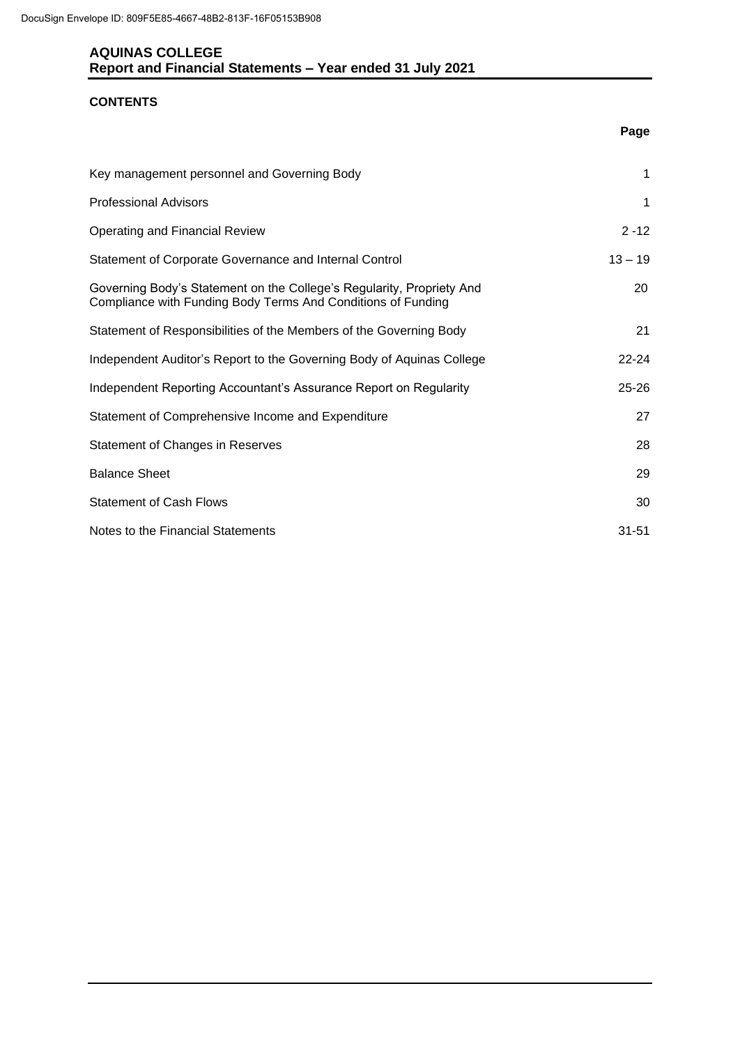# AQUINAS COLLEGE
## Report and Financial Statements – Year ended 31 July 2021

### CONTENTS

| | Page |
|---|---|
| Key management personnel and Governing Body | 1 |
| Professional Advisors | 1 |
| Operating and Financial Review | 2 -12 |
| Statement of Corporate Governance and Internal Control | 13 – 19 |
| Governing Body's Statement on the College's Regularity, Propriety And Compliance with Funding Body Terms And Conditions of Funding | 20 |
| Statement of Responsibilities of the Members of the Governing Body | 21 |
| Independent Auditor's Report to the Governing Body of Aquinas College | 22-24 |
| Independent Reporting Accountant's Assurance Report on Regularity | 25-26 |
| Statement of Comprehensive Income and Expenditure | 27 |
| Statement of Changes in Reserves | 28 |
| Balance Sheet | 29 |
| Statement of Cash Flows | 30 |
| Notes to the Financial Statements | 31-51 |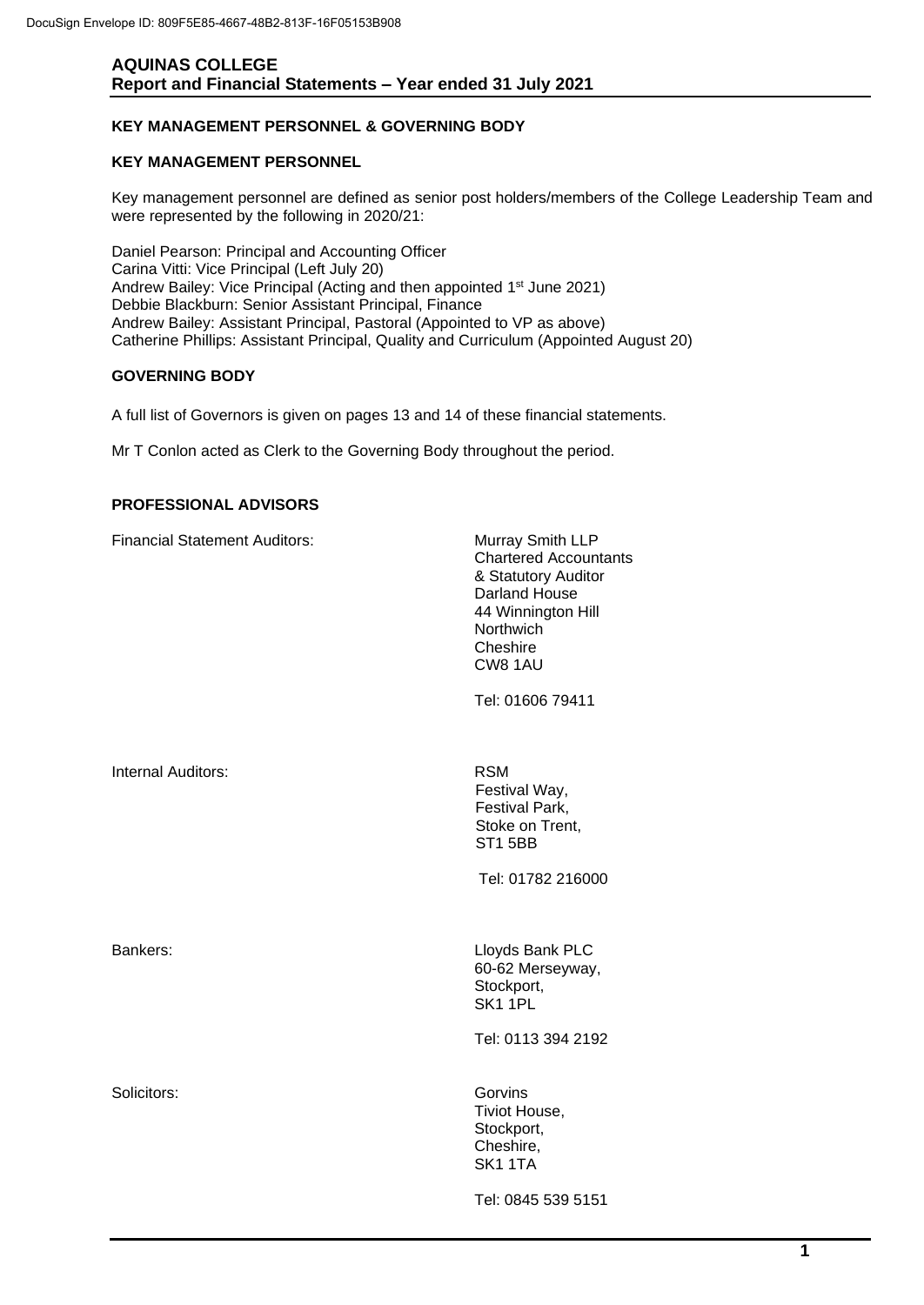## KEY MANAGEMENT PERSONNEL & GOVERNING BODY

### KEY MANAGEMENT PERSONNEL

Key management personnel are defined as senior post holders/members of the College Leadership Team and were represented by the following in 2020/21:

Daniel Pearson: Principal and Accounting Officer
Carina Vitti: Vice Principal (Left July 20)
Andrew Bailey: Vice Principal (Acting and then appointed 1st June 2021)
Debbie Blackburn: Senior Assistant Principal, Finance
Andrew Bailey: Assistant Principal, Pastoral (Appointed to VP as above)
Catherine Phillips: Assistant Principal, Quality and Curriculum (Appointed August 20)

### GOVERNING BODY

A full list of Governors is given on pages 13 and 14 of these financial statements.

Mr T Conlon acted as Clerk to the Governing Body throughout the period.

### PROFESSIONAL ADVISORS

| | |
|---|---|
| Financial Statement Auditors: | Murray Smith LLP<br>Chartered Accountants<br>& Statutory Auditor<br>Darland House<br>44 Winnington Hill<br>Northwich<br>Cheshire<br>CW8 1AU<br><br>Tel: 01606 79411 |
| Internal Auditors: | RSM<br>Festival Way,<br>Festival Park,<br>Stoke on Trent,<br>ST1 5BB<br><br>Tel: 01782 216000 |
| Bankers: | Lloyds Bank PLC<br>60-62 Merseyway,<br>Stockport,<br>SK1 1PL<br><br>Tel: 0113 394 2192 |
| Solicitors: | Gorvins<br>Tiviot House,<br>Stockport,<br>Cheshire,<br>SK1 1TA<br><br>Tel: 0845 539 5151 |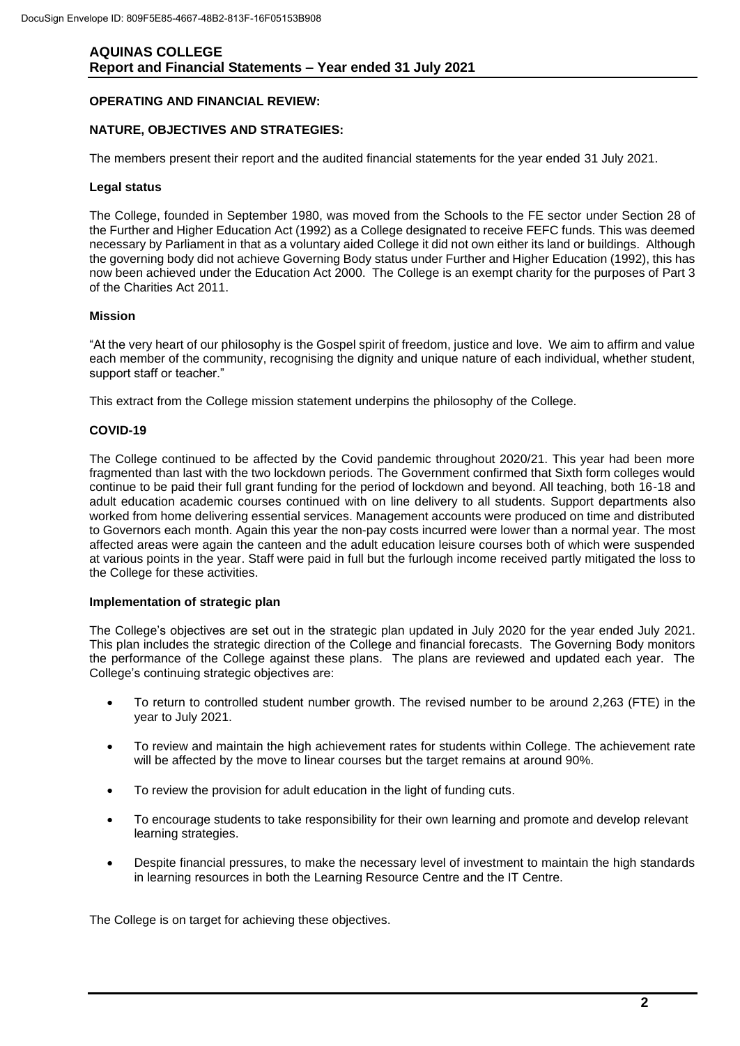## OPERATING AND FINANCIAL REVIEW:

## NATURE, OBJECTIVES AND STRATEGIES:

The members present their report and the audited financial statements for the year ended 31 July 2021.

### Legal status

The College, founded in September 1980, was moved from the Schools to the FE sector under Section 28 of the Further and Higher Education Act (1992) as a College designated to receive FEFC funds. This was deemed necessary by Parliament in that as a voluntary aided College it did not own either its land or buildings. Although the governing body did not achieve Governing Body status under Further and Higher Education (1992), this has now been achieved under the Education Act 2000. The College is an exempt charity for the purposes of Part 3 of the Charities Act 2011.

### Mission

"At the very heart of our philosophy is the Gospel spirit of freedom, justice and love. We aim to affirm and value each member of the community, recognising the dignity and unique nature of each individual, whether student, support staff or teacher."

This extract from the College mission statement underpins the philosophy of the College.

### COVID-19

The College continued to be affected by the Covid pandemic throughout 2020/21. This year had been more fragmented than last with the two lockdown periods. The Government confirmed that Sixth form colleges would continue to be paid their full grant funding for the period of lockdown and beyond. All teaching, both 16-18 and adult education academic courses continued with on line delivery to all students. Support departments also worked from home delivering essential services. Management accounts were produced on time and distributed to Governors each month. Again this year the non-pay costs incurred were lower than a normal year. The most affected areas were again the canteen and the adult education leisure courses both of which were suspended at various points in the year. Staff were paid in full but the furlough income received partly mitigated the loss to the College for these activities.

### Implementation of strategic plan

The College's objectives are set out in the strategic plan updated in July 2020 for the year ended July 2021. This plan includes the strategic direction of the College and financial forecasts. The Governing Body monitors the performance of the College against these plans. The plans are reviewed and updated each year. The College's continuing strategic objectives are:

- To return to controlled student number growth. The revised number to be around 2,263 (FTE) in the year to July 2021.
- To review and maintain the high achievement rates for students within College. The achievement rate will be affected by the move to linear courses but the target remains at around 90%.
- To review the provision for adult education in the light of funding cuts.
- To encourage students to take responsibility for their own learning and promote and develop relevant learning strategies.
- Despite financial pressures, to make the necessary level of investment to maintain the high standards in learning resources in both the Learning Resource Centre and the IT Centre.

The College is on target for achieving these objectives.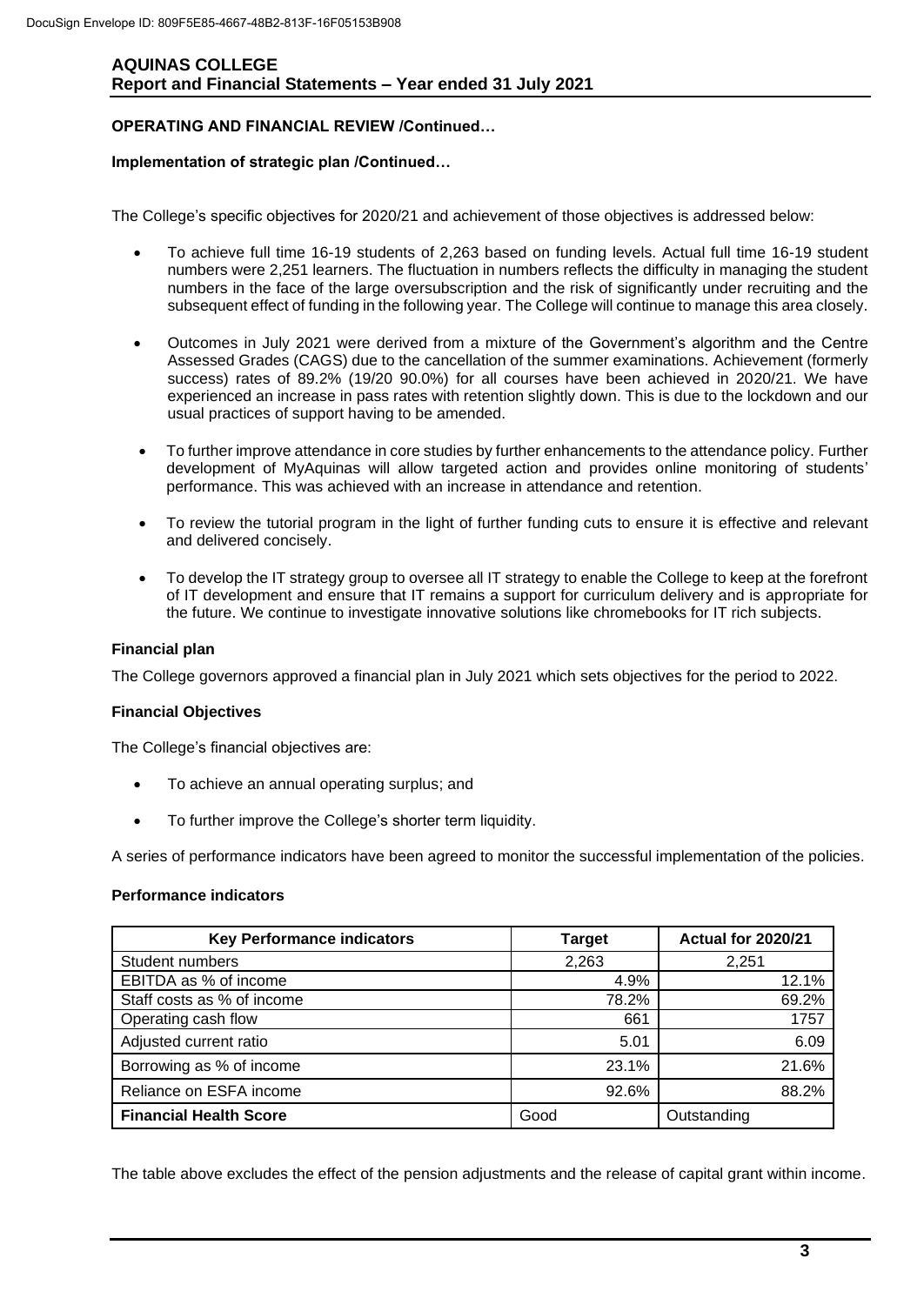**OPERATING AND FINANCIAL REVIEW /Continued…**

**Implementation of strategic plan /Continued…**

The College's specific objectives for 2020/21 and achievement of those objectives is addressed below:

- To achieve full time 16-19 students of 2,263 based on funding levels. Actual full time 16-19 student numbers were 2,251 learners. The fluctuation in numbers reflects the difficulty in managing the student numbers in the face of the large oversubscription and the risk of significantly under recruiting and the subsequent effect of funding in the following year. The College will continue to manage this area closely.
- Outcomes in July 2021 were derived from a mixture of the Government's algorithm and the Centre Assessed Grades (CAGS) due to the cancellation of the summer examinations. Achievement (formerly success) rates of 89.2% (19/20 90.0%) for all courses have been achieved in 2020/21. We have experienced an increase in pass rates with retention slightly down. This is due to the lockdown and our usual practices of support having to be amended.
- To further improve attendance in core studies by further enhancements to the attendance policy. Further development of MyAquinas will allow targeted action and provides online monitoring of students' performance. This was achieved with an increase in attendance and retention.
- To review the tutorial program in the light of further funding cuts to ensure it is effective and relevant and delivered concisely.
- To develop the IT strategy group to oversee all IT strategy to enable the College to keep at the forefront of IT development and ensure that IT remains a support for curriculum delivery and is appropriate for the future. We continue to investigate innovative solutions like chromebooks for IT rich subjects.

**Financial plan**

The College governors approved a financial plan in July 2021 which sets objectives for the period to 2022.

**Financial Objectives**

The College's financial objectives are:

- To achieve an annual operating surplus; and
- To further improve the College's shorter term liquidity.

A series of performance indicators have been agreed to monitor the successful implementation of the policies.

**Performance indicators**

| Key Performance indicators | Target | Actual for 2020/21 |
|---|---|---|
| Student numbers | 2,263 | 2,251 |
| EBITDA as % of income | 4.9% | 12.1% |
| Staff costs as % of income | 78.2% | 69.2% |
| Operating cash flow | 661 | 1757 |
| Adjusted current ratio | 5.01 | 6.09 |
| Borrowing as % of income | 23.1% | 21.6% |
| Reliance on ESFA income | 92.6% | 88.2% |
| **Financial Health Score** | Good | Outstanding |

The table above excludes the effect of the pension adjustments and the release of capital grant within income.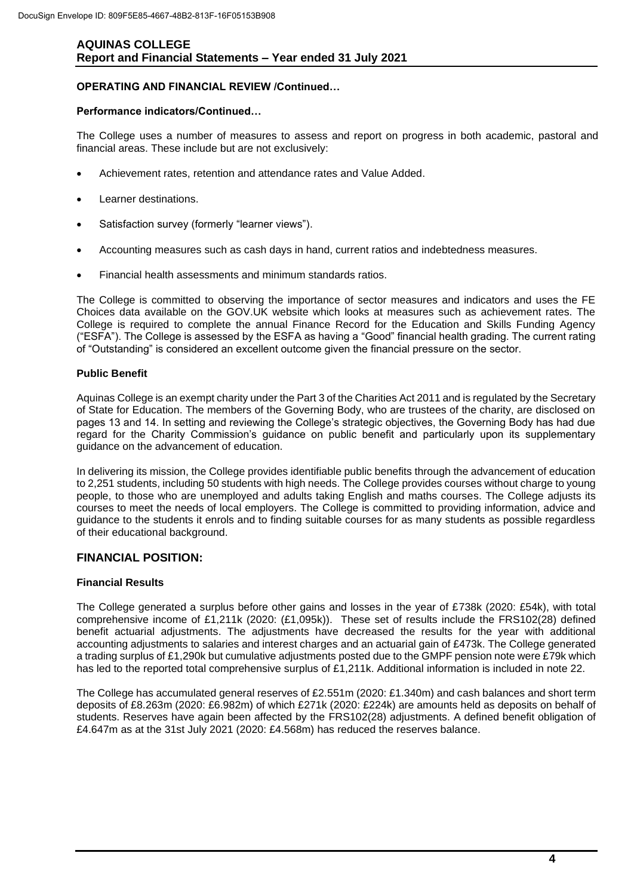## OPERATING AND FINANCIAL REVIEW /Continued…

### Performance indicators/Continued…

The College uses a number of measures to assess and report on progress in both academic, pastoral and financial areas. These include but are not exclusively:

- Achievement rates, retention and attendance rates and Value Added.
- Learner destinations.
- Satisfaction survey (formerly "learner views").
- Accounting measures such as cash days in hand, current ratios and indebtedness measures.
- Financial health assessments and minimum standards ratios.

The College is committed to observing the importance of sector measures and indicators and uses the FE Choices data available on the GOV.UK website which looks at measures such as achievement rates. The College is required to complete the annual Finance Record for the Education and Skills Funding Agency ("ESFA"). The College is assessed by the ESFA as having a "Good" financial health grading. The current rating of "Outstanding" is considered an excellent outcome given the financial pressure on the sector.

### Public Benefit

Aquinas College is an exempt charity under the Part 3 of the Charities Act 2011 and is regulated by the Secretary of State for Education. The members of the Governing Body, who are trustees of the charity, are disclosed on pages 13 and 14. In setting and reviewing the College's strategic objectives, the Governing Body has had due regard for the Charity Commission's guidance on public benefit and particularly upon its supplementary guidance on the advancement of education.

In delivering its mission, the College provides identifiable public benefits through the advancement of education to 2,251 students, including 50 students with high needs. The College provides courses without charge to young people, to those who are unemployed and adults taking English and maths courses. The College adjusts its courses to meet the needs of local employers. The College is committed to providing information, advice and guidance to the students it enrols and to finding suitable courses for as many students as possible regardless of their educational background.

## FINANCIAL POSITION:

### Financial Results

The College generated a surplus before other gains and losses in the year of £738k (2020: £54k), with total comprehensive income of £1,211k (2020: (£1,095k)). These set of results include the FRS102(28) defined benefit actuarial adjustments. The adjustments have decreased the results for the year with additional accounting adjustments to salaries and interest charges and an actuarial gain of £473k. The College generated a trading surplus of £1,290k but cumulative adjustments posted due to the GMPF pension note were £79k which has led to the reported total comprehensive surplus of £1,211k. Additional information is included in note 22.

The College has accumulated general reserves of £2.551m (2020: £1.340m) and cash balances and short term deposits of £8.263m (2020: £6.982m) of which £271k (2020: £224k) are amounts held as deposits on behalf of students. Reserves have again been affected by the FRS102(28) adjustments. A defined benefit obligation of £4.647m as at the 31st July 2021 (2020: £4.568m) has reduced the reserves balance.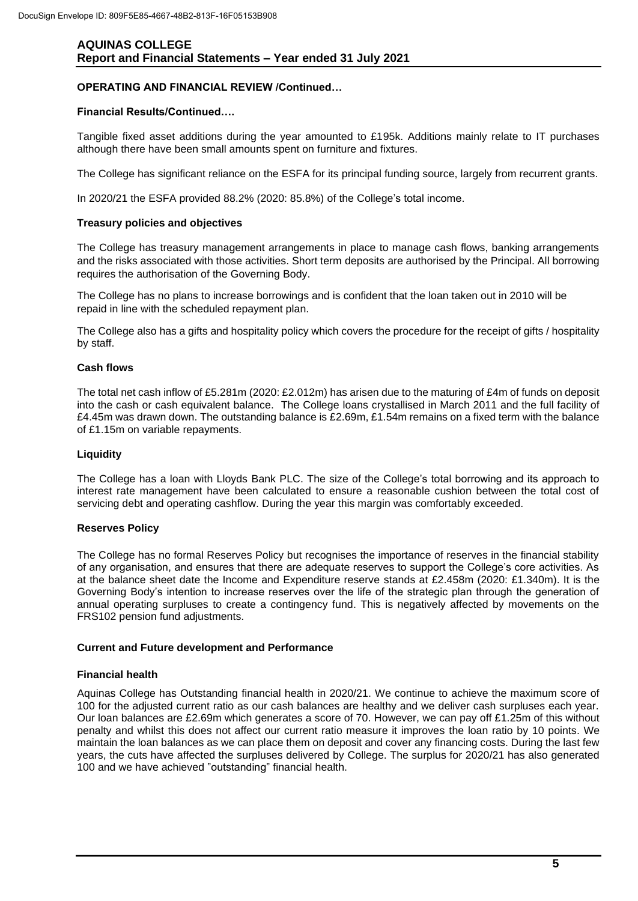## OPERATING AND FINANCIAL REVIEW /Continued…

### Financial Results/Continued….

Tangible fixed asset additions during the year amounted to £195k. Additions mainly relate to IT purchases although there have been small amounts spent on furniture and fixtures.

The College has significant reliance on the ESFA for its principal funding source, largely from recurrent grants.

In 2020/21 the ESFA provided 88.2% (2020: 85.8%) of the College's total income.

### Treasury policies and objectives

The College has treasury management arrangements in place to manage cash flows, banking arrangements and the risks associated with those activities. Short term deposits are authorised by the Principal. All borrowing requires the authorisation of the Governing Body.

The College has no plans to increase borrowings and is confident that the loan taken out in 2010 will be repaid in line with the scheduled repayment plan.

The College also has a gifts and hospitality policy which covers the procedure for the receipt of gifts / hospitality by staff.

### Cash flows

The total net cash inflow of £5.281m (2020: £2.012m) has arisen due to the maturing of £4m of funds on deposit into the cash or cash equivalent balance. The College loans crystallised in March 2011 and the full facility of £4.45m was drawn down. The outstanding balance is £2.69m, £1.54m remains on a fixed term with the balance of £1.15m on variable repayments.

### Liquidity

The College has a loan with Lloyds Bank PLC. The size of the College's total borrowing and its approach to interest rate management have been calculated to ensure a reasonable cushion between the total cost of servicing debt and operating cashflow. During the year this margin was comfortably exceeded.

### Reserves Policy

The College has no formal Reserves Policy but recognises the importance of reserves in the financial stability of any organisation, and ensures that there are adequate reserves to support the College's core activities. As at the balance sheet date the Income and Expenditure reserve stands at £2.458m (2020: £1.340m). It is the Governing Body's intention to increase reserves over the life of the strategic plan through the generation of annual operating surpluses to create a contingency fund. This is negatively affected by movements on the FRS102 pension fund adjustments.

### Current and Future development and Performance

### Financial health

Aquinas College has Outstanding financial health in 2020/21. We continue to achieve the maximum score of 100 for the adjusted current ratio as our cash balances are healthy and we deliver cash surpluses each year. Our loan balances are £2.69m which generates a score of 70. However, we can pay off £1.25m of this without penalty and whilst this does not affect our current ratio measure it improves the loan ratio by 10 points. We maintain the loan balances as we can place them on deposit and cover any financing costs. During the last few years, the cuts have affected the surpluses delivered by College. The surplus for 2020/21 has also generated 100 and we have achieved "outstanding" financial health.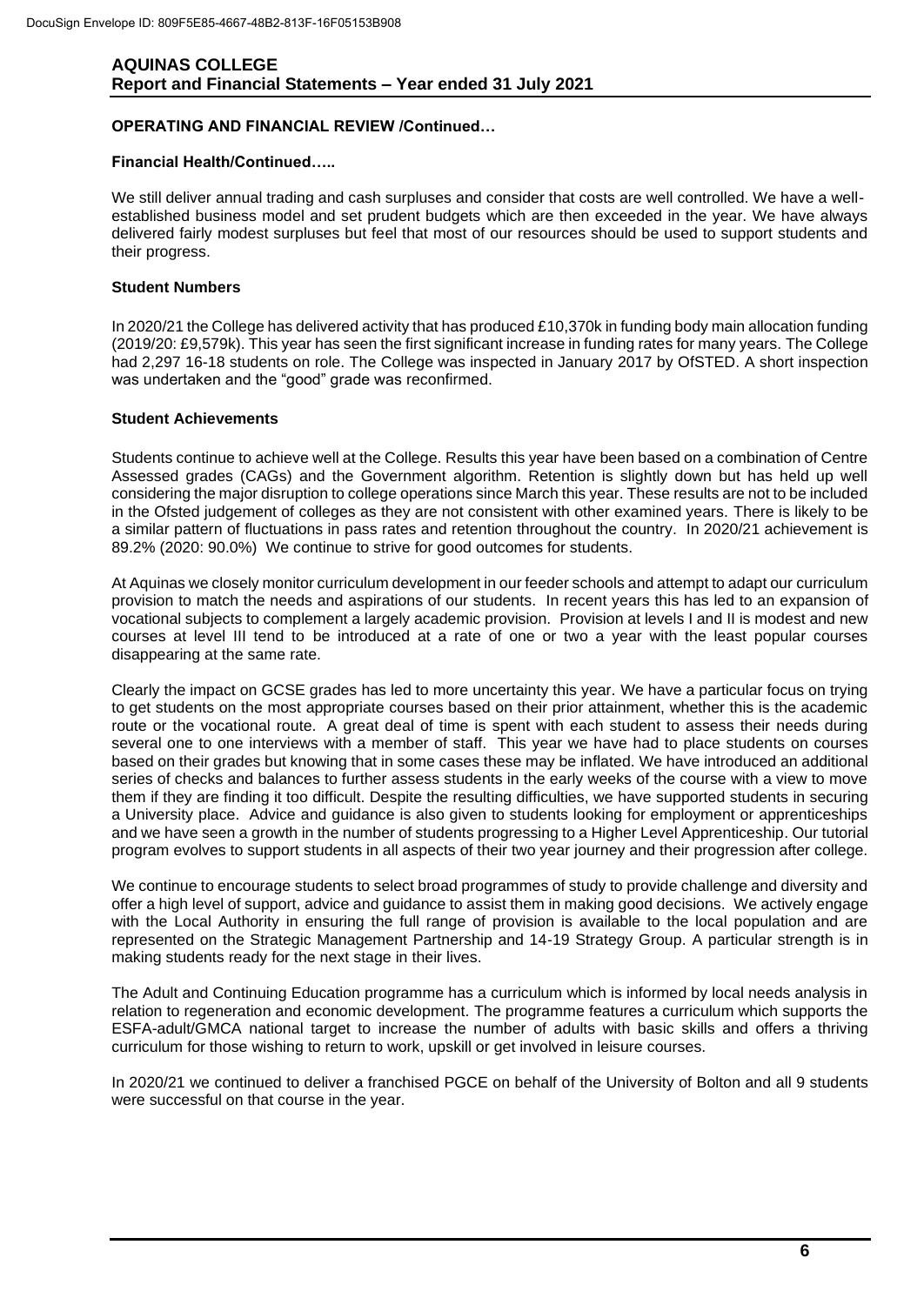## OPERATING AND FINANCIAL REVIEW /Continued…

### Financial Health/Continued…..

We still deliver annual trading and cash surpluses and consider that costs are well controlled. We have a well-established business model and set prudent budgets which are then exceeded in the year. We have always delivered fairly modest surpluses but feel that most of our resources should be used to support students and their progress.

### Student Numbers

In 2020/21 the College has delivered activity that has produced £10,370k in funding body main allocation funding (2019/20: £9,579k). This year has seen the first significant increase in funding rates for many years. The College had 2,297 16-18 students on role. The College was inspected in January 2017 by OfSTED. A short inspection was undertaken and the "good" grade was reconfirmed.

### Student Achievements

Students continue to achieve well at the College. Results this year have been based on a combination of Centre Assessed grades (CAGs) and the Government algorithm. Retention is slightly down but has held up well considering the major disruption to college operations since March this year. These results are not to be included in the Ofsted judgement of colleges as they are not consistent with other examined years. There is likely to be a similar pattern of fluctuations in pass rates and retention throughout the country. In 2020/21 achievement is 89.2% (2020: 90.0%) We continue to strive for good outcomes for students.

At Aquinas we closely monitor curriculum development in our feeder schools and attempt to adapt our curriculum provision to match the needs and aspirations of our students. In recent years this has led to an expansion of vocational subjects to complement a largely academic provision. Provision at levels I and II is modest and new courses at level III tend to be introduced at a rate of one or two a year with the least popular courses disappearing at the same rate.

Clearly the impact on GCSE grades has led to more uncertainty this year. We have a particular focus on trying to get students on the most appropriate courses based on their prior attainment, whether this is the academic route or the vocational route. A great deal of time is spent with each student to assess their needs during several one to one interviews with a member of staff. This year we have had to place students on courses based on their grades but knowing that in some cases these may be inflated. We have introduced an additional series of checks and balances to further assess students in the early weeks of the course with a view to move them if they are finding it too difficult. Despite the resulting difficulties, we have supported students in securing a University place. Advice and guidance is also given to students looking for employment or apprenticeships and we have seen a growth in the number of students progressing to a Higher Level Apprenticeship. Our tutorial program evolves to support students in all aspects of their two year journey and their progression after college.

We continue to encourage students to select broad programmes of study to provide challenge and diversity and offer a high level of support, advice and guidance to assist them in making good decisions. We actively engage with the Local Authority in ensuring the full range of provision is available to the local population and are represented on the Strategic Management Partnership and 14-19 Strategy Group. A particular strength is in making students ready for the next stage in their lives.

The Adult and Continuing Education programme has a curriculum which is informed by local needs analysis in relation to regeneration and economic development. The programme features a curriculum which supports the ESFA-adult/GMCA national target to increase the number of adults with basic skills and offers a thriving curriculum for those wishing to return to work, upskill or get involved in leisure courses.

In 2020/21 we continued to deliver a franchised PGCE on behalf of the University of Bolton and all 9 students were successful on that course in the year.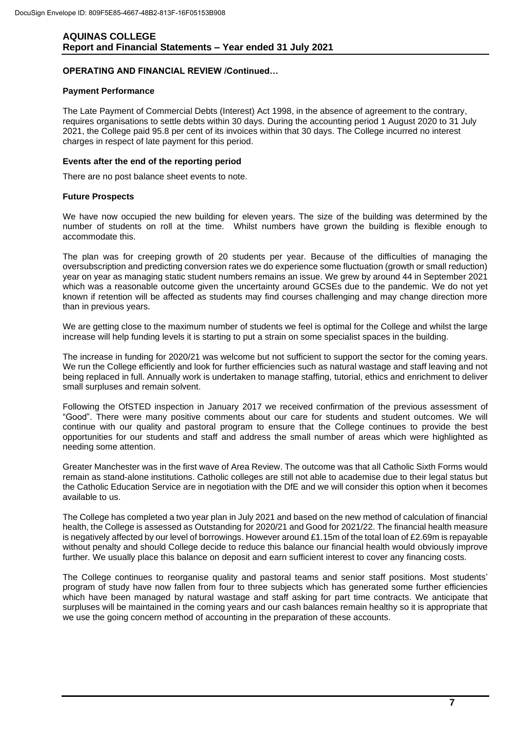## OPERATING AND FINANCIAL REVIEW /Continued…

### Payment Performance

The Late Payment of Commercial Debts (Interest) Act 1998, in the absence of agreement to the contrary, requires organisations to settle debts within 30 days. During the accounting period 1 August 2020 to 31 July 2021, the College paid 95.8 per cent of its invoices within that 30 days. The College incurred no interest charges in respect of late payment for this period.

### Events after the end of the reporting period

There are no post balance sheet events to note.

### Future Prospects

We have now occupied the new building for eleven years. The size of the building was determined by the number of students on roll at the time. Whilst numbers have grown the building is flexible enough to accommodate this.

The plan was for creeping growth of 20 students per year. Because of the difficulties of managing the oversubscription and predicting conversion rates we do experience some fluctuation (growth or small reduction) year on year as managing static student numbers remains an issue. We grew by around 44 in September 2021 which was a reasonable outcome given the uncertainty around GCSEs due to the pandemic. We do not yet known if retention will be affected as students may find courses challenging and may change direction more than in previous years.

We are getting close to the maximum number of students we feel is optimal for the College and whilst the large increase will help funding levels it is starting to put a strain on some specialist spaces in the building.

The increase in funding for 2020/21 was welcome but not sufficient to support the sector for the coming years. We run the College efficiently and look for further efficiencies such as natural wastage and staff leaving and not being replaced in full. Annually work is undertaken to manage staffing, tutorial, ethics and enrichment to deliver small surpluses and remain solvent.

Following the OfSTED inspection in January 2017 we received confirmation of the previous assessment of "Good". There were many positive comments about our care for students and student outcomes. We will continue with our quality and pastoral program to ensure that the College continues to provide the best opportunities for our students and staff and address the small number of areas which were highlighted as needing some attention.

Greater Manchester was in the first wave of Area Review. The outcome was that all Catholic Sixth Forms would remain as stand-alone institutions. Catholic colleges are still not able to academise due to their legal status but the Catholic Education Service are in negotiation with the DfE and we will consider this option when it becomes available to us.

The College has completed a two year plan in July 2021 and based on the new method of calculation of financial health, the College is assessed as Outstanding for 2020/21 and Good for 2021/22. The financial health measure is negatively affected by our level of borrowings. However around £1.15m of the total loan of £2.69m is repayable without penalty and should College decide to reduce this balance our financial health would obviously improve further. We usually place this balance on deposit and earn sufficient interest to cover any financing costs.

The College continues to reorganise quality and pastoral teams and senior staff positions. Most students' program of study have now fallen from four to three subjects which has generated some further efficiencies which have been managed by natural wastage and staff asking for part time contracts. We anticipate that surpluses will be maintained in the coming years and our cash balances remain healthy so it is appropriate that we use the going concern method of accounting in the preparation of these accounts.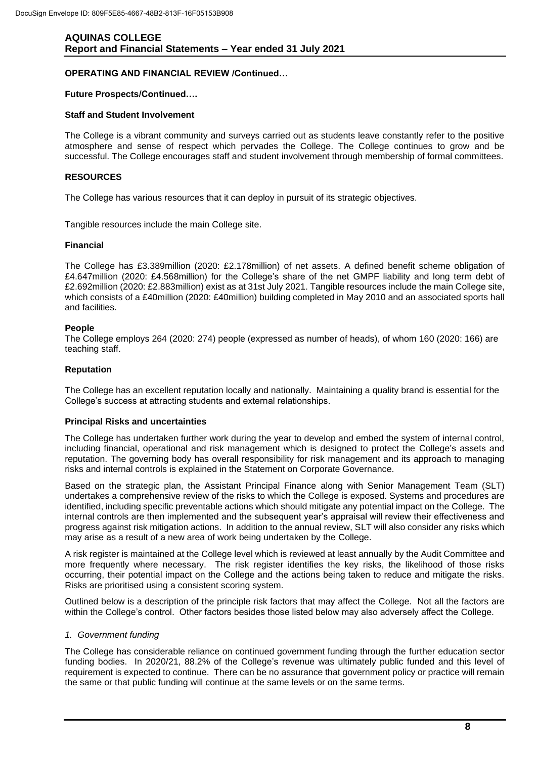**OPERATING AND FINANCIAL REVIEW /Continued…**

**Future Prospects/Continued….**

**Staff and Student Involvement**

The College is a vibrant community and surveys carried out as students leave constantly refer to the positive atmosphere and sense of respect which pervades the College. The College continues to grow and be successful. The College encourages staff and student involvement through membership of formal committees.

## RESOURCES

The College has various resources that it can deploy in pursuit of its strategic objectives.

Tangible resources include the main College site.

**Financial**

The College has £3.389million (2020: £2.178million) of net assets. A defined benefit scheme obligation of £4.647million (2020: £4.568million) for the College's share of the net GMPF liability and long term debt of £2.692million (2020: £2.883million) exist as at 31st July 2021. Tangible resources include the main College site, which consists of a £40million (2020: £40million) building completed in May 2010 and an associated sports hall and facilities.

**People**

The College employs 264 (2020: 274) people (expressed as number of heads), of whom 160 (2020: 166) are teaching staff.

**Reputation**

The College has an excellent reputation locally and nationally. Maintaining a quality brand is essential for the College's success at attracting students and external relationships.

**Principal Risks and uncertainties**

The College has undertaken further work during the year to develop and embed the system of internal control, including financial, operational and risk management which is designed to protect the College's assets and reputation. The governing body has overall responsibility for risk management and its approach to managing risks and internal controls is explained in the Statement on Corporate Governance.

Based on the strategic plan, the Assistant Principal Finance along with Senior Management Team (SLT) undertakes a comprehensive review of the risks to which the College is exposed. Systems and procedures are identified, including specific preventable actions which should mitigate any potential impact on the College. The internal controls are then implemented and the subsequent year's appraisal will review their effectiveness and progress against risk mitigation actions. In addition to the annual review, SLT will also consider any risks which may arise as a result of a new area of work being undertaken by the College.

A risk register is maintained at the College level which is reviewed at least annually by the Audit Committee and more frequently where necessary. The risk register identifies the key risks, the likelihood of those risks occurring, their potential impact on the College and the actions being taken to reduce and mitigate the risks. Risks are prioritised using a consistent scoring system.

Outlined below is a description of the principle risk factors that may affect the College. Not all the factors are within the College's control. Other factors besides those listed below may also adversely affect the College.

*1. Government funding*

The College has considerable reliance on continued government funding through the further education sector funding bodies. In 2020/21, 88.2% of the College's revenue was ultimately public funded and this level of requirement is expected to continue. There can be no assurance that government policy or practice will remain the same or that public funding will continue at the same levels or on the same terms.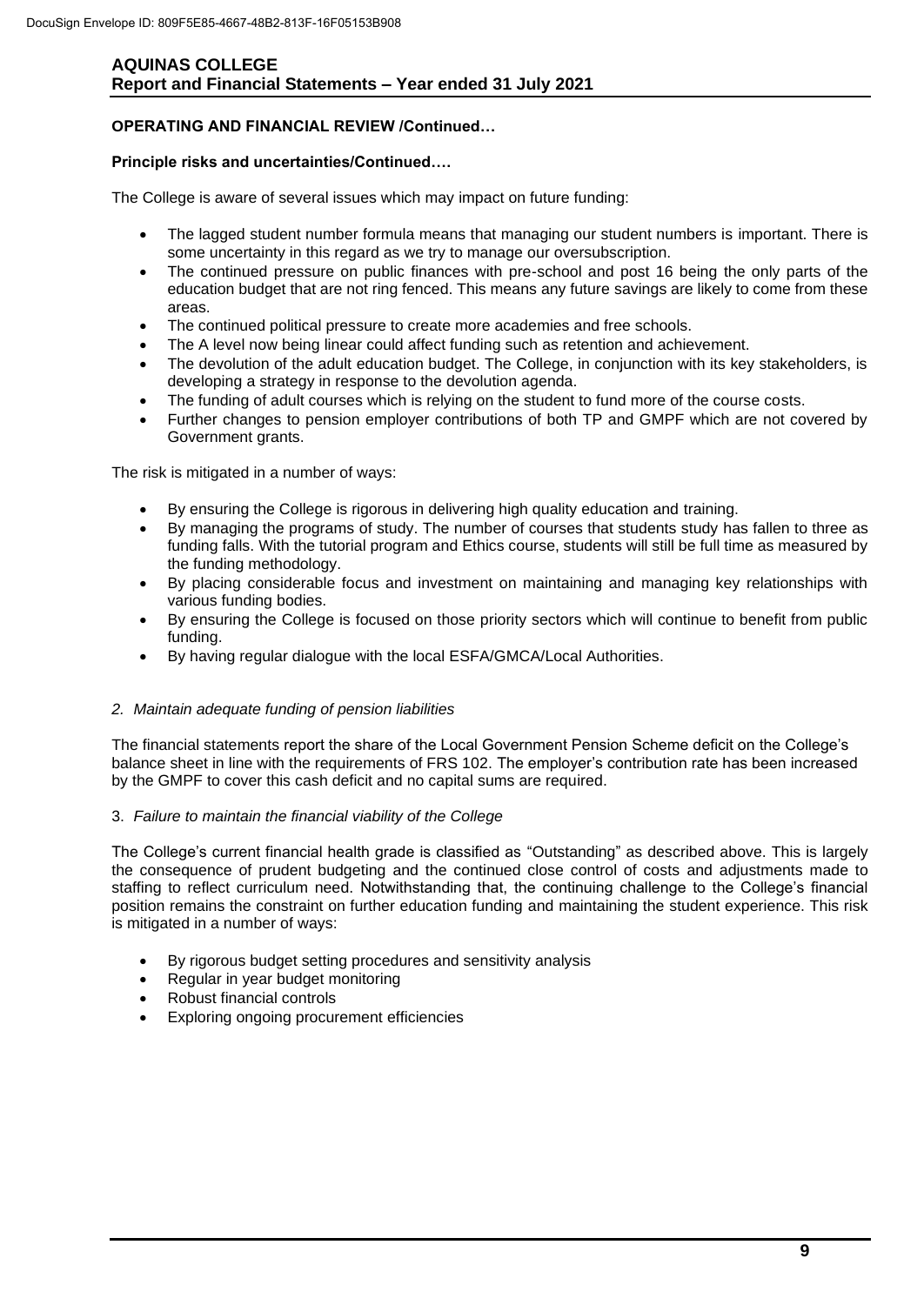## OPERATING AND FINANCIAL REVIEW /Continued…

### Principle risks and uncertainties/Continued….

The College is aware of several issues which may impact on future funding:

- The lagged student number formula means that managing our student numbers is important. There is some uncertainty in this regard as we try to manage our oversubscription.
- The continued pressure on public finances with pre-school and post 16 being the only parts of the education budget that are not ring fenced. This means any future savings are likely to come from these areas.
- The continued political pressure to create more academies and free schools.
- The A level now being linear could affect funding such as retention and achievement.
- The devolution of the adult education budget. The College, in conjunction with its key stakeholders, is developing a strategy in response to the devolution agenda.
- The funding of adult courses which is relying on the student to fund more of the course costs.
- Further changes to pension employer contributions of both TP and GMPF which are not covered by Government grants.

The risk is mitigated in a number of ways:

- By ensuring the College is rigorous in delivering high quality education and training.
- By managing the programs of study. The number of courses that students study has fallen to three as funding falls. With the tutorial program and Ethics course, students will still be full time as measured by the funding methodology.
- By placing considerable focus and investment on maintaining and managing key relationships with various funding bodies.
- By ensuring the College is focused on those priority sectors which will continue to benefit from public funding.
- By having regular dialogue with the local ESFA/GMCA/Local Authorities.

*2. Maintain adequate funding of pension liabilities*

The financial statements report the share of the Local Government Pension Scheme deficit on the College's balance sheet in line with the requirements of FRS 102. The employer's contribution rate has been increased by the GMPF to cover this cash deficit and no capital sums are required.

3. *Failure to maintain the financial viability of the College*

The College's current financial health grade is classified as "Outstanding" as described above. This is largely the consequence of prudent budgeting and the continued close control of costs and adjustments made to staffing to reflect curriculum need. Notwithstanding that, the continuing challenge to the College's financial position remains the constraint on further education funding and maintaining the student experience. This risk is mitigated in a number of ways:

- By rigorous budget setting procedures and sensitivity analysis
- Regular in year budget monitoring
- Robust financial controls
- Exploring ongoing procurement efficiencies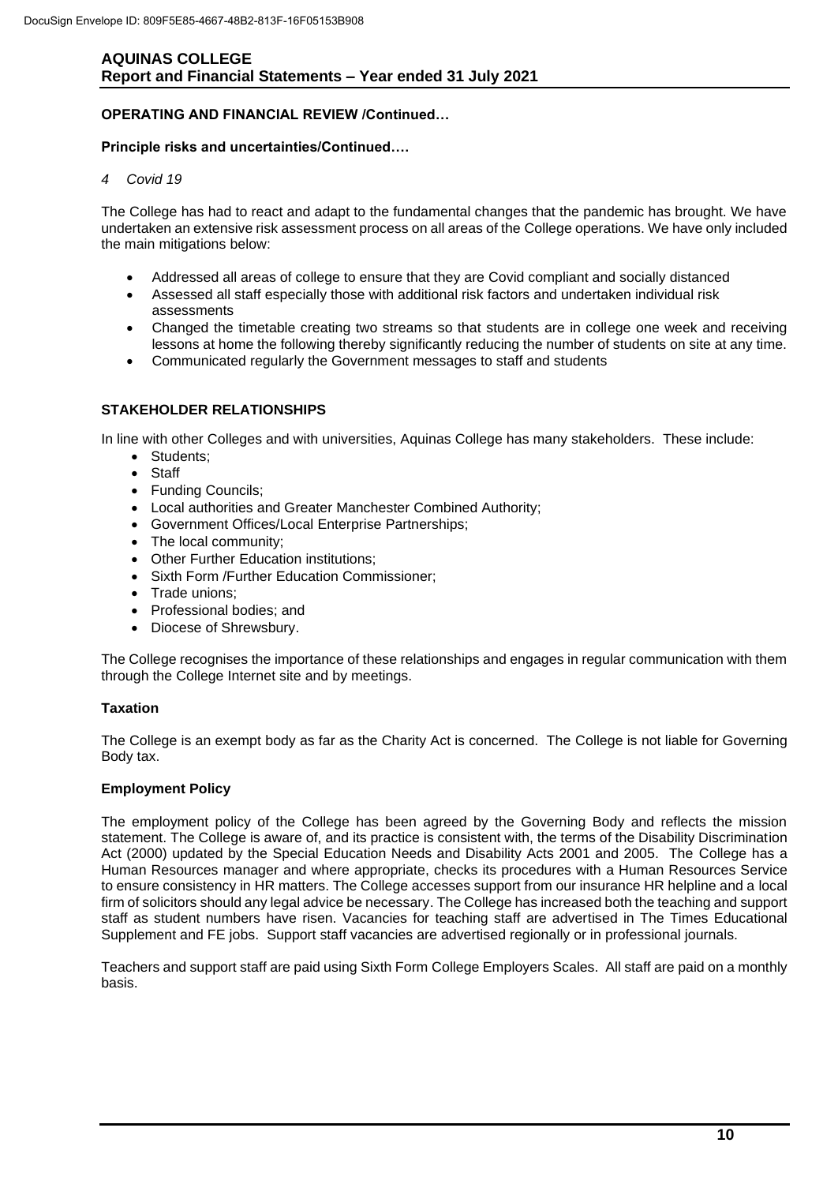## OPERATING AND FINANCIAL REVIEW /Continued…

### Principle risks and uncertainties/Continued….

*4 Covid 19*

The College has had to react and adapt to the fundamental changes that the pandemic has brought. We have undertaken an extensive risk assessment process on all areas of the College operations. We have only included the main mitigations below:

- Addressed all areas of college to ensure that they are Covid compliant and socially distanced
- Assessed all staff especially those with additional risk factors and undertaken individual risk assessments
- Changed the timetable creating two streams so that students are in college one week and receiving lessons at home the following thereby significantly reducing the number of students on site at any time.
- Communicated regularly the Government messages to staff and students

## STAKEHOLDER RELATIONSHIPS

In line with other Colleges and with universities, Aquinas College has many stakeholders. These include:

- Students;
- Staff
- Funding Councils;
- Local authorities and Greater Manchester Combined Authority;
- Government Offices/Local Enterprise Partnerships;
- The local community;
- Other Further Education institutions;
- Sixth Form /Further Education Commissioner;
- Trade unions;
- Professional bodies; and
- Diocese of Shrewsbury.

The College recognises the importance of these relationships and engages in regular communication with them through the College Internet site and by meetings.

### Taxation

The College is an exempt body as far as the Charity Act is concerned. The College is not liable for Governing Body tax.

### Employment Policy

The employment policy of the College has been agreed by the Governing Body and reflects the mission statement. The College is aware of, and its practice is consistent with, the terms of the Disability Discrimination Act (2000) updated by the Special Education Needs and Disability Acts 2001 and 2005. The College has a Human Resources manager and where appropriate, checks its procedures with a Human Resources Service to ensure consistency in HR matters. The College accesses support from our insurance HR helpline and a local firm of solicitors should any legal advice be necessary. The College has increased both the teaching and support staff as student numbers have risen. Vacancies for teaching staff are advertised in The Times Educational Supplement and FE jobs. Support staff vacancies are advertised regionally or in professional journals.

Teachers and support staff are paid using Sixth Form College Employers Scales. All staff are paid on a monthly basis.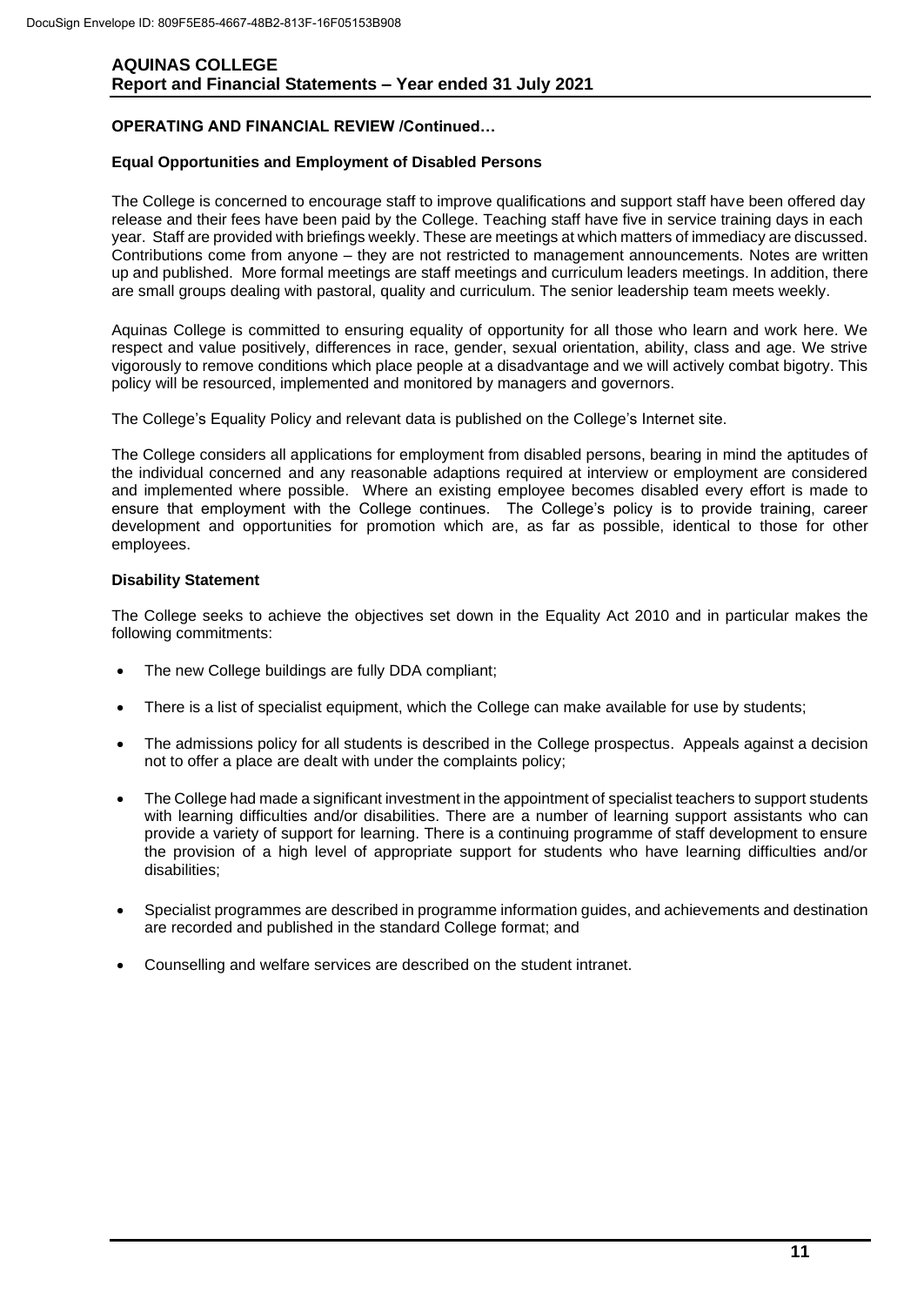## OPERATING AND FINANCIAL REVIEW /Continued…

### Equal Opportunities and Employment of Disabled Persons

The College is concerned to encourage staff to improve qualifications and support staff have been offered day release and their fees have been paid by the College. Teaching staff have five in service training days in each year. Staff are provided with briefings weekly. These are meetings at which matters of immediacy are discussed. Contributions come from anyone – they are not restricted to management announcements. Notes are written up and published. More formal meetings are staff meetings and curriculum leaders meetings. In addition, there are small groups dealing with pastoral, quality and curriculum. The senior leadership team meets weekly.

Aquinas College is committed to ensuring equality of opportunity for all those who learn and work here. We respect and value positively, differences in race, gender, sexual orientation, ability, class and age. We strive vigorously to remove conditions which place people at a disadvantage and we will actively combat bigotry. This policy will be resourced, implemented and monitored by managers and governors.

The College's Equality Policy and relevant data is published on the College's Internet site.

The College considers all applications for employment from disabled persons, bearing in mind the aptitudes of the individual concerned and any reasonable adaptions required at interview or employment are considered and implemented where possible. Where an existing employee becomes disabled every effort is made to ensure that employment with the College continues. The College's policy is to provide training, career development and opportunities for promotion which are, as far as possible, identical to those for other employees.

### Disability Statement

The College seeks to achieve the objectives set down in the Equality Act 2010 and in particular makes the following commitments:

- The new College buildings are fully DDA compliant;
- There is a list of specialist equipment, which the College can make available for use by students;
- The admissions policy for all students is described in the College prospectus. Appeals against a decision not to offer a place are dealt with under the complaints policy;
- The College had made a significant investment in the appointment of specialist teachers to support students with learning difficulties and/or disabilities. There are a number of learning support assistants who can provide a variety of support for learning. There is a continuing programme of staff development to ensure the provision of a high level of appropriate support for students who have learning difficulties and/or disabilities;
- Specialist programmes are described in programme information guides, and achievements and destination are recorded and published in the standard College format; and
- Counselling and welfare services are described on the student intranet.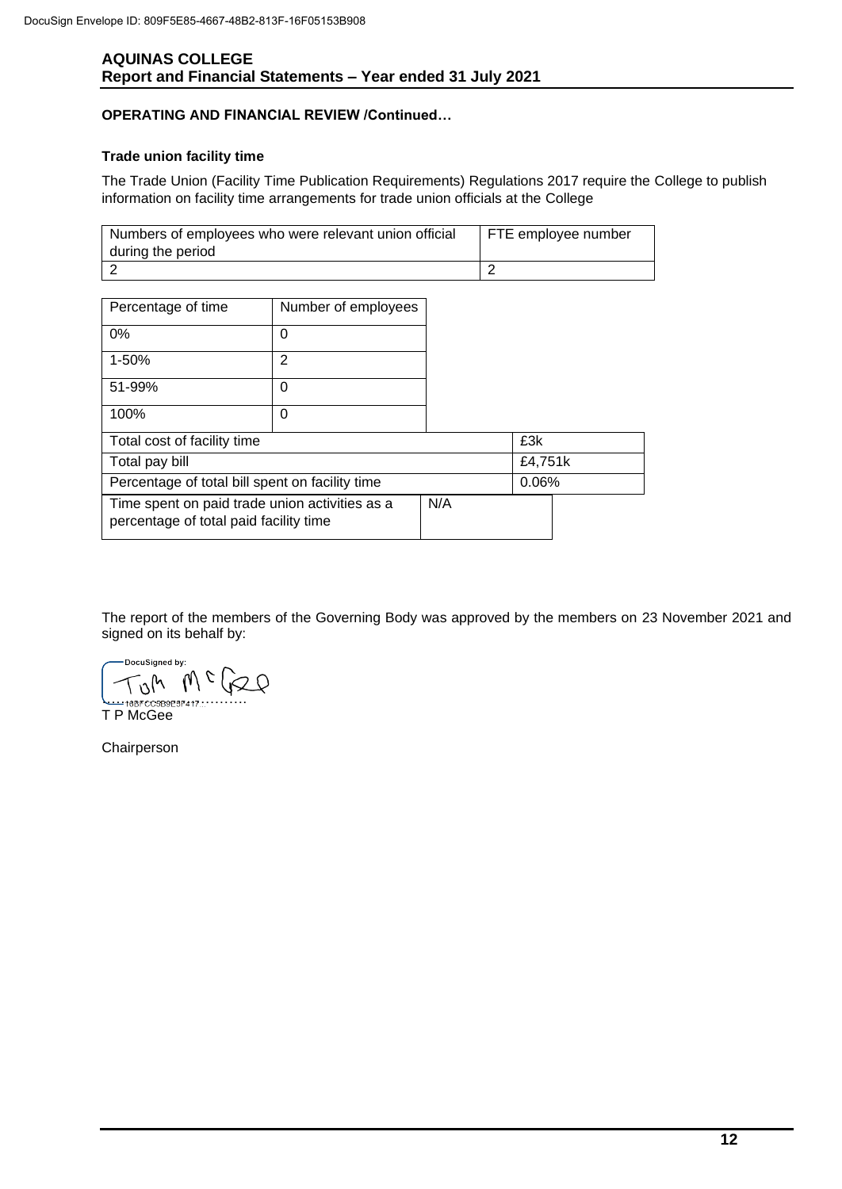## OPERATING AND FINANCIAL REVIEW /Continued…

### Trade union facility time

The Trade Union (Facility Time Publication Requirements) Regulations 2017 require the College to publish information on facility time arrangements for trade union officials at the College

| Numbers of employees who were relevant union official during the period | FTE employee number |
|---|---|
| 2 | 2 |

| Percentage of time | Number of employees |
|---|---|
| 0% | 0 |
| 1-50% | 2 |
| 51-99% | 0 |
| 100% | 0 |

| | |
|---|---|
| Total cost of facility time | £3k |
| Total pay bill | £4,751k |
| Percentage of total bill spent on facility time | 0.06% |
| Time spent on paid trade union activities as a percentage of total paid facility time | N/A |

The report of the members of the Governing Body was approved by the members on 23 November 2021 and signed on its behalf by:

DocuSigned by:

Tom McGee

18BFCC5B9E9F417…

T P McGee

Chairperson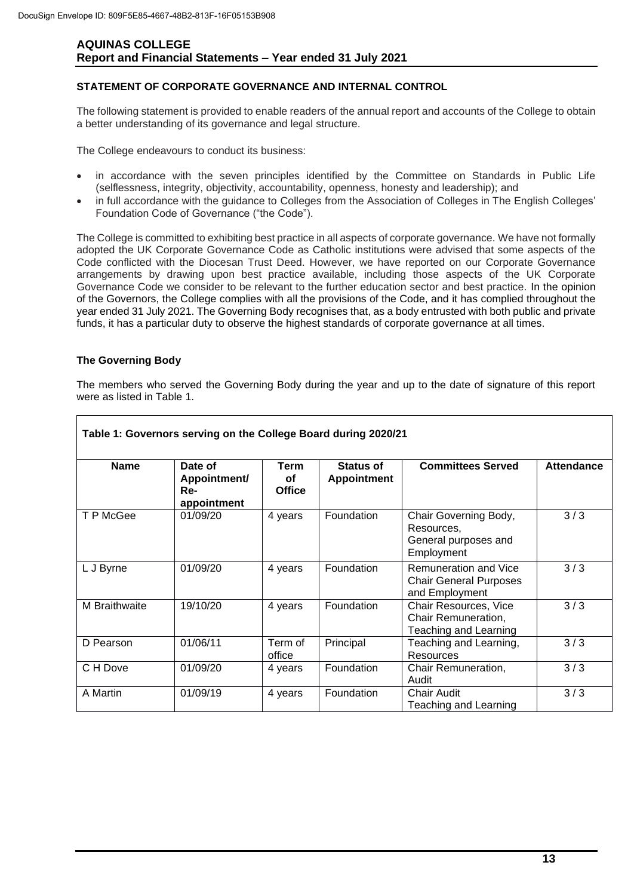## STATEMENT OF CORPORATE GOVERNANCE AND INTERNAL CONTROL

The following statement is provided to enable readers of the annual report and accounts of the College to obtain a better understanding of its governance and legal structure.

The College endeavours to conduct its business:

- in accordance with the seven principles identified by the Committee on Standards in Public Life (selflessness, integrity, objectivity, accountability, openness, honesty and leadership); and
- in full accordance with the guidance to Colleges from the Association of Colleges in The English Colleges' Foundation Code of Governance ("the Code").

The College is committed to exhibiting best practice in all aspects of corporate governance. We have not formally adopted the UK Corporate Governance Code as Catholic institutions were advised that some aspects of the Code conflicted with the Diocesan Trust Deed. However, we have reported on our Corporate Governance arrangements by drawing upon best practice available, including those aspects of the UK Corporate Governance Code we consider to be relevant to the further education sector and best practice. In the opinion of the Governors, the College complies with all the provisions of the Code, and it has complied throughout the year ended 31 July 2021. The Governing Body recognises that, as a body entrusted with both public and private funds, it has a particular duty to observe the highest standards of corporate governance at all times.

### The Governing Body

The members who served the Governing Body during the year and up to the date of signature of this report were as listed in Table 1.

**Table 1: Governors serving on the College Board during 2020/21**

| Name | Date of Appointment/ Re-appointment | Term of Office | Status of Appointment | Committees Served | Attendance |
|---|---|---|---|---|---|
| T P McGee | 01/09/20 | 4 years | Foundation | Chair Governing Body, Resources, General purposes and Employment | 3 / 3 |
| L J Byrne | 01/09/20 | 4 years | Foundation | Remuneration and Vice Chair General Purposes and Employment | 3 / 3 |
| M Braithwaite | 19/10/20 | 4 years | Foundation | Chair Resources, Vice Chair Remuneration, Teaching and Learning | 3 / 3 |
| D Pearson | 01/06/11 | Term of office | Principal | Teaching and Learning, Resources | 3 / 3 |
| C H Dove | 01/09/20 | 4 years | Foundation | Chair Remuneration, Audit | 3 / 3 |
| A Martin | 01/09/19 | 4 years | Foundation | Chair Audit Teaching and Learning | 3 / 3 |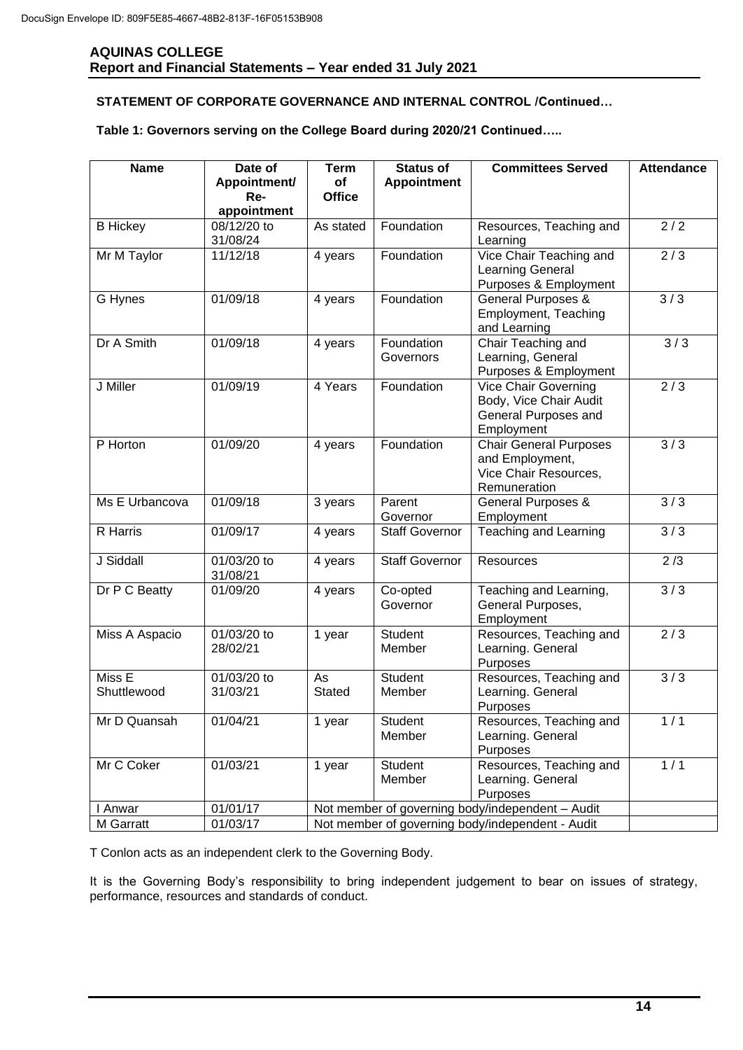**STATEMENT OF CORPORATE GOVERNANCE AND INTERNAL CONTROL /Continued…**

**Table 1: Governors serving on the College Board during 2020/21 Continued…..**

| Name | Date of Appointment/ Re-appointment | Term of Office | Status of Appointment | Committees Served | Attendance |
|---|---|---|---|---|---|
| B Hickey | 08/12/20 to 31/08/24 | As stated | Foundation | Resources, Teaching and Learning | 2 / 2 |
| Mr M Taylor | 11/12/18 | 4 years | Foundation | Vice Chair Teaching and Learning General Purposes & Employment | 2 / 3 |
| G Hynes | 01/09/18 | 4 years | Foundation | General Purposes & Employment, Teaching and Learning | 3 / 3 |
| Dr A Smith | 01/09/18 | 4 years | Foundation Governors | Chair Teaching and Learning, General Purposes & Employment | 3 / 3 |
| J Miller | 01/09/19 | 4 Years | Foundation | Vice Chair Governing Body, Vice Chair Audit General Purposes and Employment | 2 / 3 |
| P Horton | 01/09/20 | 4 years | Foundation | Chair General Purposes and Employment, Vice Chair Resources, Remuneration | 3 / 3 |
| Ms E Urbancova | 01/09/18 | 3 years | Parent Governor | General Purposes & Employment | 3 / 3 |
| R Harris | 01/09/17 | 4 years | Staff Governor | Teaching and Learning | 3 / 3 |
| J Siddall | 01/03/20 to 31/08/21 | 4 years | Staff Governor | Resources | 2 /3 |
| Dr P C Beatty | 01/09/20 | 4 years | Co-opted Governor | Teaching and Learning, General Purposes, Employment | 3 / 3 |
| Miss A Aspacio | 01/03/20 to 28/02/21 | 1 year | Student Member | Resources, Teaching and Learning. General Purposes | 2 / 3 |
| Miss E Shuttlewood | 01/03/20 to 31/03/21 | As Stated | Student Member | Resources, Teaching and Learning. General Purposes | 3 / 3 |
| Mr D Quansah | 01/04/21 | 1 year | Student Member | Resources, Teaching and Learning. General Purposes | 1 / 1 |
| Mr C Coker | 01/03/21 | 1 year | Student Member | Resources, Teaching and Learning. General Purposes | 1 / 1 |
| I Anwar | 01/01/17 | Not member of governing body/independent – Audit | | | |
| M Garratt | 01/03/17 | Not member of governing body/independent - Audit | | | |

T Conlon acts as an independent clerk to the Governing Body.

It is the Governing Body's responsibility to bring independent judgement to bear on issues of strategy, performance, resources and standards of conduct.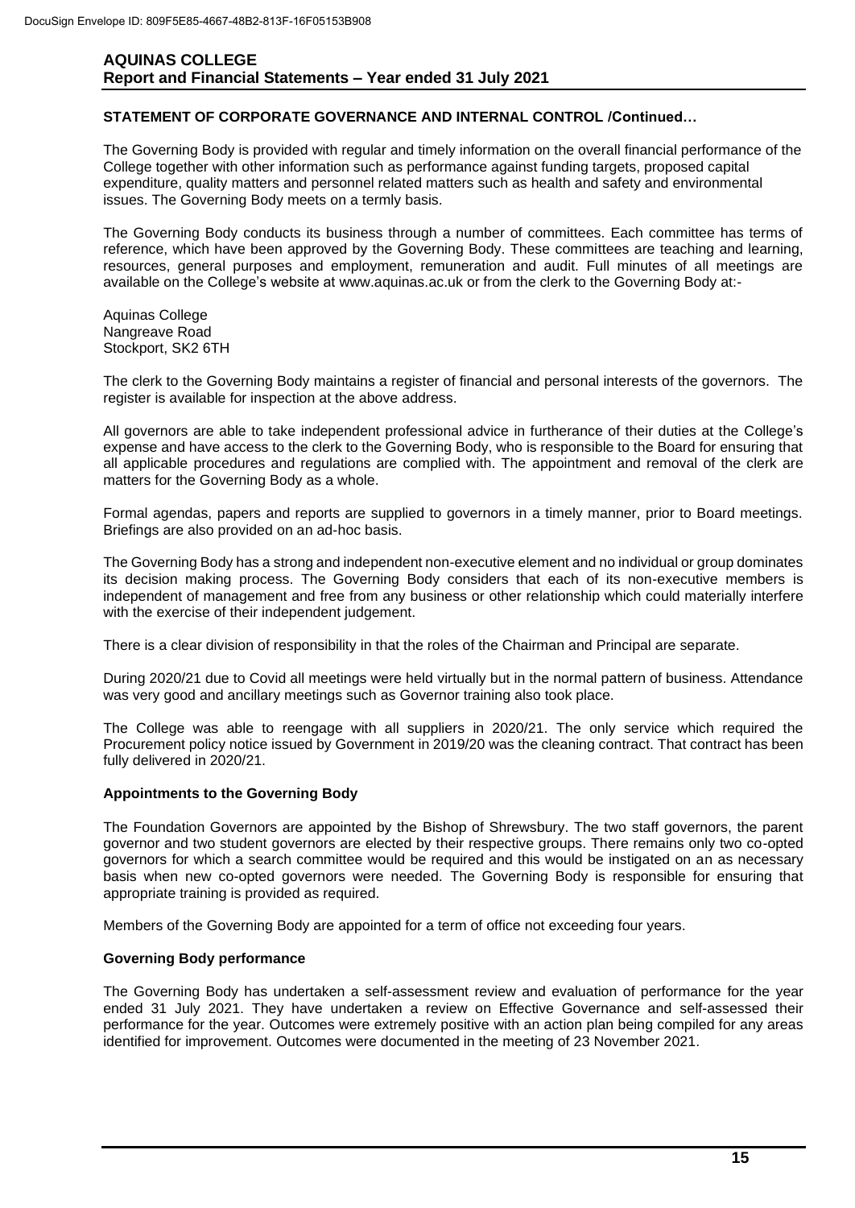## STATEMENT OF CORPORATE GOVERNANCE AND INTERNAL CONTROL /Continued…

The Governing Body is provided with regular and timely information on the overall financial performance of the College together with other information such as performance against funding targets, proposed capital expenditure, quality matters and personnel related matters such as health and safety and environmental issues. The Governing Body meets on a termly basis.

The Governing Body conducts its business through a number of committees. Each committee has terms of reference, which have been approved by the Governing Body. These committees are teaching and learning, resources, general purposes and employment, remuneration and audit. Full minutes of all meetings are available on the College's website at www.aquinas.ac.uk or from the clerk to the Governing Body at:-

Aquinas College
Nangreave Road
Stockport, SK2 6TH

The clerk to the Governing Body maintains a register of financial and personal interests of the governors. The register is available for inspection at the above address.

All governors are able to take independent professional advice in furtherance of their duties at the College's expense and have access to the clerk to the Governing Body, who is responsible to the Board for ensuring that all applicable procedures and regulations are complied with. The appointment and removal of the clerk are matters for the Governing Body as a whole.

Formal agendas, papers and reports are supplied to governors in a timely manner, prior to Board meetings. Briefings are also provided on an ad-hoc basis.

The Governing Body has a strong and independent non-executive element and no individual or group dominates its decision making process. The Governing Body considers that each of its non-executive members is independent of management and free from any business or other relationship which could materially interfere with the exercise of their independent judgement.

There is a clear division of responsibility in that the roles of the Chairman and Principal are separate.

During 2020/21 due to Covid all meetings were held virtually but in the normal pattern of business. Attendance was very good and ancillary meetings such as Governor training also took place.

The College was able to reengage with all suppliers in 2020/21. The only service which required the Procurement policy notice issued by Government in 2019/20 was the cleaning contract. That contract has been fully delivered in 2020/21.

### Appointments to the Governing Body

The Foundation Governors are appointed by the Bishop of Shrewsbury. The two staff governors, the parent governor and two student governors are elected by their respective groups. There remains only two co-opted governors for which a search committee would be required and this would be instigated on an as necessary basis when new co-opted governors were needed. The Governing Body is responsible for ensuring that appropriate training is provided as required.

Members of the Governing Body are appointed for a term of office not exceeding four years.

### Governing Body performance

The Governing Body has undertaken a self-assessment review and evaluation of performance for the year ended 31 July 2021. They have undertaken a review on Effective Governance and self-assessed their performance for the year. Outcomes were extremely positive with an action plan being compiled for any areas identified for improvement. Outcomes were documented in the meeting of 23 November 2021.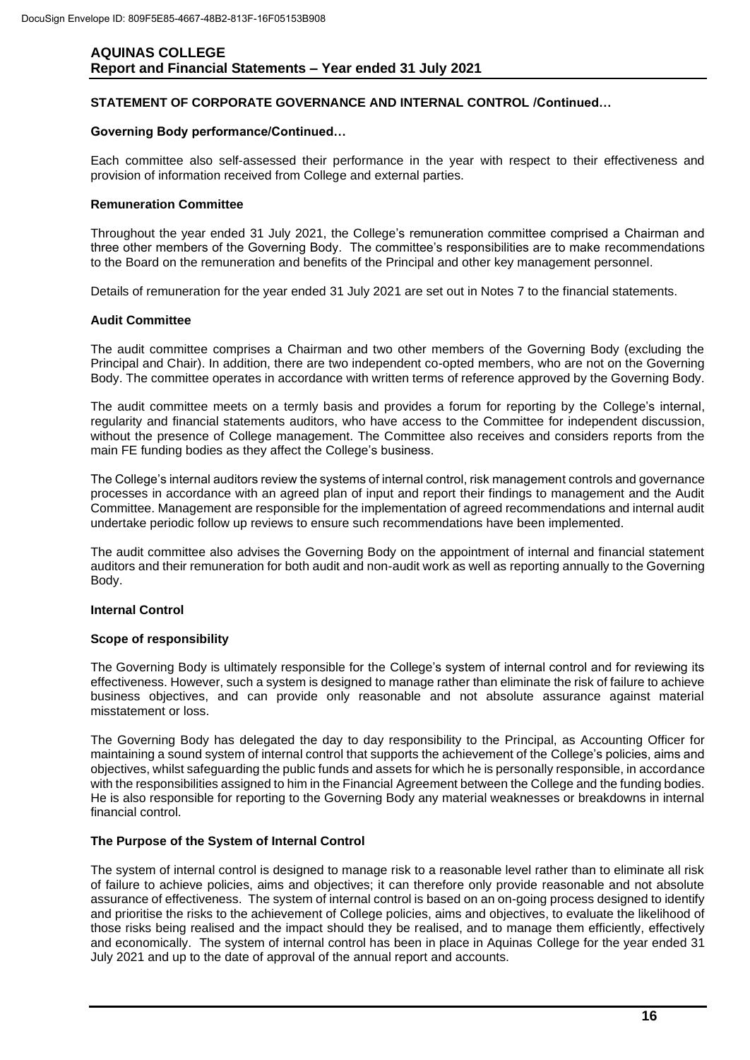### STATEMENT OF CORPORATE GOVERNANCE AND INTERNAL CONTROL /Continued…

#### Governing Body performance/Continued…

Each committee also self-assessed their performance in the year with respect to their effectiveness and provision of information received from College and external parties.

#### Remuneration Committee

Throughout the year ended 31 July 2021, the College's remuneration committee comprised a Chairman and three other members of the Governing Body. The committee's responsibilities are to make recommendations to the Board on the remuneration and benefits of the Principal and other key management personnel.

Details of remuneration for the year ended 31 July 2021 are set out in Notes 7 to the financial statements.

#### Audit Committee

The audit committee comprises a Chairman and two other members of the Governing Body (excluding the Principal and Chair). In addition, there are two independent co-opted members, who are not on the Governing Body. The committee operates in accordance with written terms of reference approved by the Governing Body.

The audit committee meets on a termly basis and provides a forum for reporting by the College's internal, regularity and financial statements auditors, who have access to the Committee for independent discussion, without the presence of College management. The Committee also receives and considers reports from the main FE funding bodies as they affect the College's business.

The College's internal auditors review the systems of internal control, risk management controls and governance processes in accordance with an agreed plan of input and report their findings to management and the Audit Committee. Management are responsible for the implementation of agreed recommendations and internal audit undertake periodic follow up reviews to ensure such recommendations have been implemented.

The audit committee also advises the Governing Body on the appointment of internal and financial statement auditors and their remuneration for both audit and non-audit work as well as reporting annually to the Governing Body.

#### Internal Control

#### Scope of responsibility

The Governing Body is ultimately responsible for the College's system of internal control and for reviewing its effectiveness. However, such a system is designed to manage rather than eliminate the risk of failure to achieve business objectives, and can provide only reasonable and not absolute assurance against material misstatement or loss.

The Governing Body has delegated the day to day responsibility to the Principal, as Accounting Officer for maintaining a sound system of internal control that supports the achievement of the College's policies, aims and objectives, whilst safeguarding the public funds and assets for which he is personally responsible, in accordance with the responsibilities assigned to him in the Financial Agreement between the College and the funding bodies. He is also responsible for reporting to the Governing Body any material weaknesses or breakdowns in internal financial control.

#### The Purpose of the System of Internal Control

The system of internal control is designed to manage risk to a reasonable level rather than to eliminate all risk of failure to achieve policies, aims and objectives; it can therefore only provide reasonable and not absolute assurance of effectiveness. The system of internal control is based on an on-going process designed to identify and prioritise the risks to the achievement of College policies, aims and objectives, to evaluate the likelihood of those risks being realised and the impact should they be realised, and to manage them efficiently, effectively and economically. The system of internal control has been in place in Aquinas College for the year ended 31 July 2021 and up to the date of approval of the annual report and accounts.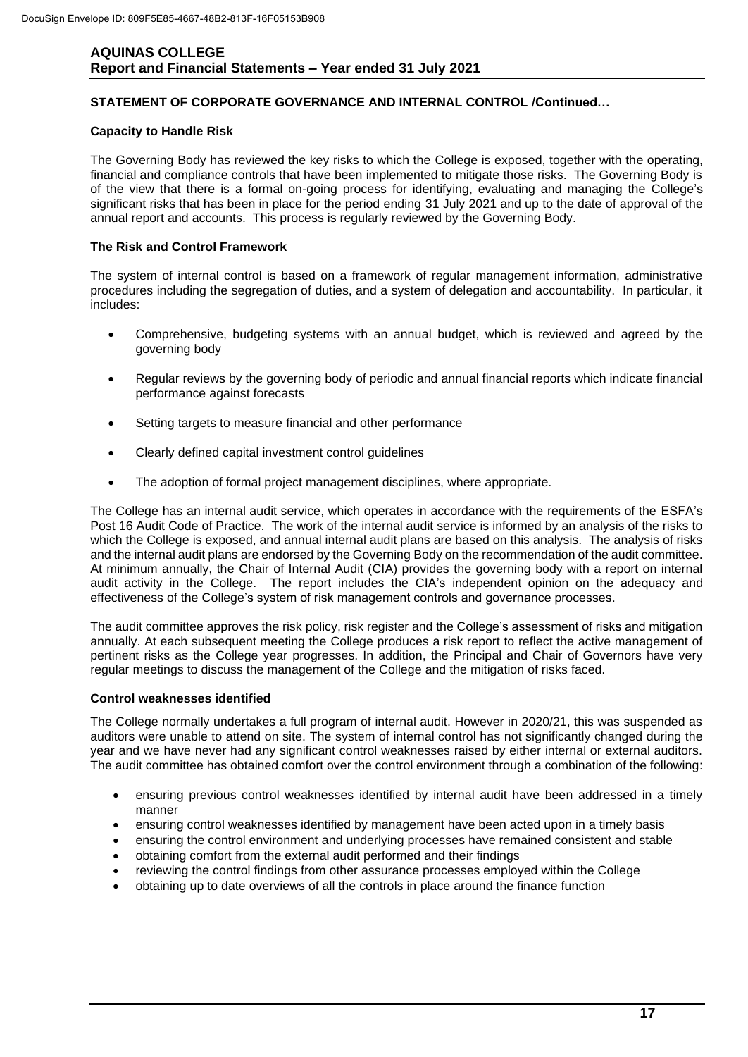## STATEMENT OF CORPORATE GOVERNANCE AND INTERNAL CONTROL /Continued…

### Capacity to Handle Risk

The Governing Body has reviewed the key risks to which the College is exposed, together with the operating, financial and compliance controls that have been implemented to mitigate those risks. The Governing Body is of the view that there is a formal on-going process for identifying, evaluating and managing the College's significant risks that has been in place for the period ending 31 July 2021 and up to the date of approval of the annual report and accounts. This process is regularly reviewed by the Governing Body.

### The Risk and Control Framework

The system of internal control is based on a framework of regular management information, administrative procedures including the segregation of duties, and a system of delegation and accountability. In particular, it includes:

- Comprehensive, budgeting systems with an annual budget, which is reviewed and agreed by the governing body
- Regular reviews by the governing body of periodic and annual financial reports which indicate financial performance against forecasts
- Setting targets to measure financial and other performance
- Clearly defined capital investment control guidelines
- The adoption of formal project management disciplines, where appropriate.

The College has an internal audit service, which operates in accordance with the requirements of the ESFA's Post 16 Audit Code of Practice. The work of the internal audit service is informed by an analysis of the risks to which the College is exposed, and annual internal audit plans are based on this analysis. The analysis of risks and the internal audit plans are endorsed by the Governing Body on the recommendation of the audit committee. At minimum annually, the Chair of Internal Audit (CIA) provides the governing body with a report on internal audit activity in the College. The report includes the CIA's independent opinion on the adequacy and effectiveness of the College's system of risk management controls and governance processes.

The audit committee approves the risk policy, risk register and the College's assessment of risks and mitigation annually. At each subsequent meeting the College produces a risk report to reflect the active management of pertinent risks as the College year progresses. In addition, the Principal and Chair of Governors have very regular meetings to discuss the management of the College and the mitigation of risks faced.

### Control weaknesses identified

The College normally undertakes a full program of internal audit. However in 2020/21, this was suspended as auditors were unable to attend on site. The system of internal control has not significantly changed during the year and we have never had any significant control weaknesses raised by either internal or external auditors. The audit committee has obtained comfort over the control environment through a combination of the following:

- ensuring previous control weaknesses identified by internal audit have been addressed in a timely manner
- ensuring control weaknesses identified by management have been acted upon in a timely basis
- ensuring the control environment and underlying processes have remained consistent and stable
- obtaining comfort from the external audit performed and their findings
- reviewing the control findings from other assurance processes employed within the College
- obtaining up to date overviews of all the controls in place around the finance function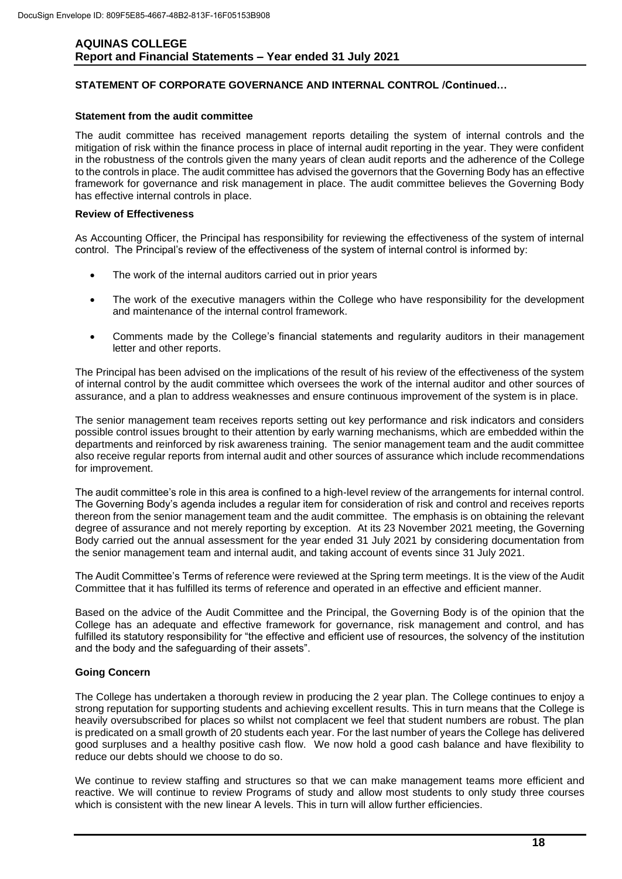**STATEMENT OF CORPORATE GOVERNANCE AND INTERNAL CONTROL /Continued…**

**Statement from the audit committee**

The audit committee has received management reports detailing the system of internal controls and the mitigation of risk within the finance process in place of internal audit reporting in the year. They were confident in the robustness of the controls given the many years of clean audit reports and the adherence of the College to the controls in place. The audit committee has advised the governors that the Governing Body has an effective framework for governance and risk management in place. The audit committee believes the Governing Body has effective internal controls in place.

**Review of Effectiveness**

As Accounting Officer, the Principal has responsibility for reviewing the effectiveness of the system of internal control. The Principal's review of the effectiveness of the system of internal control is informed by:

- The work of the internal auditors carried out in prior years
- The work of the executive managers within the College who have responsibility for the development and maintenance of the internal control framework.
- Comments made by the College's financial statements and regularity auditors in their management letter and other reports.

The Principal has been advised on the implications of the result of his review of the effectiveness of the system of internal control by the audit committee which oversees the work of the internal auditor and other sources of assurance, and a plan to address weaknesses and ensure continuous improvement of the system is in place.

The senior management team receives reports setting out key performance and risk indicators and considers possible control issues brought to their attention by early warning mechanisms, which are embedded within the departments and reinforced by risk awareness training. The senior management team and the audit committee also receive regular reports from internal audit and other sources of assurance which include recommendations for improvement.

The audit committee's role in this area is confined to a high-level review of the arrangements for internal control. The Governing Body's agenda includes a regular item for consideration of risk and control and receives reports thereon from the senior management team and the audit committee. The emphasis is on obtaining the relevant degree of assurance and not merely reporting by exception. At its 23 November 2021 meeting, the Governing Body carried out the annual assessment for the year ended 31 July 2021 by considering documentation from the senior management team and internal audit, and taking account of events since 31 July 2021.

The Audit Committee's Terms of reference were reviewed at the Spring term meetings. It is the view of the Audit Committee that it has fulfilled its terms of reference and operated in an effective and efficient manner.

Based on the advice of the Audit Committee and the Principal, the Governing Body is of the opinion that the College has an adequate and effective framework for governance, risk management and control, and has fulfilled its statutory responsibility for "the effective and efficient use of resources, the solvency of the institution and the body and the safeguarding of their assets".

**Going Concern**

The College has undertaken a thorough review in producing the 2 year plan. The College continues to enjoy a strong reputation for supporting students and achieving excellent results. This in turn means that the College is heavily oversubscribed for places so whilst not complacent we feel that student numbers are robust. The plan is predicated on a small growth of 20 students each year. For the last number of years the College has delivered good surpluses and a healthy positive cash flow. We now hold a good cash balance and have flexibility to reduce our debts should we choose to do so.

We continue to review staffing and structures so that we can make management teams more efficient and reactive. We will continue to review Programs of study and allow most students to only study three courses which is consistent with the new linear A levels. This in turn will allow further efficiencies.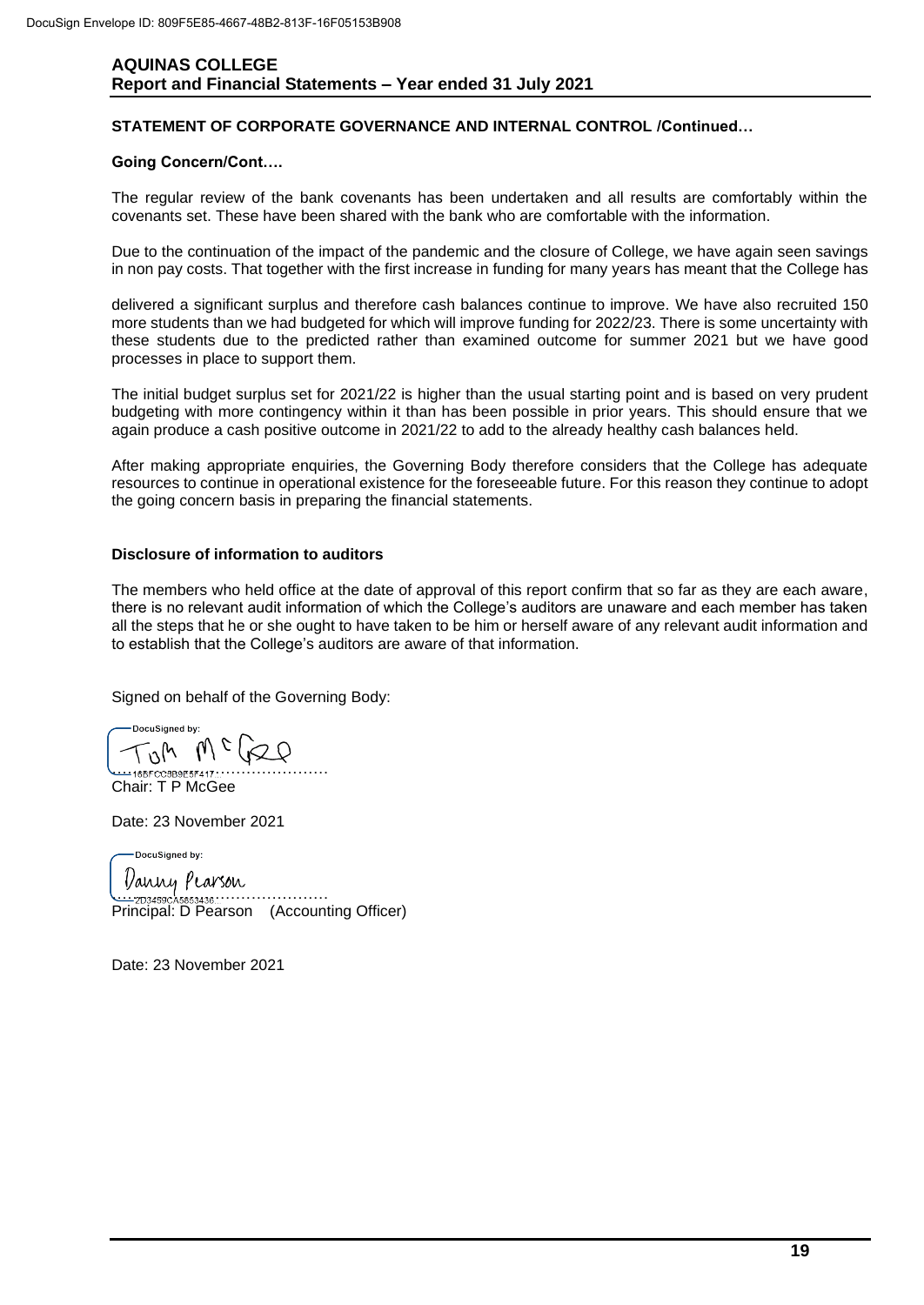## STATEMENT OF CORPORATE GOVERNANCE AND INTERNAL CONTROL /Continued…

**Going Concern/Cont….**

The regular review of the bank covenants has been undertaken and all results are comfortably within the covenants set. These have been shared with the bank who are comfortable with the information.

Due to the continuation of the impact of the pandemic and the closure of College, we have again seen savings in non pay costs. That together with the first increase in funding for many years has meant that the College has

delivered a significant surplus and therefore cash balances continue to improve. We have also recruited 150 more students than we had budgeted for which will improve funding for 2022/23. There is some uncertainty with these students due to the predicted rather than examined outcome for summer 2021 but we have good processes in place to support them.

The initial budget surplus set for 2021/22 is higher than the usual starting point and is based on very prudent budgeting with more contingency within it than has been possible in prior years. This should ensure that we again produce a cash positive outcome in 2021/22 to add to the already healthy cash balances held.

After making appropriate enquiries, the Governing Body therefore considers that the College has adequate resources to continue in operational existence for the foreseeable future. For this reason they continue to adopt the going concern basis in preparing the financial statements.

**Disclosure of information to auditors**

The members who held office at the date of approval of this report confirm that so far as they are each aware, there is no relevant audit information of which the College's auditors are unaware and each member has taken all the steps that he or she ought to have taken to be him or herself aware of any relevant audit information and to establish that the College's auditors are aware of that information.

Signed on behalf of the Governing Body:

DocuSigned by: Tom McGee
165FCC3B9E5F417……………………
Chair: T P McGee

Date: 23 November 2021

DocuSigned by: Danny Pearson
2D3459CA5853436……………………
Principal: D Pearson (Accounting Officer)

Date: 23 November 2021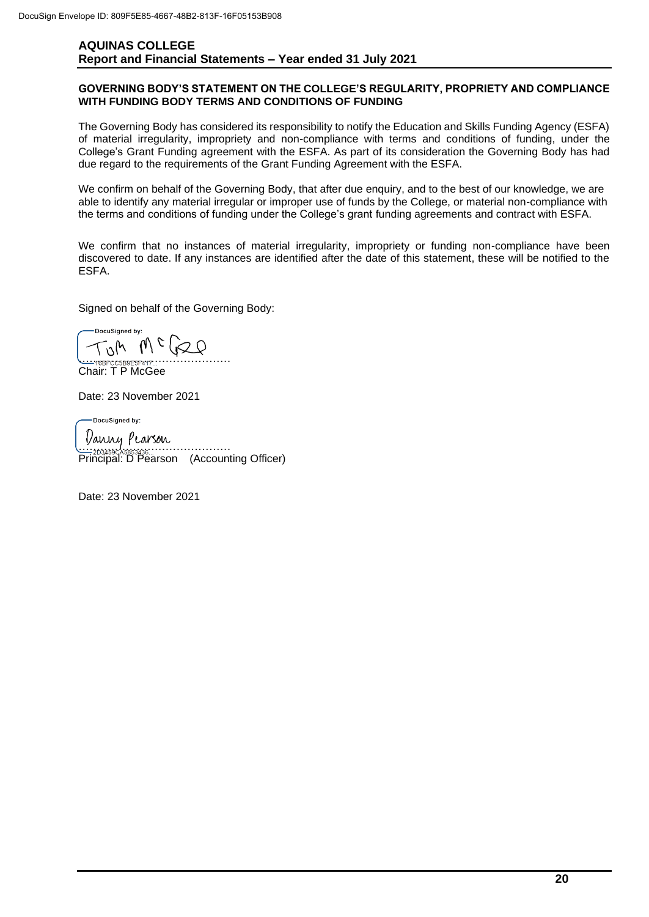## GOVERNING BODY'S STATEMENT ON THE COLLEGE'S REGULARITY, PROPRIETY AND COMPLIANCE WITH FUNDING BODY TERMS AND CONDITIONS OF FUNDING

The Governing Body has considered its responsibility to notify the Education and Skills Funding Agency (ESFA) of material irregularity, impropriety and non-compliance with terms and conditions of funding, under the College's Grant Funding agreement with the ESFA. As part of its consideration the Governing Body has had due regard to the requirements of the Grant Funding Agreement with the ESFA.

We confirm on behalf of the Governing Body, that after due enquiry, and to the best of our knowledge, we are able to identify any material irregular or improper use of funds by the College, or material non-compliance with the terms and conditions of funding under the College's grant funding agreements and contract with ESFA.

We confirm that no instances of material irregularity, impropriety or funding non-compliance have been discovered to date. If any instances are identified after the date of this statement, these will be notified to the ESFA.

Signed on behalf of the Governing Body:

DocuSigned by:
Tom McGee
…………………………………………
Chair: T P McGee

Date: 23 November 2021

DocuSigned by:
Danny Pearson
…………………………………………
Principal: D Pearson (Accounting Officer)

Date: 23 November 2021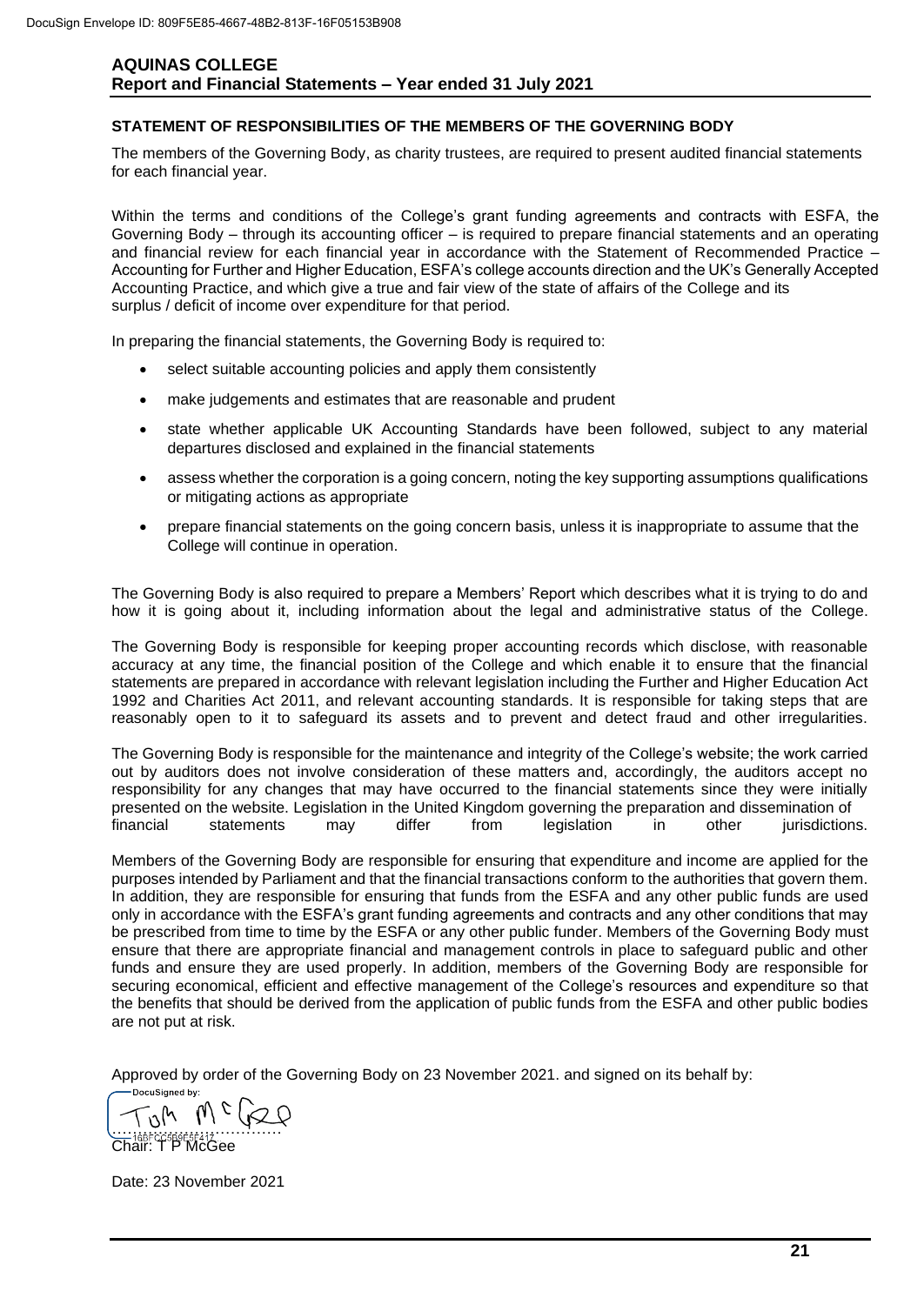## STATEMENT OF RESPONSIBILITIES OF THE MEMBERS OF THE GOVERNING BODY

The members of the Governing Body, as charity trustees, are required to present audited financial statements for each financial year.

Within the terms and conditions of the College's grant funding agreements and contracts with ESFA, the Governing Body – through its accounting officer – is required to prepare financial statements and an operating and financial review for each financial year in accordance with the Statement of Recommended Practice – Accounting for Further and Higher Education, ESFA's college accounts direction and the UK's Generally Accepted Accounting Practice, and which give a true and fair view of the state of affairs of the College and its surplus / deficit of income over expenditure for that period.

In preparing the financial statements, the Governing Body is required to:

- select suitable accounting policies and apply them consistently
- make judgements and estimates that are reasonable and prudent
- state whether applicable UK Accounting Standards have been followed, subject to any material departures disclosed and explained in the financial statements
- assess whether the corporation is a going concern, noting the key supporting assumptions qualifications or mitigating actions as appropriate
- prepare financial statements on the going concern basis, unless it is inappropriate to assume that the College will continue in operation.

The Governing Body is also required to prepare a Members' Report which describes what it is trying to do and how it is going about it, including information about the legal and administrative status of the College.

The Governing Body is responsible for keeping proper accounting records which disclose, with reasonable accuracy at any time, the financial position of the College and which enable it to ensure that the financial statements are prepared in accordance with relevant legislation including the Further and Higher Education Act 1992 and Charities Act 2011, and relevant accounting standards. It is responsible for taking steps that are reasonably open to it to safeguard its assets and to prevent and detect fraud and other irregularities.

The Governing Body is responsible for the maintenance and integrity of the College's website; the work carried out by auditors does not involve consideration of these matters and, accordingly, the auditors accept no responsibility for any changes that may have occurred to the financial statements since they were initially presented on the website. Legislation in the United Kingdom governing the preparation and dissemination of financial statements may differ from legislation in other jurisdictions.

Members of the Governing Body are responsible for ensuring that expenditure and income are applied for the purposes intended by Parliament and that the financial transactions conform to the authorities that govern them. In addition, they are responsible for ensuring that funds from the ESFA and any other public funds are used only in accordance with the ESFA's grant funding agreements and contracts and any other conditions that may be prescribed from time to time by the ESFA or any other public funder. Members of the Governing Body must ensure that there are appropriate financial and management controls in place to safeguard public and other funds and ensure they are used properly. In addition, members of the Governing Body are responsible for securing economical, efficient and effective management of the College's resources and expenditure so that the benefits that should be derived from the application of public funds from the ESFA and other public bodies are not put at risk.

Approved by order of the Governing Body on 23 November 2021. and signed on its behalf by:

DocuSigned by:

Tom McGee

16BFCC5B9F5F417

Chair: T P McGee

Date: 23 November 2021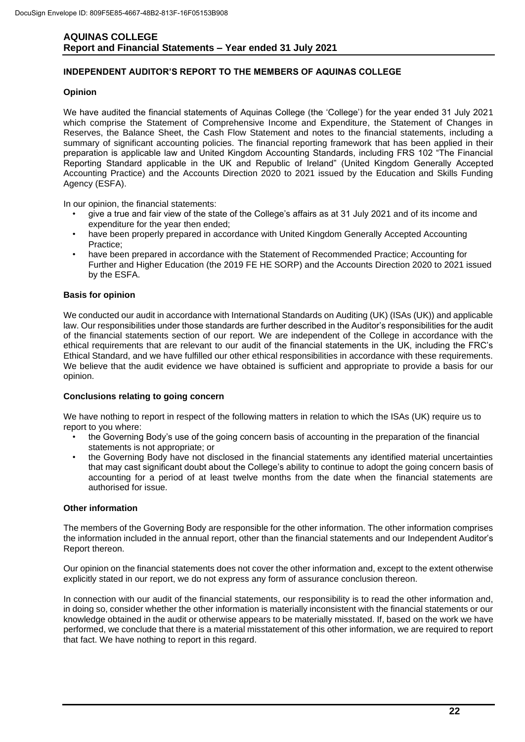## INDEPENDENT AUDITOR'S REPORT TO THE MEMBERS OF AQUINAS COLLEGE

### Opinion

We have audited the financial statements of Aquinas College (the 'College') for the year ended 31 July 2021 which comprise the Statement of Comprehensive Income and Expenditure, the Statement of Changes in Reserves, the Balance Sheet, the Cash Flow Statement and notes to the financial statements, including a summary of significant accounting policies. The financial reporting framework that has been applied in their preparation is applicable law and United Kingdom Accounting Standards, including FRS 102 "The Financial Reporting Standard applicable in the UK and Republic of Ireland" (United Kingdom Generally Accepted Accounting Practice) and the Accounts Direction 2020 to 2021 issued by the Education and Skills Funding Agency (ESFA).

In our opinion, the financial statements:

- give a true and fair view of the state of the College's affairs as at 31 July 2021 and of its income and expenditure for the year then ended;
- have been properly prepared in accordance with United Kingdom Generally Accepted Accounting Practice;
- have been prepared in accordance with the Statement of Recommended Practice; Accounting for Further and Higher Education (the 2019 FE HE SORP) and the Accounts Direction 2020 to 2021 issued by the ESFA.

### Basis for opinion

We conducted our audit in accordance with International Standards on Auditing (UK) (ISAs (UK)) and applicable law. Our responsibilities under those standards are further described in the Auditor's responsibilities for the audit of the financial statements section of our report. We are independent of the College in accordance with the ethical requirements that are relevant to our audit of the financial statements in the UK, including the FRC's Ethical Standard, and we have fulfilled our other ethical responsibilities in accordance with these requirements. We believe that the audit evidence we have obtained is sufficient and appropriate to provide a basis for our opinion.

### Conclusions relating to going concern

We have nothing to report in respect of the following matters in relation to which the ISAs (UK) require us to report to you where:

- the Governing Body's use of the going concern basis of accounting in the preparation of the financial statements is not appropriate; or
- the Governing Body have not disclosed in the financial statements any identified material uncertainties that may cast significant doubt about the College's ability to continue to adopt the going concern basis of accounting for a period of at least twelve months from the date when the financial statements are authorised for issue.

### Other information

The members of the Governing Body are responsible for the other information. The other information comprises the information included in the annual report, other than the financial statements and our Independent Auditor's Report thereon.

Our opinion on the financial statements does not cover the other information and, except to the extent otherwise explicitly stated in our report, we do not express any form of assurance conclusion thereon.

In connection with our audit of the financial statements, our responsibility is to read the other information and, in doing so, consider whether the other information is materially inconsistent with the financial statements or our knowledge obtained in the audit or otherwise appears to be materially misstated. If, based on the work we have performed, we conclude that there is a material misstatement of this other information, we are required to report that fact. We have nothing to report in this regard.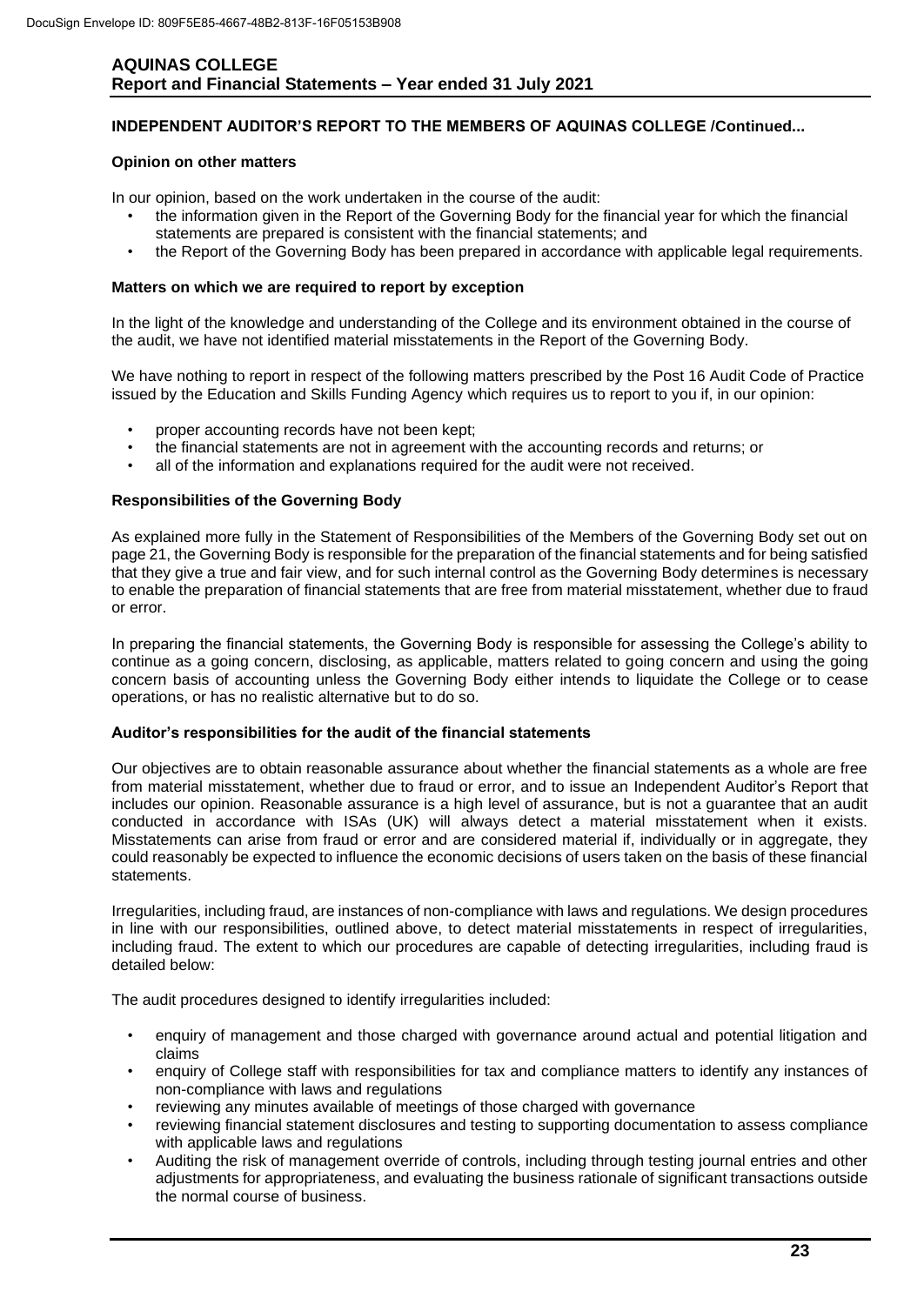**INDEPENDENT AUDITOR'S REPORT TO THE MEMBERS OF AQUINAS COLLEGE /Continued...**

**Opinion on other matters**

In our opinion, based on the work undertaken in the course of the audit:

- the information given in the Report of the Governing Body for the financial year for which the financial statements are prepared is consistent with the financial statements; and
- the Report of the Governing Body has been prepared in accordance with applicable legal requirements.

**Matters on which we are required to report by exception**

In the light of the knowledge and understanding of the College and its environment obtained in the course of the audit, we have not identified material misstatements in the Report of the Governing Body.

We have nothing to report in respect of the following matters prescribed by the Post 16 Audit Code of Practice issued by the Education and Skills Funding Agency which requires us to report to you if, in our opinion:

- proper accounting records have not been kept;
- the financial statements are not in agreement with the accounting records and returns; or
- all of the information and explanations required for the audit were not received.

**Responsibilities of the Governing Body**

As explained more fully in the Statement of Responsibilities of the Members of the Governing Body set out on page 21, the Governing Body is responsible for the preparation of the financial statements and for being satisfied that they give a true and fair view, and for such internal control as the Governing Body determines is necessary to enable the preparation of financial statements that are free from material misstatement, whether due to fraud or error.

In preparing the financial statements, the Governing Body is responsible for assessing the College's ability to continue as a going concern, disclosing, as applicable, matters related to going concern and using the going concern basis of accounting unless the Governing Body either intends to liquidate the College or to cease operations, or has no realistic alternative but to do so.

**Auditor's responsibilities for the audit of the financial statements**

Our objectives are to obtain reasonable assurance about whether the financial statements as a whole are free from material misstatement, whether due to fraud or error, and to issue an Independent Auditor's Report that includes our opinion. Reasonable assurance is a high level of assurance, but is not a guarantee that an audit conducted in accordance with ISAs (UK) will always detect a material misstatement when it exists. Misstatements can arise from fraud or error and are considered material if, individually or in aggregate, they could reasonably be expected to influence the economic decisions of users taken on the basis of these financial statements.

Irregularities, including fraud, are instances of non-compliance with laws and regulations. We design procedures in line with our responsibilities, outlined above, to detect material misstatements in respect of irregularities, including fraud. The extent to which our procedures are capable of detecting irregularities, including fraud is detailed below:

The audit procedures designed to identify irregularities included:

- enquiry of management and those charged with governance around actual and potential litigation and claims
- enquiry of College staff with responsibilities for tax and compliance matters to identify any instances of non-compliance with laws and regulations
- reviewing any minutes available of meetings of those charged with governance
- reviewing financial statement disclosures and testing to supporting documentation to assess compliance with applicable laws and regulations
- Auditing the risk of management override of controls, including through testing journal entries and other adjustments for appropriateness, and evaluating the business rationale of significant transactions outside the normal course of business.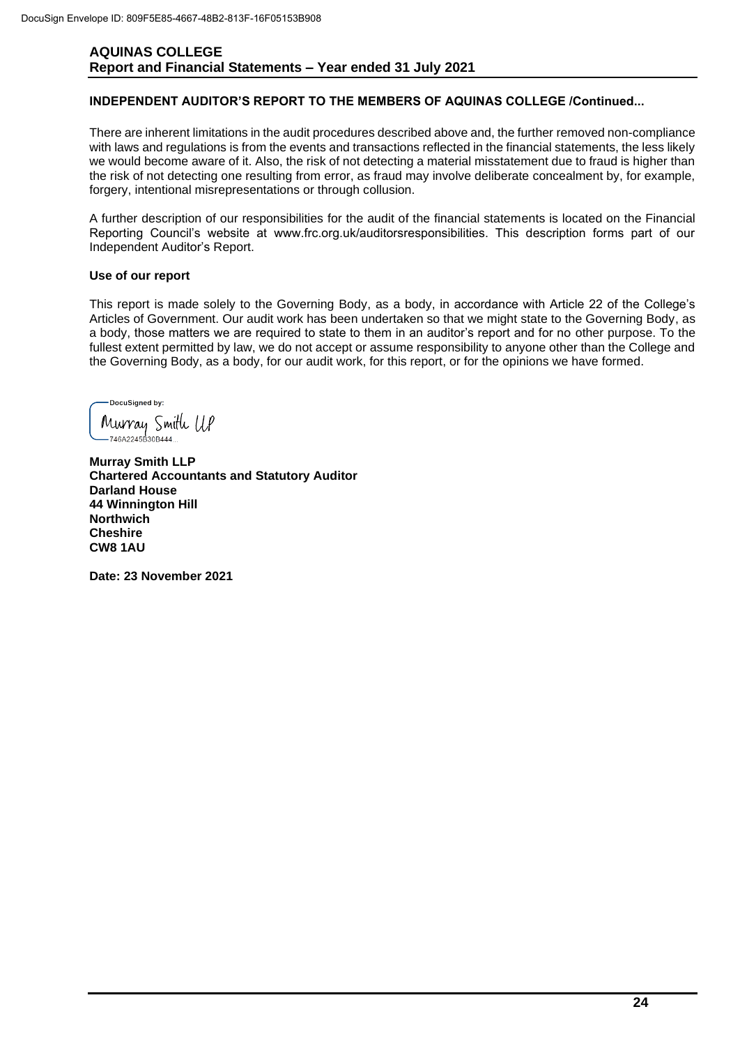#### INDEPENDENT AUDITOR'S REPORT TO THE MEMBERS OF AQUINAS COLLEGE /Continued...

There are inherent limitations in the audit procedures described above and, the further removed non-compliance with laws and regulations is from the events and transactions reflected in the financial statements, the less likely we would become aware of it. Also, the risk of not detecting a material misstatement due to fraud is higher than the risk of not detecting one resulting from error, as fraud may involve deliberate concealment by, for example, forgery, intentional misrepresentations or through collusion.

A further description of our responsibilities for the audit of the financial statements is located on the Financial Reporting Council's website at www.frc.org.uk/auditorsresponsibilities. This description forms part of our Independent Auditor's Report.

**Use of our report**

This report is made solely to the Governing Body, as a body, in accordance with Article 22 of the College's Articles of Government. Our audit work has been undertaken so that we might state to the Governing Body, as a body, those matters we are required to state to them in an auditor's report and for no other purpose. To the fullest extent permitted by law, we do not accept or assume responsibility to anyone other than the College and the Governing Body, as a body, for our audit work, for this report, or for the opinions we have formed.

DocuSigned by:
Murray Smith LLP
746A2245B30B444...

**Murray Smith LLP**
**Chartered Accountants and Statutory Auditor**
**Darland House**
**44 Winnington Hill**
**Northwich**
**Cheshire**
**CW8 1AU**

**Date: 23 November 2021**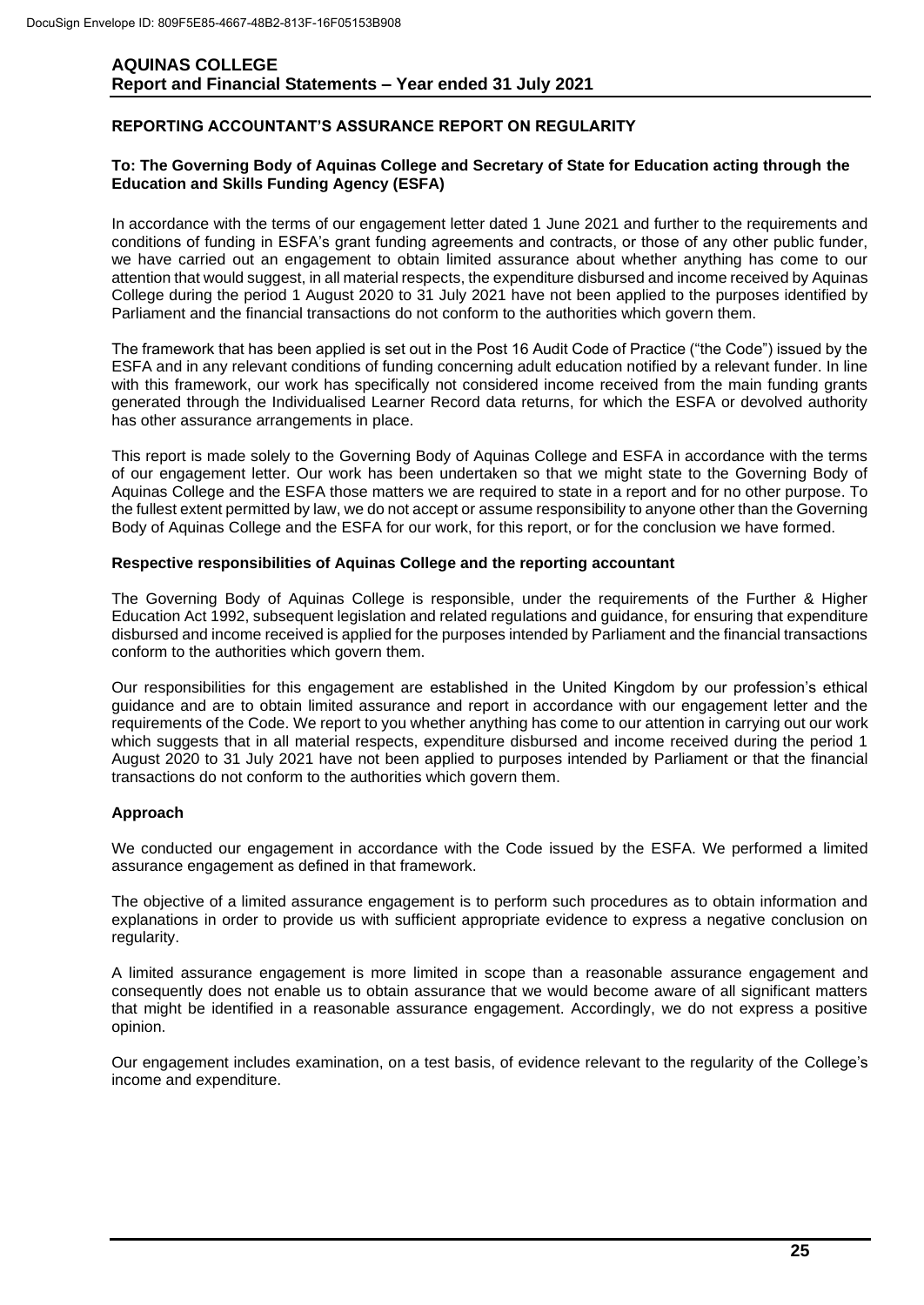## REPORTING ACCOUNTANT'S ASSURANCE REPORT ON REGULARITY

**To: The Governing Body of Aquinas College and Secretary of State for Education acting through the Education and Skills Funding Agency (ESFA)**

In accordance with the terms of our engagement letter dated 1 June 2021 and further to the requirements and conditions of funding in ESFA's grant funding agreements and contracts, or those of any other public funder, we have carried out an engagement to obtain limited assurance about whether anything has come to our attention that would suggest, in all material respects, the expenditure disbursed and income received by Aquinas College during the period 1 August 2020 to 31 July 2021 have not been applied to the purposes identified by Parliament and the financial transactions do not conform to the authorities which govern them.

The framework that has been applied is set out in the Post 16 Audit Code of Practice ("the Code") issued by the ESFA and in any relevant conditions of funding concerning adult education notified by a relevant funder. In line with this framework, our work has specifically not considered income received from the main funding grants generated through the Individualised Learner Record data returns, for which the ESFA or devolved authority has other assurance arrangements in place.

This report is made solely to the Governing Body of Aquinas College and ESFA in accordance with the terms of our engagement letter. Our work has been undertaken so that we might state to the Governing Body of Aquinas College and the ESFA those matters we are required to state in a report and for no other purpose. To the fullest extent permitted by law, we do not accept or assume responsibility to anyone other than the Governing Body of Aquinas College and the ESFA for our work, for this report, or for the conclusion we have formed.

### Respective responsibilities of Aquinas College and the reporting accountant

The Governing Body of Aquinas College is responsible, under the requirements of the Further & Higher Education Act 1992, subsequent legislation and related regulations and guidance, for ensuring that expenditure disbursed and income received is applied for the purposes intended by Parliament and the financial transactions conform to the authorities which govern them.

Our responsibilities for this engagement are established in the United Kingdom by our profession's ethical guidance and are to obtain limited assurance and report in accordance with our engagement letter and the requirements of the Code. We report to you whether anything has come to our attention in carrying out our work which suggests that in all material respects, expenditure disbursed and income received during the period 1 August 2020 to 31 July 2021 have not been applied to purposes intended by Parliament or that the financial transactions do not conform to the authorities which govern them.

### Approach

We conducted our engagement in accordance with the Code issued by the ESFA. We performed a limited assurance engagement as defined in that framework.

The objective of a limited assurance engagement is to perform such procedures as to obtain information and explanations in order to provide us with sufficient appropriate evidence to express a negative conclusion on regularity.

A limited assurance engagement is more limited in scope than a reasonable assurance engagement and consequently does not enable us to obtain assurance that we would become aware of all significant matters that might be identified in a reasonable assurance engagement. Accordingly, we do not express a positive opinion.

Our engagement includes examination, on a test basis, of evidence relevant to the regularity of the College's income and expenditure.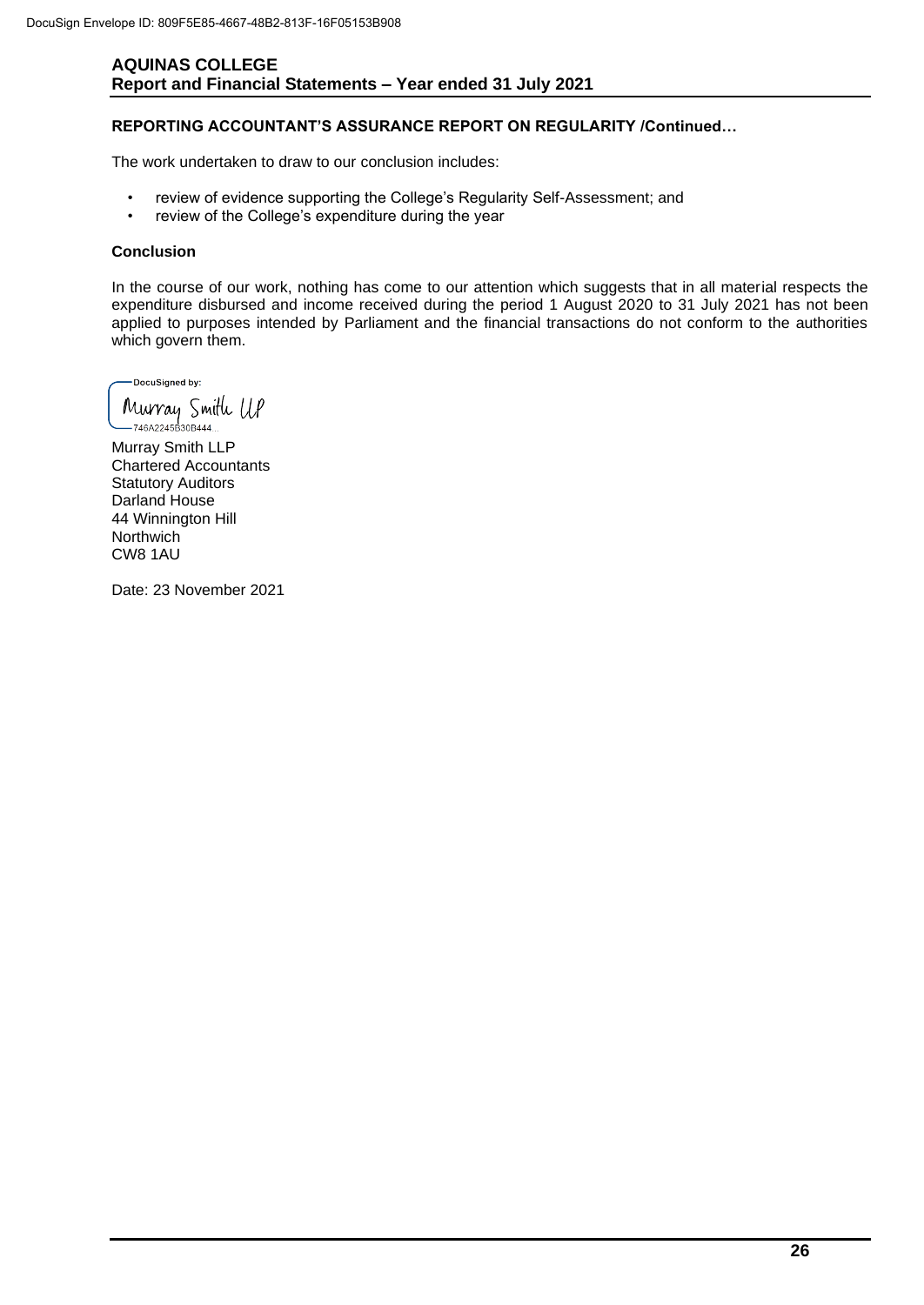## REPORTING ACCOUNTANT'S ASSURANCE REPORT ON REGULARITY /Continued…

The work undertaken to draw to our conclusion includes:

- review of evidence supporting the College's Regularity Self-Assessment; and
- review of the College's expenditure during the year

### Conclusion

In the course of our work, nothing has come to our attention which suggests that in all material respects the expenditure disbursed and income received during the period 1 August 2020 to 31 July 2021 has not been applied to purposes intended by Parliament and the financial transactions do not conform to the authorities which govern them.

DocuSigned by:
Murray Smith LLP
746A2245B30B444...

Murray Smith LLP
Chartered Accountants
Statutory Auditors
Darland House
44 Winnington Hill
Northwich
CW8 1AU

Date: 23 November 2021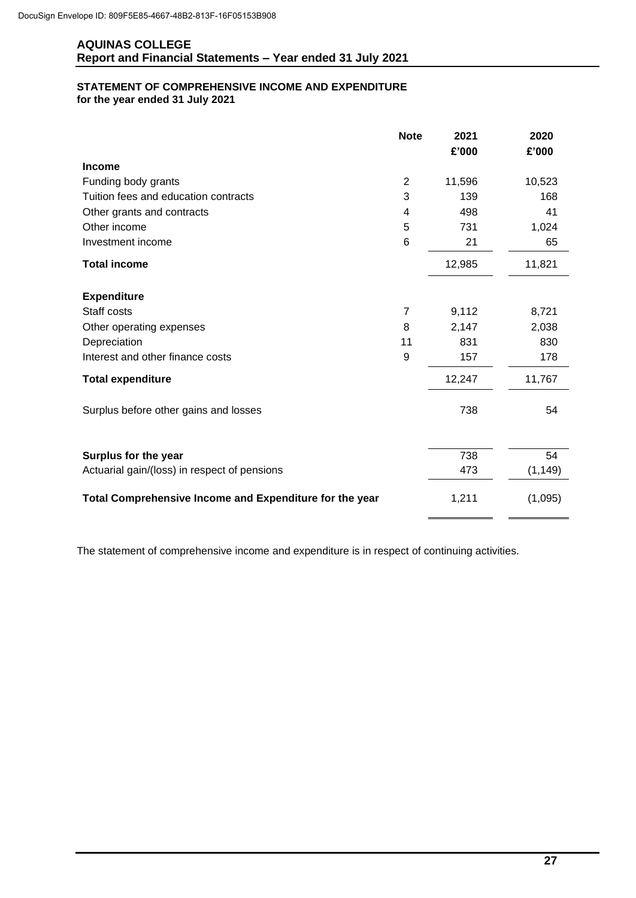**AQUINAS COLLEGE**
**Report and Financial Statements – Year ended 31 July 2021**

## STATEMENT OF COMPREHENSIVE INCOME AND EXPENDITURE
**for the year ended 31 July 2021**

| | Note | 2021 £'000 | 2020 £'000 |
|---|---|---|---|
| **Income** | | | |
| Funding body grants | 2 | 11,596 | 10,523 |
| Tuition fees and education contracts | 3 | 139 | 168 |
| Other grants and contracts | 4 | 498 | 41 |
| Other income | 5 | 731 | 1,024 |
| Investment income | 6 | 21 | 65 |
| **Total income** | | 12,985 | 11,821 |
| **Expenditure** | | | |
| Staff costs | 7 | 9,112 | 8,721 |
| Other operating expenses | 8 | 2,147 | 2,038 |
| Depreciation | 11 | 831 | 830 |
| Interest and other finance costs | 9 | 157 | 178 |
| **Total expenditure** | | 12,247 | 11,767 |
| Surplus before other gains and losses | | 738 | 54 |
| **Surplus for the year** | | 738 | 54 |
| Actuarial gain/(loss) in respect of pensions | | 473 | (1,149) |
| **Total Comprehensive Income and Expenditure for the year** | | 1,211 | (1,095) |

The statement of comprehensive income and expenditure is in respect of continuing activities.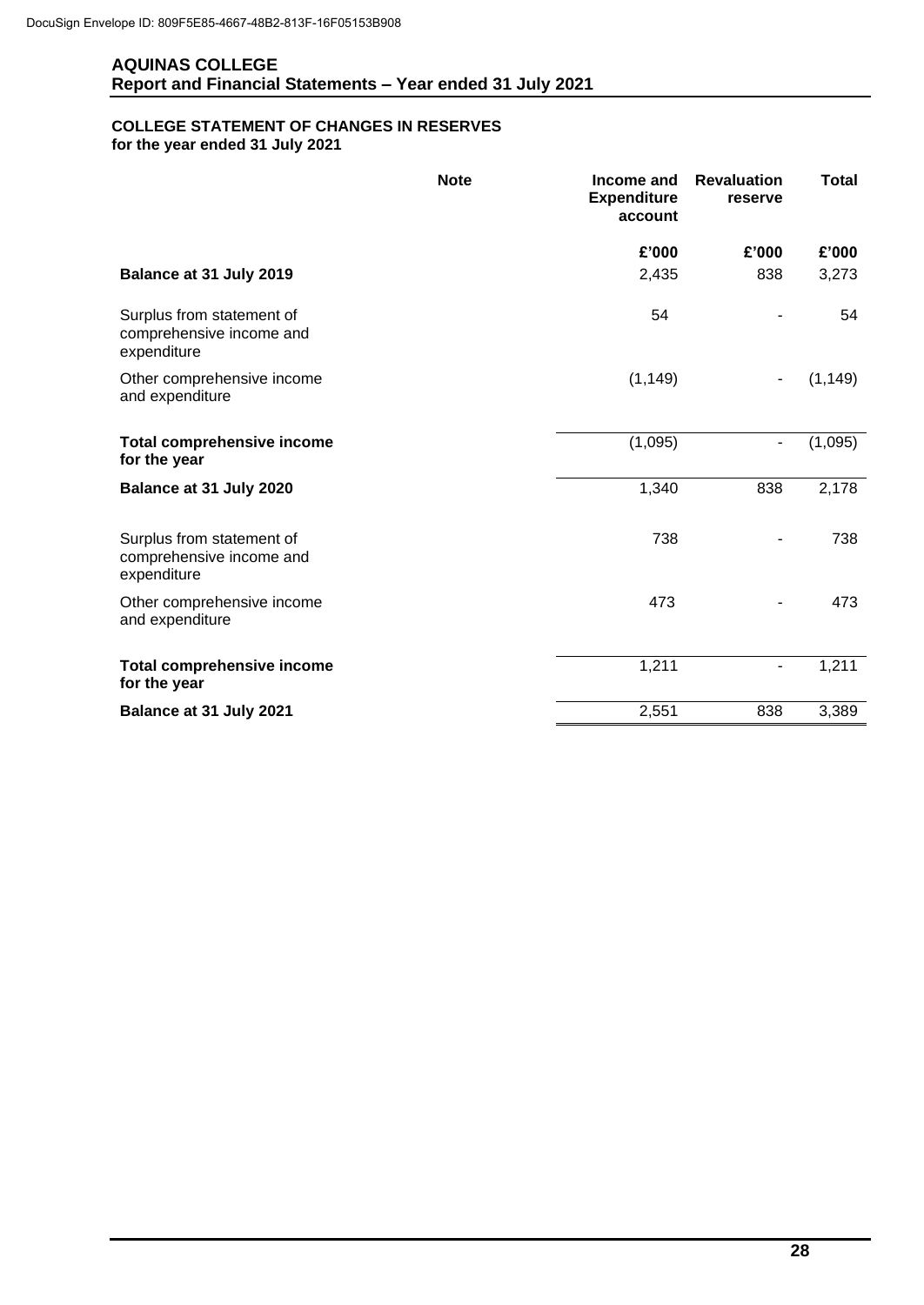**AQUINAS COLLEGE**
**Report and Financial Statements – Year ended 31 July 2021**

## COLLEGE STATEMENT OF CHANGES IN RESERVES
**for the year ended 31 July 2021**

| | Note | Income and Expenditure account | Revaluation reserve | Total |
|---|---|---|---|---|
| | | £'000 | £'000 | £'000 |
| **Balance at 31 July 2019** | | 2,435 | 838 | 3,273 |
| Surplus from statement of comprehensive income and expenditure | | 54 | - | 54 |
| Other comprehensive income and expenditure | | (1,149) | - | (1,149) |
| **Total comprehensive income for the year** | | (1,095) | - | (1,095) |
| **Balance at 31 July 2020** | | 1,340 | 838 | 2,178 |
| Surplus from statement of comprehensive income and expenditure | | 738 | - | 738 |
| Other comprehensive income and expenditure | | 473 | - | 473 |
| **Total comprehensive income for the year** | | 1,211 | - | 1,211 |
| **Balance at 31 July 2021** | | 2,551 | 838 | 3,389 |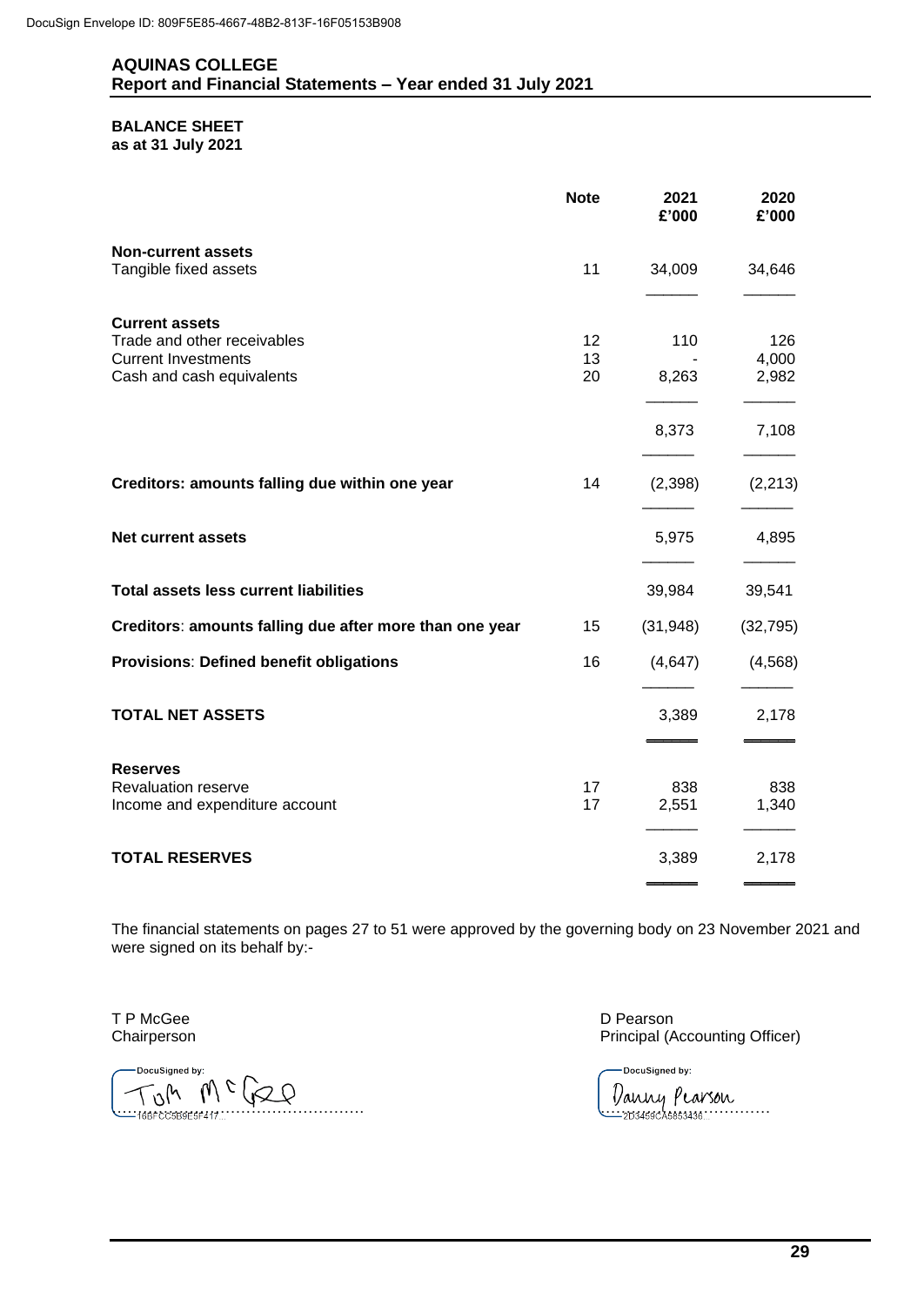DocuSign Envelope ID: 809F5E85-4667-48B2-813F-16F05153B908

# AQUINAS COLLEGE
## Report and Financial Statements – Year ended 31 July 2021

### BALANCE SHEET
**as at 31 July 2021**

| | Note | 2021 £'000 | 2020 £'000 |
|---|---|---|---|
| **Non-current assets** | | | |
| Tangible fixed assets | 11 | 34,009 | 34,646 |
| **Current assets** | | | |
| Trade and other receivables | 12 | 110 | 126 |
| Current Investments | 13 | - | 4,000 |
| Cash and cash equivalents | 20 | 8,263 | 2,982 |
| | | 8,373 | 7,108 |
| **Creditors: amounts falling due within one year** | 14 | (2,398) | (2,213) |
| **Net current assets** | | 5,975 | 4,895 |
| **Total assets less current liabilities** | | 39,984 | 39,541 |
| **Creditors: amounts falling due after more than one year** | 15 | (31,948) | (32,795) |
| **Provisions: Defined benefit obligations** | 16 | (4,647) | (4,568) |
| **TOTAL NET ASSETS** | | 3,389 | 2,178 |
| **Reserves** | | | |
| Revaluation reserve | 17 | 838 | 838 |
| Income and expenditure account | 17 | 2,551 | 1,340 |
| **TOTAL RESERVES** | | 3,389 | 2,178 |

The financial statements on pages 27 to 51 were approved by the governing body on 23 November 2021 and were signed on its behalf by:-

T P McGee
Chairperson

DocuSigned by:
Tom McGee
16BFCC5B9E5F417...

D Pearson
Principal (Accounting Officer)

DocuSigned by:
Danny Pearson
2D3459CA5853436...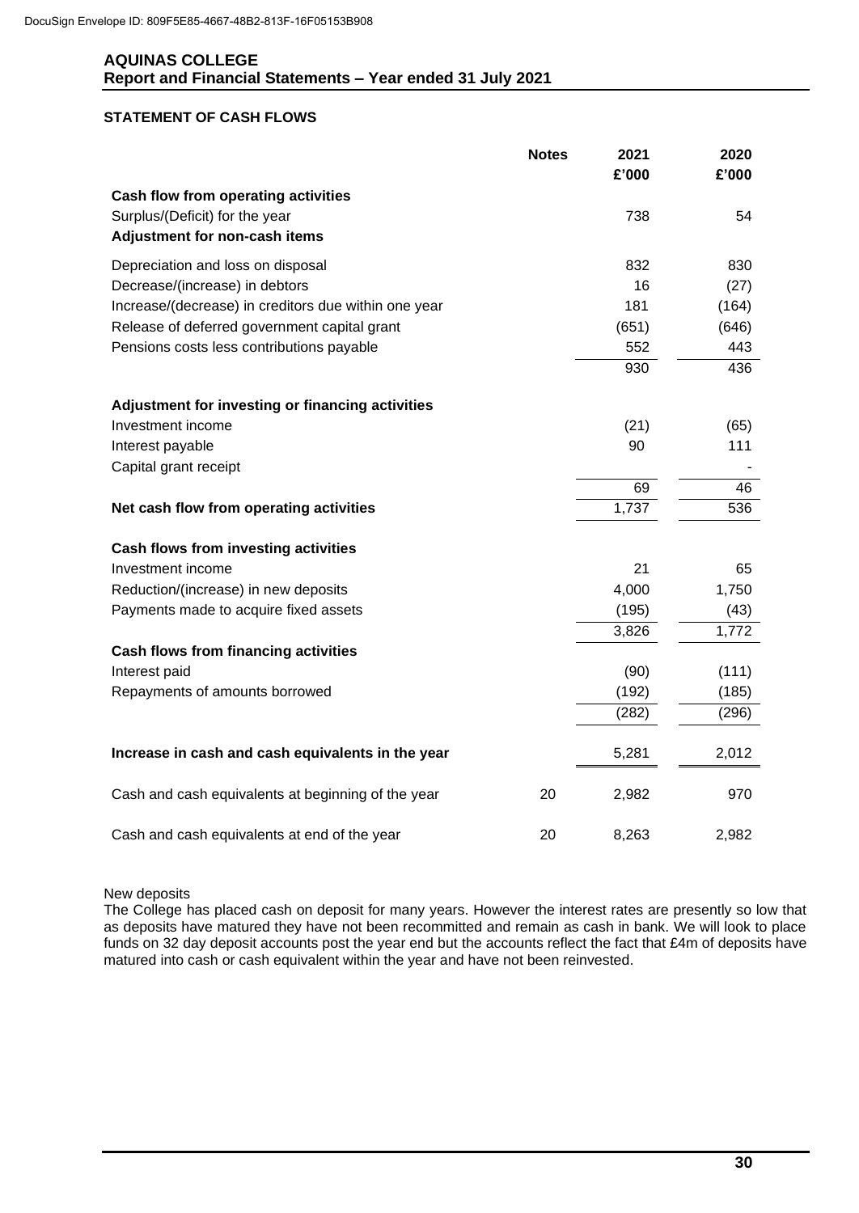DocuSign Envelope ID: 809F5E85-4667-48B2-813F-16F05153B908

**AQUINAS COLLEGE**
**Report and Financial Statements – Year ended 31 July 2021**

## STATEMENT OF CASH FLOWS

| | Notes | 2021 £'000 | 2020 £'000 |
|---|---|---|---|
| **Cash flow from operating activities** | | | |
| Surplus/(Deficit) for the year | | 738 | 54 |
| **Adjustment for non-cash items** | | | |
| Depreciation and loss on disposal | | 832 | 830 |
| Decrease/(increase) in debtors | | 16 | (27) |
| Increase/(decrease) in creditors due within one year | | 181 | (164) |
| Release of deferred government capital grant | | (651) | (646) |
| Pensions costs less contributions payable | | 552 | 443 |
| | | 930 | 436 |
| **Adjustment for investing or financing activities** | | | |
| Investment income | | (21) | (65) |
| Interest payable | | 90 | 111 |
| Capital grant receipt | | | - |
| | | 69 | 46 |
| **Net cash flow from operating activities** | | 1,737 | 536 |
| **Cash flows from investing activities** | | | |
| Investment income | | 21 | 65 |
| Reduction/(increase) in new deposits | | 4,000 | 1,750 |
| Payments made to acquire fixed assets | | (195) | (43) |
| | | 3,826 | 1,772 |
| **Cash flows from financing activities** | | | |
| Interest paid | | (90) | (111) |
| Repayments of amounts borrowed | | (192) | (185) |
| | | (282) | (296) |
| **Increase in cash and cash equivalents in the year** | | 5,281 | 2,012 |
| Cash and cash equivalents at beginning of the year | 20 | 2,982 | 970 |
| Cash and cash equivalents at end of the year | 20 | 8,263 | 2,982 |

New deposits
The College has placed cash on deposit for many years. However the interest rates are presently so low that as deposits have matured they have not been recommitted and remain as cash in bank. We will look to place funds on 32 day deposit accounts post the year end but the accounts reflect the fact that £4m of deposits have matured into cash or cash equivalent within the year and have not been reinvested.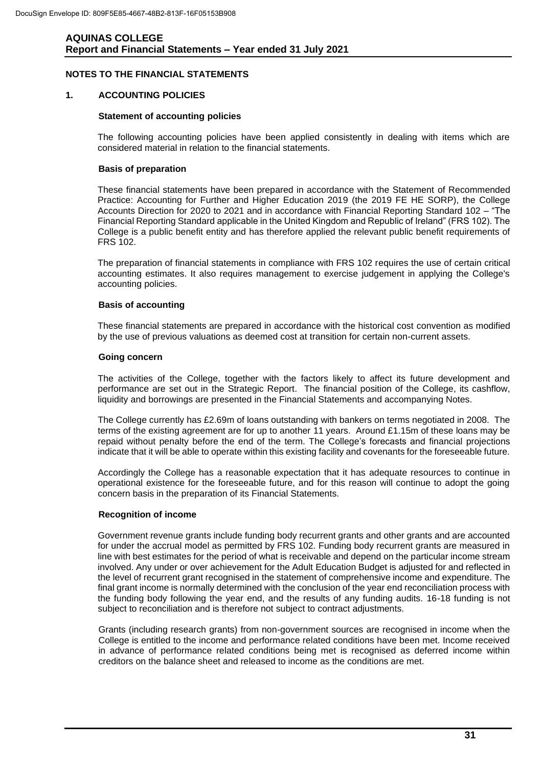## NOTES TO THE FINANCIAL STATEMENTS

### 1. ACCOUNTING POLICIES

**Statement of accounting policies**

The following accounting policies have been applied consistently in dealing with items which are considered material in relation to the financial statements.

**Basis of preparation**

These financial statements have been prepared in accordance with the Statement of Recommended Practice: Accounting for Further and Higher Education 2019 (the 2019 FE HE SORP), the College Accounts Direction for 2020 to 2021 and in accordance with Financial Reporting Standard 102 – "The Financial Reporting Standard applicable in the United Kingdom and Republic of Ireland" (FRS 102). The College is a public benefit entity and has therefore applied the relevant public benefit requirements of FRS 102.

The preparation of financial statements in compliance with FRS 102 requires the use of certain critical accounting estimates. It also requires management to exercise judgement in applying the College's accounting policies.

**Basis of accounting**

These financial statements are prepared in accordance with the historical cost convention as modified by the use of previous valuations as deemed cost at transition for certain non-current assets.

**Going concern**

The activities of the College, together with the factors likely to affect its future development and performance are set out in the Strategic Report. The financial position of the College, its cashflow, liquidity and borrowings are presented in the Financial Statements and accompanying Notes.

The College currently has £2.69m of loans outstanding with bankers on terms negotiated in 2008. The terms of the existing agreement are for up to another 11 years. Around £1.15m of these loans may be repaid without penalty before the end of the term. The College's forecasts and financial projections indicate that it will be able to operate within this existing facility and covenants for the foreseeable future.

Accordingly the College has a reasonable expectation that it has adequate resources to continue in operational existence for the foreseeable future, and for this reason will continue to adopt the going concern basis in the preparation of its Financial Statements.

**Recognition of income**

Government revenue grants include funding body recurrent grants and other grants and are accounted for under the accrual model as permitted by FRS 102. Funding body recurrent grants are measured in line with best estimates for the period of what is receivable and depend on the particular income stream involved. Any under or over achievement for the Adult Education Budget is adjusted for and reflected in the level of recurrent grant recognised in the statement of comprehensive income and expenditure. The final grant income is normally determined with the conclusion of the year end reconciliation process with the funding body following the year end, and the results of any funding audits. 16-18 funding is not subject to reconciliation and is therefore not subject to contract adjustments.

Grants (including research grants) from non-government sources are recognised in income when the College is entitled to the income and performance related conditions have been met. Income received in advance of performance related conditions being met is recognised as deferred income within creditors on the balance sheet and released to income as the conditions are met.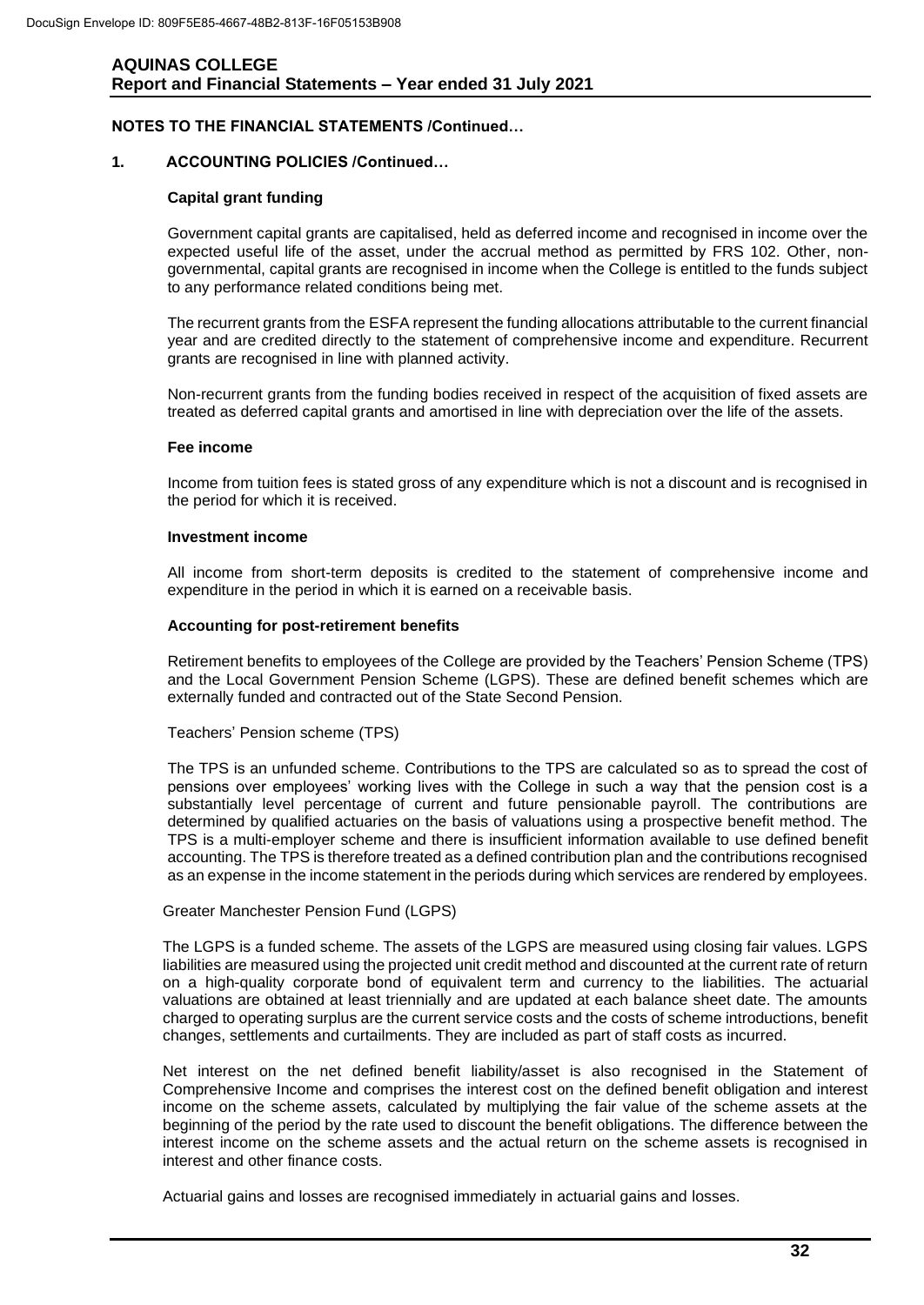## NOTES TO THE FINANCIAL STATEMENTS /Continued…

### 1. ACCOUNTING POLICIES /Continued…

**Capital grant funding**

Government capital grants are capitalised, held as deferred income and recognised in income over the expected useful life of the asset, under the accrual method as permitted by FRS 102. Other, non-governmental, capital grants are recognised in income when the College is entitled to the funds subject to any performance related conditions being met.

The recurrent grants from the ESFA represent the funding allocations attributable to the current financial year and are credited directly to the statement of comprehensive income and expenditure. Recurrent grants are recognised in line with planned activity.

Non-recurrent grants from the funding bodies received in respect of the acquisition of fixed assets are treated as deferred capital grants and amortised in line with depreciation over the life of the assets.

**Fee income**

Income from tuition fees is stated gross of any expenditure which is not a discount and is recognised in the period for which it is received.

**Investment income**

All income from short-term deposits is credited to the statement of comprehensive income and expenditure in the period in which it is earned on a receivable basis.

**Accounting for post-retirement benefits**

Retirement benefits to employees of the College are provided by the Teachers' Pension Scheme (TPS) and the Local Government Pension Scheme (LGPS). These are defined benefit schemes which are externally funded and contracted out of the State Second Pension.

Teachers' Pension scheme (TPS)

The TPS is an unfunded scheme. Contributions to the TPS are calculated so as to spread the cost of pensions over employees' working lives with the College in such a way that the pension cost is a substantially level percentage of current and future pensionable payroll. The contributions are determined by qualified actuaries on the basis of valuations using a prospective benefit method. The TPS is a multi-employer scheme and there is insufficient information available to use defined benefit accounting. The TPS is therefore treated as a defined contribution plan and the contributions recognised as an expense in the income statement in the periods during which services are rendered by employees.

Greater Manchester Pension Fund (LGPS)

The LGPS is a funded scheme. The assets of the LGPS are measured using closing fair values. LGPS liabilities are measured using the projected unit credit method and discounted at the current rate of return on a high-quality corporate bond of equivalent term and currency to the liabilities. The actuarial valuations are obtained at least triennially and are updated at each balance sheet date. The amounts charged to operating surplus are the current service costs and the costs of scheme introductions, benefit changes, settlements and curtailments. They are included as part of staff costs as incurred.

Net interest on the net defined benefit liability/asset is also recognised in the Statement of Comprehensive Income and comprises the interest cost on the defined benefit obligation and interest income on the scheme assets, calculated by multiplying the fair value of the scheme assets at the beginning of the period by the rate used to discount the benefit obligations. The difference between the interest income on the scheme assets and the actual return on the scheme assets is recognised in interest and other finance costs.

Actuarial gains and losses are recognised immediately in actuarial gains and losses.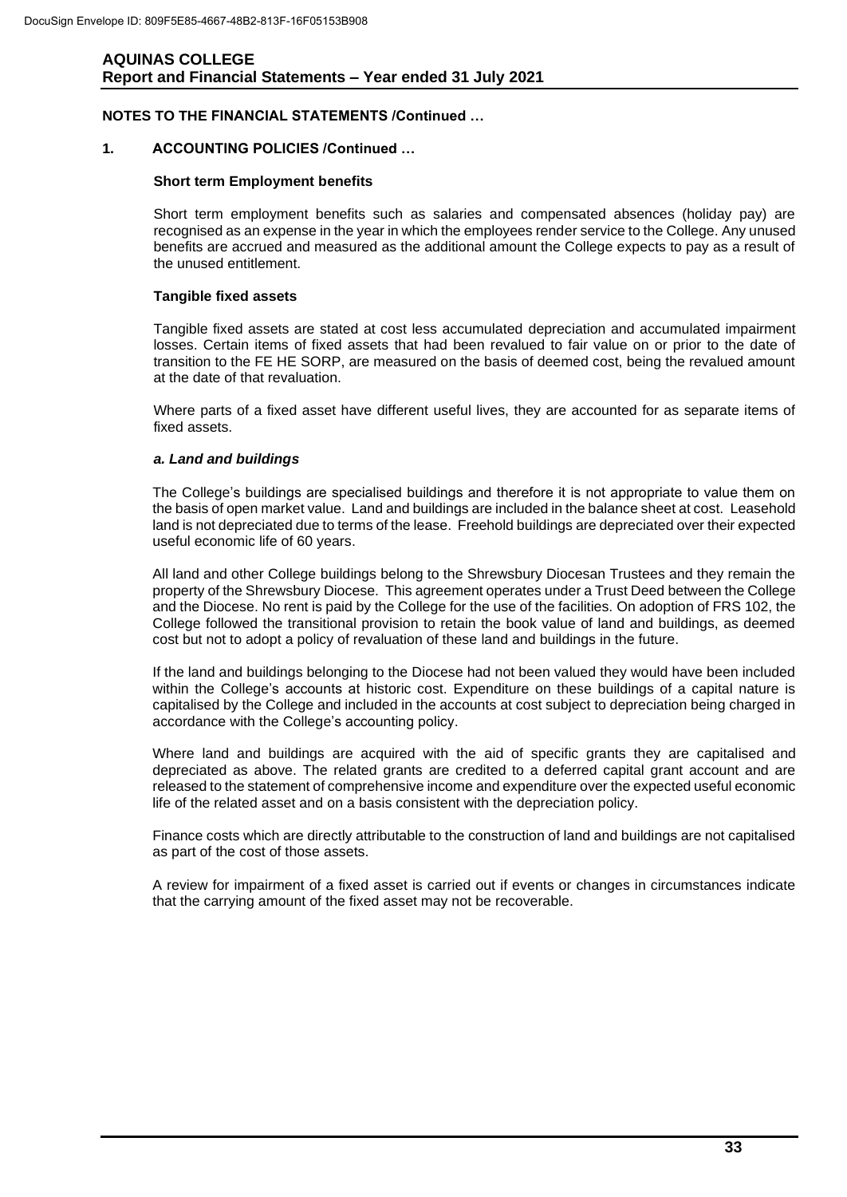**NOTES TO THE FINANCIAL STATEMENTS /Continued …**

## 1. ACCOUNTING POLICIES /Continued …

### Short term Employment benefits

Short term employment benefits such as salaries and compensated absences (holiday pay) are recognised as an expense in the year in which the employees render service to the College. Any unused benefits are accrued and measured as the additional amount the College expects to pay as a result of the unused entitlement.

### Tangible fixed assets

Tangible fixed assets are stated at cost less accumulated depreciation and accumulated impairment losses. Certain items of fixed assets that had been revalued to fair value on or prior to the date of transition to the FE HE SORP, are measured on the basis of deemed cost, being the revalued amount at the date of that revaluation.

Where parts of a fixed asset have different useful lives, they are accounted for as separate items of fixed assets.

#### *a. Land and buildings*

The College's buildings are specialised buildings and therefore it is not appropriate to value them on the basis of open market value. Land and buildings are included in the balance sheet at cost. Leasehold land is not depreciated due to terms of the lease. Freehold buildings are depreciated over their expected useful economic life of 60 years.

All land and other College buildings belong to the Shrewsbury Diocesan Trustees and they remain the property of the Shrewsbury Diocese. This agreement operates under a Trust Deed between the College and the Diocese. No rent is paid by the College for the use of the facilities. On adoption of FRS 102, the College followed the transitional provision to retain the book value of land and buildings, as deemed cost but not to adopt a policy of revaluation of these land and buildings in the future.

If the land and buildings belonging to the Diocese had not been valued they would have been included within the College's accounts at historic cost. Expenditure on these buildings of a capital nature is capitalised by the College and included in the accounts at cost subject to depreciation being charged in accordance with the College's accounting policy.

Where land and buildings are acquired with the aid of specific grants they are capitalised and depreciated as above. The related grants are credited to a deferred capital grant account and are released to the statement of comprehensive income and expenditure over the expected useful economic life of the related asset and on a basis consistent with the depreciation policy.

Finance costs which are directly attributable to the construction of land and buildings are not capitalised as part of the cost of those assets.

A review for impairment of a fixed asset is carried out if events or changes in circumstances indicate that the carrying amount of the fixed asset may not be recoverable.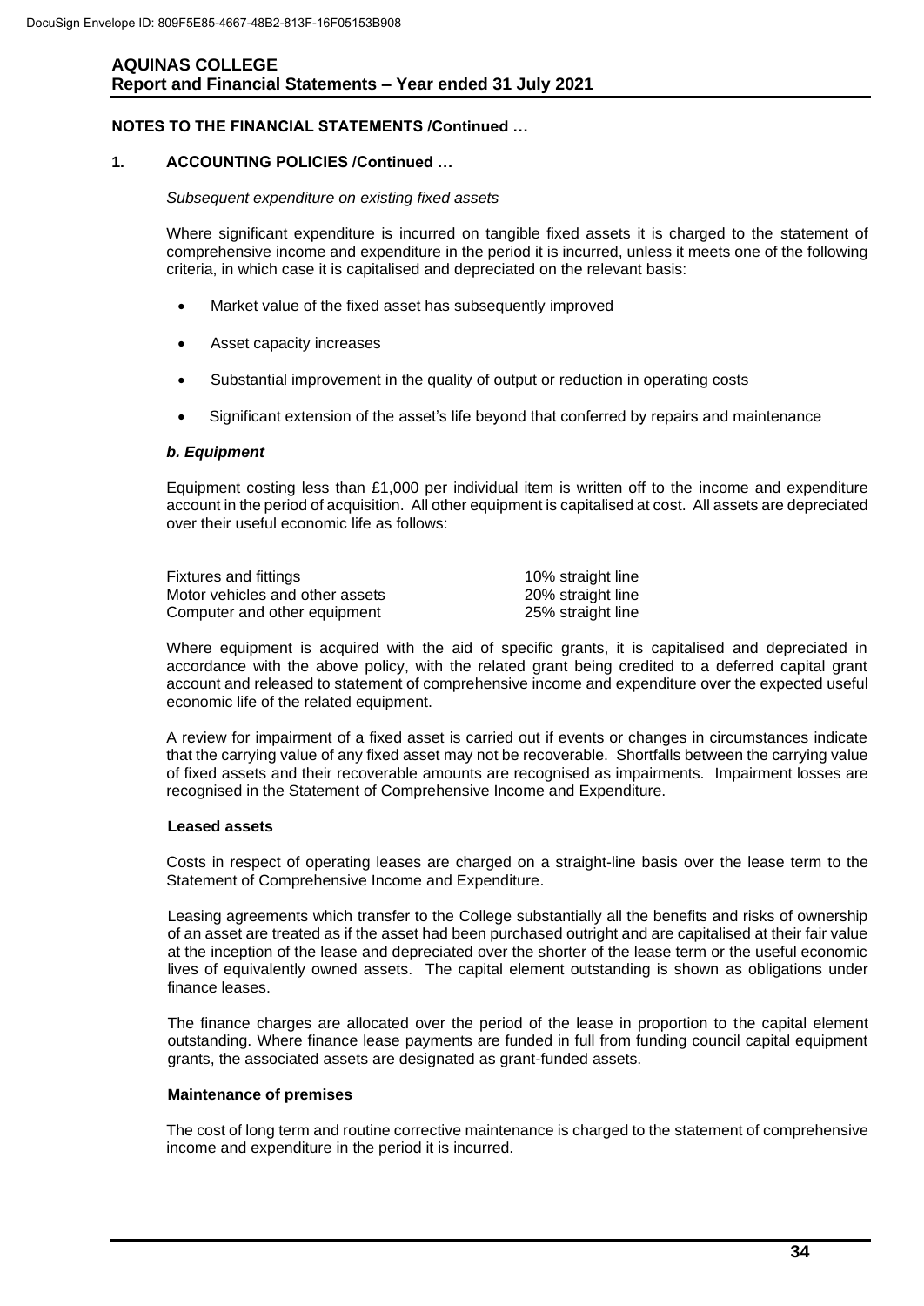## NOTES TO THE FINANCIAL STATEMENTS /Continued …

### 1. ACCOUNTING POLICIES /Continued …

*Subsequent expenditure on existing fixed assets*

Where significant expenditure is incurred on tangible fixed assets it is charged to the statement of comprehensive income and expenditure in the period it is incurred, unless it meets one of the following criteria, in which case it is capitalised and depreciated on the relevant basis:

- Market value of the fixed asset has subsequently improved
- Asset capacity increases
- Substantial improvement in the quality of output or reduction in operating costs
- Significant extension of the asset's life beyond that conferred by repairs and maintenance

***b. Equipment***

Equipment costing less than £1,000 per individual item is written off to the income and expenditure account in the period of acquisition. All other equipment is capitalised at cost. All assets are depreciated over their useful economic life as follows:

| | |
|---|---|
| Fixtures and fittings | 10% straight line |
| Motor vehicles and other assets | 20% straight line |
| Computer and other equipment | 25% straight line |

Where equipment is acquired with the aid of specific grants, it is capitalised and depreciated in accordance with the above policy, with the related grant being credited to a deferred capital grant account and released to statement of comprehensive income and expenditure over the expected useful economic life of the related equipment.

A review for impairment of a fixed asset is carried out if events or changes in circumstances indicate that the carrying value of any fixed asset may not be recoverable. Shortfalls between the carrying value of fixed assets and their recoverable amounts are recognised as impairments. Impairment losses are recognised in the Statement of Comprehensive Income and Expenditure.

**Leased assets**

Costs in respect of operating leases are charged on a straight-line basis over the lease term to the Statement of Comprehensive Income and Expenditure.

Leasing agreements which transfer to the College substantially all the benefits and risks of ownership of an asset are treated as if the asset had been purchased outright and are capitalised at their fair value at the inception of the lease and depreciated over the shorter of the lease term or the useful economic lives of equivalently owned assets. The capital element outstanding is shown as obligations under finance leases.

The finance charges are allocated over the period of the lease in proportion to the capital element outstanding. Where finance lease payments are funded in full from funding council capital equipment grants, the associated assets are designated as grant-funded assets.

**Maintenance of premises**

The cost of long term and routine corrective maintenance is charged to the statement of comprehensive income and expenditure in the period it is incurred.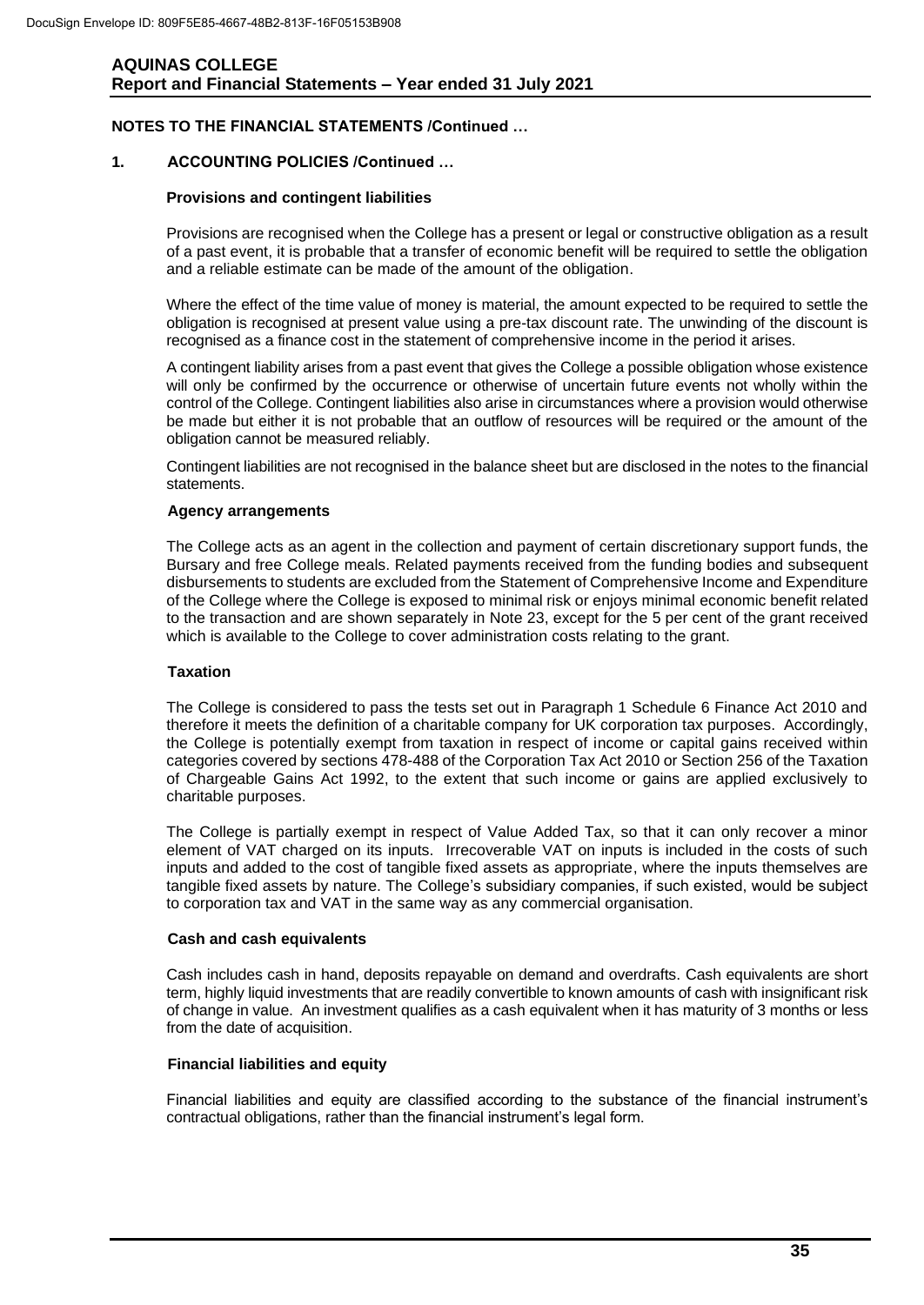## NOTES TO THE FINANCIAL STATEMENTS /Continued …

### 1. ACCOUNTING POLICIES /Continued …

#### Provisions and contingent liabilities

Provisions are recognised when the College has a present or legal or constructive obligation as a result of a past event, it is probable that a transfer of economic benefit will be required to settle the obligation and a reliable estimate can be made of the amount of the obligation.

Where the effect of the time value of money is material, the amount expected to be required to settle the obligation is recognised at present value using a pre-tax discount rate. The unwinding of the discount is recognised as a finance cost in the statement of comprehensive income in the period it arises.

A contingent liability arises from a past event that gives the College a possible obligation whose existence will only be confirmed by the occurrence or otherwise of uncertain future events not wholly within the control of the College. Contingent liabilities also arise in circumstances where a provision would otherwise be made but either it is not probable that an outflow of resources will be required or the amount of the obligation cannot be measured reliably.

Contingent liabilities are not recognised in the balance sheet but are disclosed in the notes to the financial statements.

#### Agency arrangements

The College acts as an agent in the collection and payment of certain discretionary support funds, the Bursary and free College meals. Related payments received from the funding bodies and subsequent disbursements to students are excluded from the Statement of Comprehensive Income and Expenditure of the College where the College is exposed to minimal risk or enjoys minimal economic benefit related to the transaction and are shown separately in Note 23, except for the 5 per cent of the grant received which is available to the College to cover administration costs relating to the grant.

#### Taxation

The College is considered to pass the tests set out in Paragraph 1 Schedule 6 Finance Act 2010 and therefore it meets the definition of a charitable company for UK corporation tax purposes. Accordingly, the College is potentially exempt from taxation in respect of income or capital gains received within categories covered by sections 478-488 of the Corporation Tax Act 2010 or Section 256 of the Taxation of Chargeable Gains Act 1992, to the extent that such income or gains are applied exclusively to charitable purposes.

The College is partially exempt in respect of Value Added Tax, so that it can only recover a minor element of VAT charged on its inputs. Irrecoverable VAT on inputs is included in the costs of such inputs and added to the cost of tangible fixed assets as appropriate, where the inputs themselves are tangible fixed assets by nature. The College's subsidiary companies, if such existed, would be subject to corporation tax and VAT in the same way as any commercial organisation.

#### Cash and cash equivalents

Cash includes cash in hand, deposits repayable on demand and overdrafts. Cash equivalents are short term, highly liquid investments that are readily convertible to known amounts of cash with insignificant risk of change in value. An investment qualifies as a cash equivalent when it has maturity of 3 months or less from the date of acquisition.

#### Financial liabilities and equity

Financial liabilities and equity are classified according to the substance of the financial instrument's contractual obligations, rather than the financial instrument's legal form.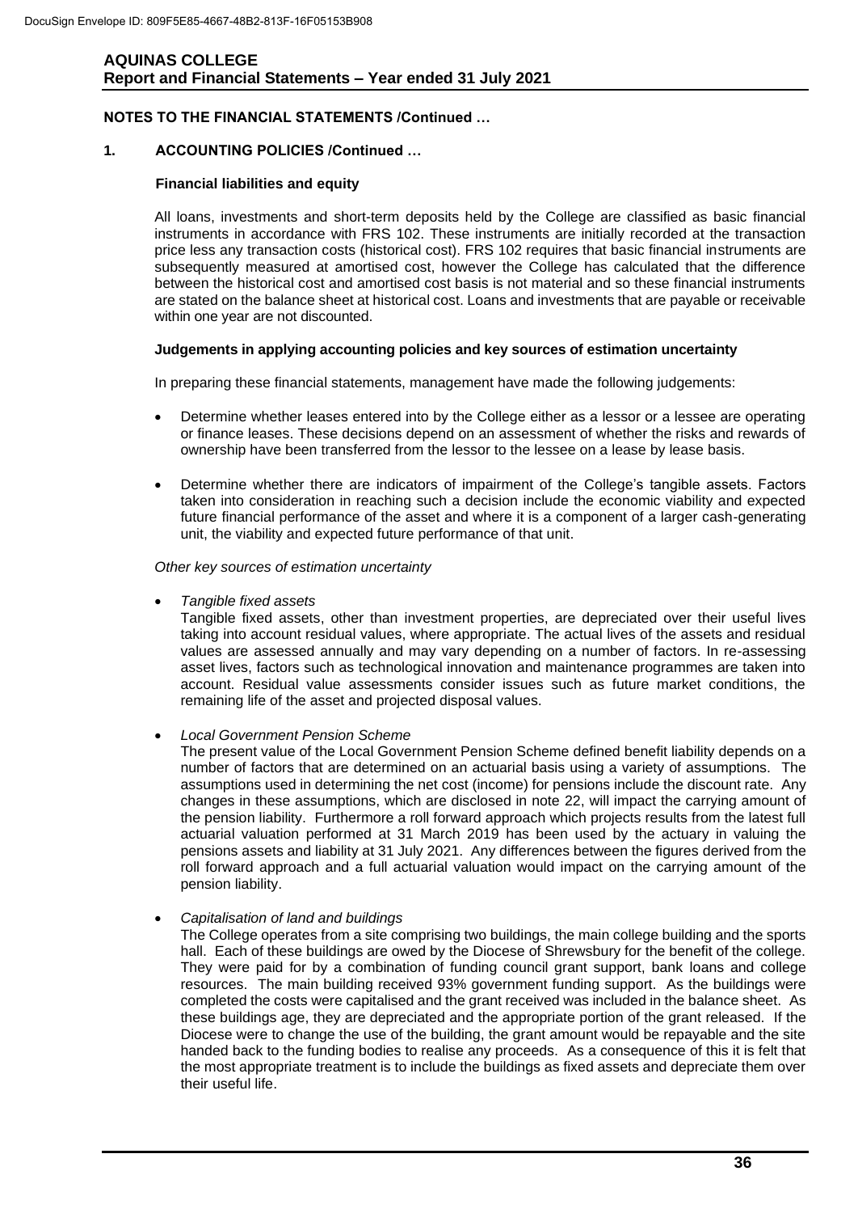**NOTES TO THE FINANCIAL STATEMENTS /Continued …**

**1. ACCOUNTING POLICIES /Continued …**

**Financial liabilities and equity**

All loans, investments and short-term deposits held by the College are classified as basic financial instruments in accordance with FRS 102. These instruments are initially recorded at the transaction price less any transaction costs (historical cost). FRS 102 requires that basic financial instruments are subsequently measured at amortised cost, however the College has calculated that the difference between the historical cost and amortised cost basis is not material and so these financial instruments are stated on the balance sheet at historical cost. Loans and investments that are payable or receivable within one year are not discounted.

**Judgements in applying accounting policies and key sources of estimation uncertainty**

In preparing these financial statements, management have made the following judgements:

- Determine whether leases entered into by the College either as a lessor or a lessee are operating or finance leases. These decisions depend on an assessment of whether the risks and rewards of ownership have been transferred from the lessor to the lessee on a lease by lease basis.
- Determine whether there are indicators of impairment of the College's tangible assets. Factors taken into consideration in reaching such a decision include the economic viability and expected future financial performance of the asset and where it is a component of a larger cash-generating unit, the viability and expected future performance of that unit.

*Other key sources of estimation uncertainty*

- *Tangible fixed assets*
  Tangible fixed assets, other than investment properties, are depreciated over their useful lives taking into account residual values, where appropriate. The actual lives of the assets and residual values are assessed annually and may vary depending on a number of factors. In re-assessing asset lives, factors such as technological innovation and maintenance programmes are taken into account. Residual value assessments consider issues such as future market conditions, the remaining life of the asset and projected disposal values.

- *Local Government Pension Scheme*
  The present value of the Local Government Pension Scheme defined benefit liability depends on a number of factors that are determined on an actuarial basis using a variety of assumptions. The assumptions used in determining the net cost (income) for pensions include the discount rate. Any changes in these assumptions, which are disclosed in note 22, will impact the carrying amount of the pension liability. Furthermore a roll forward approach which projects results from the latest full actuarial valuation performed at 31 March 2019 has been used by the actuary in valuing the pensions assets and liability at 31 July 2021. Any differences between the figures derived from the roll forward approach and a full actuarial valuation would impact on the carrying amount of the pension liability.

- *Capitalisation of land and buildings*
  The College operates from a site comprising two buildings, the main college building and the sports hall. Each of these buildings are owed by the Diocese of Shrewsbury for the benefit of the college. They were paid for by a combination of funding council grant support, bank loans and college resources. The main building received 93% government funding support. As the buildings were completed the costs were capitalised and the grant received was included in the balance sheet. As these buildings age, they are depreciated and the appropriate portion of the grant released. If the Diocese were to change the use of the building, the grant amount would be repayable and the site handed back to the funding bodies to realise any proceeds. As a consequence of this it is felt that the most appropriate treatment is to include the buildings as fixed assets and depreciate them over their useful life.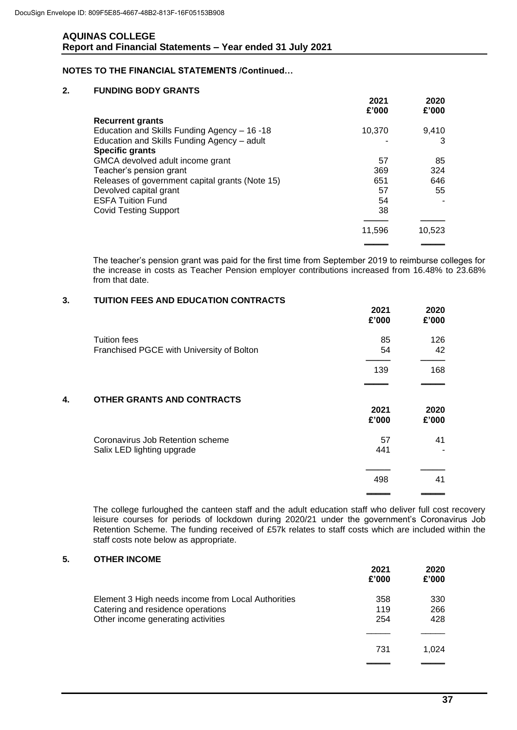## NOTES TO THE FINANCIAL STATEMENTS /Continued…

### 2. FUNDING BODY GRANTS

| | 2021 £'000 | 2020 £'000 |
|---|---|---|
| **Recurrent grants** | | |
| Education and Skills Funding Agency – 16 -18 | 10,370 | 9,410 |
| Education and Skills Funding Agency – adult | - | 3 |
| **Specific grants** | | |
| GMCA devolved adult income grant | 57 | 85 |
| Teacher's pension grant | 369 | 324 |
| Releases of government capital grants (Note 15) | 651 | 646 |
| Devolved capital grant | 57 | 55 |
| ESFA Tuition Fund | 54 | - |
| Covid Testing Support | 38 | |
| | 11,596 | 10,523 |

The teacher's pension grant was paid for the first time from September 2019 to reimburse colleges for the increase in costs as Teacher Pension employer contributions increased from 16.48% to 23.68% from that date.

### 3. TUITION FEES AND EDUCATION CONTRACTS

| | 2021 £'000 | 2020 £'000 |
|---|---|---|
| Tuition fees | 85 | 126 |
| Franchised PGCE with University of Bolton | 54 | 42 |
| | 139 | 168 |

### 4. OTHER GRANTS AND CONTRACTS

| | 2021 £'000 | 2020 £'000 |
|---|---|---|
| Coronavirus Job Retention scheme | 57 | 41 |
| Salix LED lighting upgrade | 441 | - |
| | 498 | 41 |

The college furloughed the canteen staff and the adult education staff who deliver full cost recovery leisure courses for periods of lockdown during 2020/21 under the government's Coronavirus Job Retention Scheme. The funding received of £57k relates to staff costs which are included within the staff costs note below as appropriate.

### 5. OTHER INCOME

| | 2021 £'000 | 2020 £'000 |
|---|---|---|
| Element 3 High needs income from Local Authorities | 358 | 330 |
| Catering and residence operations | 119 | 266 |
| Other income generating activities | 254 | 428 |
| | 731 | 1,024 |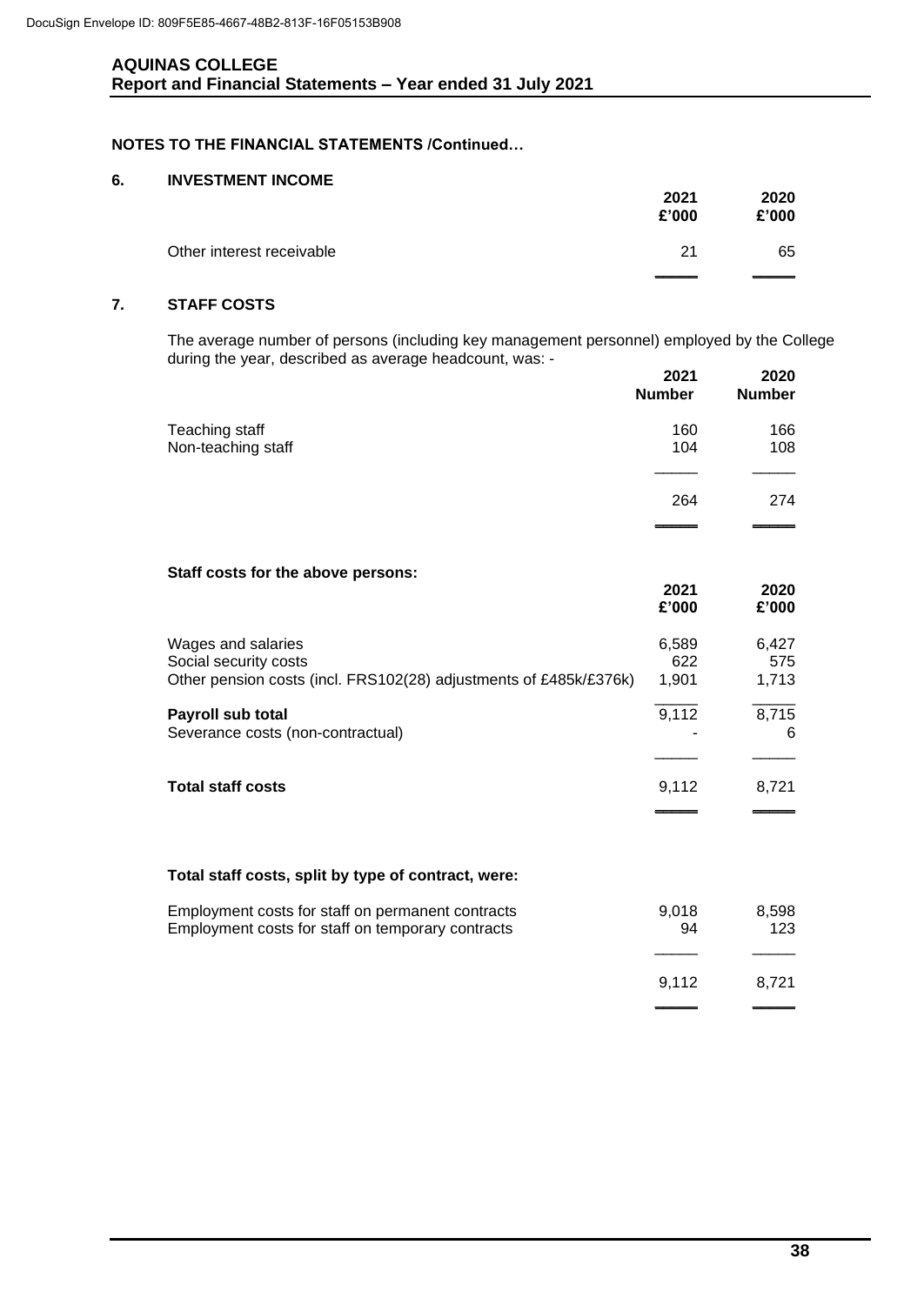**NOTES TO THE FINANCIAL STATEMENTS /Continued…**

## 6. INVESTMENT INCOME

| | 2021 £'000 | 2020 £'000 |
|---|---|---|
| Other interest receivable | 21 | 65 |

## 7. STAFF COSTS

The average number of persons (including key management personnel) employed by the College during the year, described as average headcount, was: -

| | 2021 Number | 2020 Number |
|---|---|---|
| Teaching staff | 160 | 166 |
| Non-teaching staff | 104 | 108 |
| | 264 | 274 |

**Staff costs for the above persons:**

| | 2021 £'000 | 2020 £'000 |
|---|---|---|
| Wages and salaries | 6,589 | 6,427 |
| Social security costs | 622 | 575 |
| Other pension costs (incl. FRS102(28) adjustments of £485k/£376k) | 1,901 | 1,713 |
| **Payroll sub total** | 9,112 | 8,715 |
| Severance costs (non-contractual) | - | 6 |
| **Total staff costs** | 9,112 | 8,721 |

**Total staff costs, split by type of contract, were:**

| | 2021 | 2020 |
|---|---|---|
| Employment costs for staff on permanent contracts | 9,018 | 8,598 |
| Employment costs for staff on temporary contracts | 94 | 123 |
| | 9,112 | 8,721 |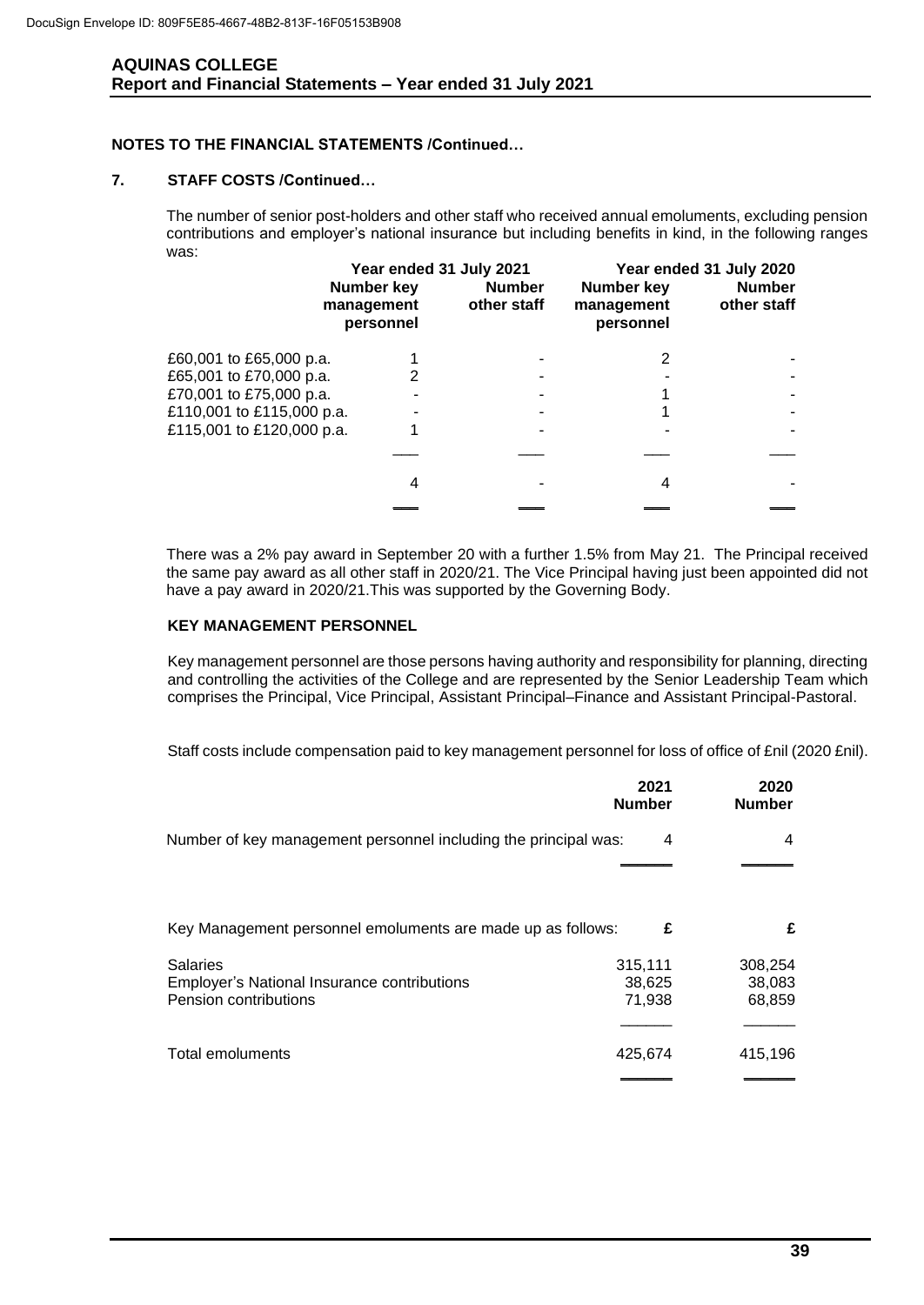**NOTES TO THE FINANCIAL STATEMENTS /Continued…**

**7. STAFF COSTS /Continued…**

The number of senior post-holders and other staff who received annual emoluments, excluding pension contributions and employer's national insurance but including benefits in kind, in the following ranges was:

| | Year ended 31 July 2021 | | Year ended 31 July 2020 | |
|---|---|---|---|---|
| | Number key management personnel | Number other staff | Number key management personnel | Number other staff |
| £60,001 to £65,000 p.a. | 1 | - | 2 | - |
| £65,001 to £70,000 p.a. | 2 | - | - | - |
| £70,001 to £75,000 p.a. | - | - | 1 | - |
| £110,001 to £115,000 p.a. | - | - | 1 | - |
| £115,001 to £120,000 p.a. | 1 | - | - | - |
| | 4 | - | 4 | - |

There was a 2% pay award in September 20 with a further 1.5% from May 21. The Principal received the same pay award as all other staff in 2020/21. The Vice Principal having just been appointed did not have a pay award in 2020/21.This was supported by the Governing Body.

**KEY MANAGEMENT PERSONNEL**

Key management personnel are those persons having authority and responsibility for planning, directing and controlling the activities of the College and are represented by the Senior Leadership Team which comprises the Principal, Vice Principal, Assistant Principal–Finance and Assistant Principal-Pastoral.

Staff costs include compensation paid to key management personnel for loss of office of £nil (2020 £nil).

| | 2021 Number | 2020 Number |
|---|---|---|
| Number of key management personnel including the principal was: | 4 | 4 |

| Key Management personnel emoluments are made up as follows: | £ | £ |
|---|---|---|
| Salaries | 315,111 | 308,254 |
| Employer's National Insurance contributions | 38,625 | 38,083 |
| Pension contributions | 71,938 | 68,859 |
| Total emoluments | 425,674 | 415,196 |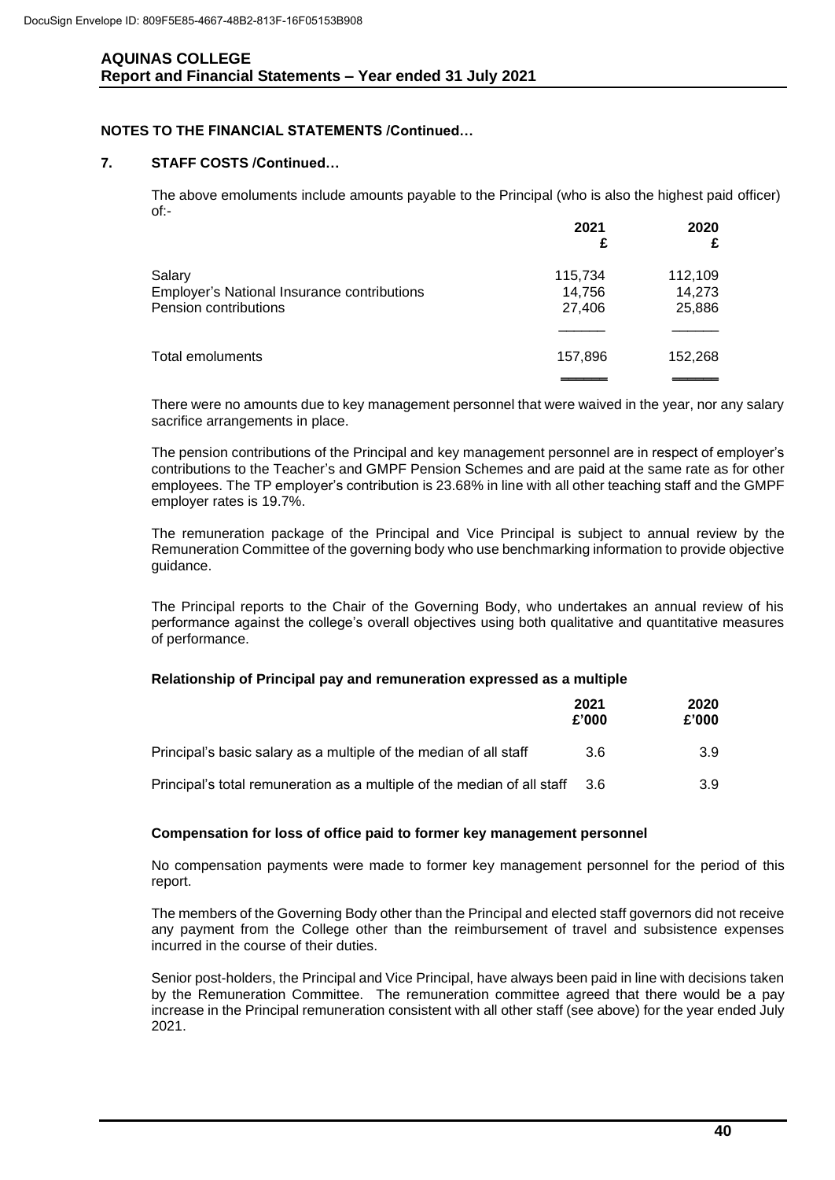**NOTES TO THE FINANCIAL STATEMENTS /Continued…**

**7. STAFF COSTS /Continued…**

The above emoluments include amounts payable to the Principal (who is also the highest paid officer) of:-

| | 2021<br>£ | 2020<br>£ |
|---|---|---|
| Salary | 115,734 | 112,109 |
| Employer's National Insurance contributions | 14,756 | 14,273 |
| Pension contributions | 27,406 | 25,886 |
| Total emoluments | 157,896 | 152,268 |

There were no amounts due to key management personnel that were waived in the year, nor any salary sacrifice arrangements in place.

The pension contributions of the Principal and key management personnel are in respect of employer's contributions to the Teacher's and GMPF Pension Schemes and are paid at the same rate as for other employees. The TP employer's contribution is 23.68% in line with all other teaching staff and the GMPF employer rates is 19.7%.

The remuneration package of the Principal and Vice Principal is subject to annual review by the Remuneration Committee of the governing body who use benchmarking information to provide objective guidance.

The Principal reports to the Chair of the Governing Body, who undertakes an annual review of his performance against the college's overall objectives using both qualitative and quantitative measures of performance.

**Relationship of Principal pay and remuneration expressed as a multiple**

| | 2021<br>£'000 | 2020<br>£'000 |
|---|---|---|
| Principal's basic salary as a multiple of the median of all staff | 3.6 | 3.9 |
| Principal's total remuneration as a multiple of the median of all staff | 3.6 | 3.9 |

**Compensation for loss of office paid to former key management personnel**

No compensation payments were made to former key management personnel for the period of this report.

The members of the Governing Body other than the Principal and elected staff governors did not receive any payment from the College other than the reimbursement of travel and subsistence expenses incurred in the course of their duties.

Senior post-holders, the Principal and Vice Principal, have always been paid in line with decisions taken by the Remuneration Committee. The remuneration committee agreed that there would be a pay increase in the Principal remuneration consistent with all other staff (see above) for the year ended July 2021.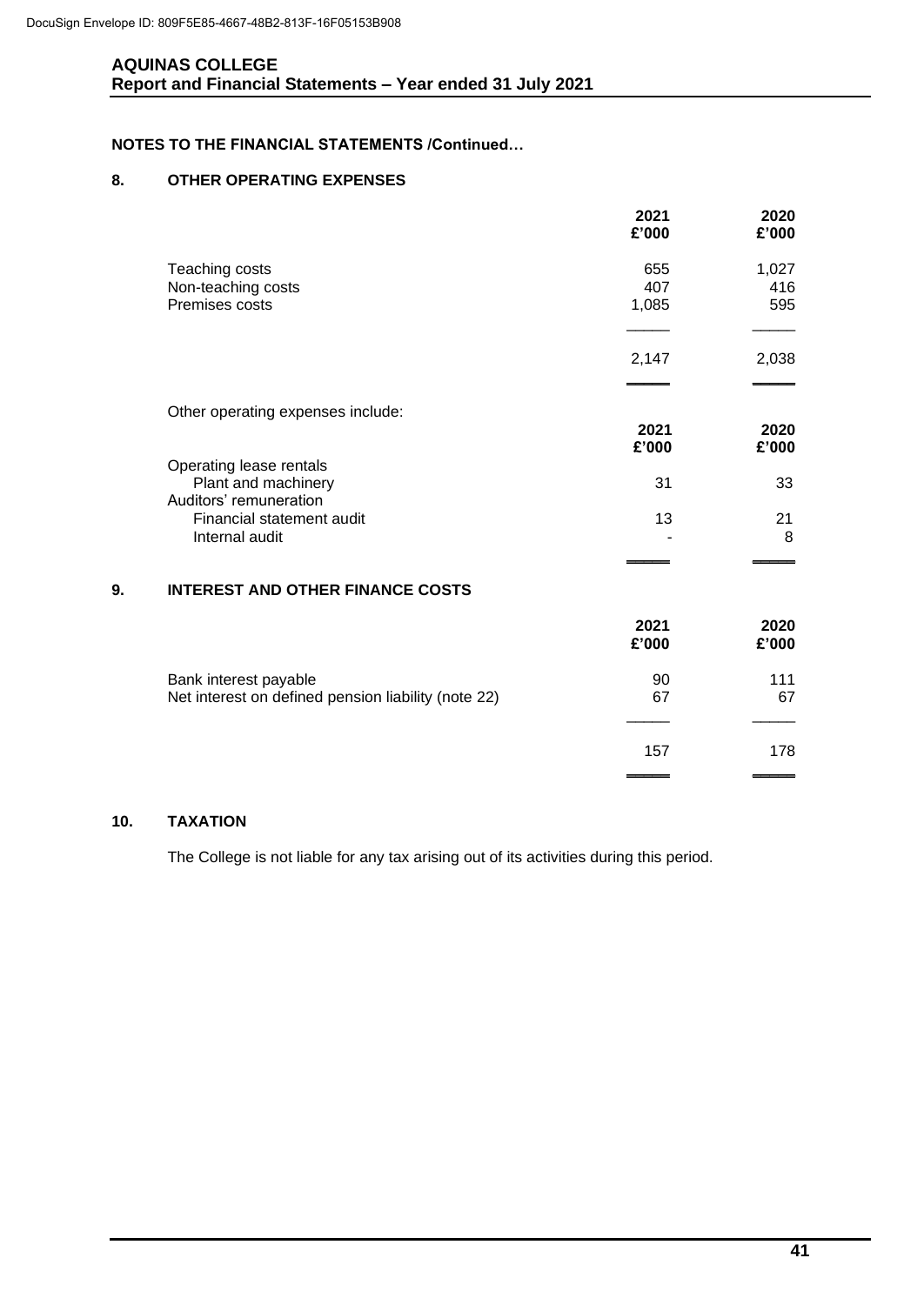## NOTES TO THE FINANCIAL STATEMENTS /Continued…

### 8. OTHER OPERATING EXPENSES

| | 2021 £'000 | 2020 £'000 |
|---|---|---|
| Teaching costs | 655 | 1,027 |
| Non-teaching costs | 407 | 416 |
| Premises costs | 1,085 | 595 |
| | 2,147 | 2,038 |

Other operating expenses include:

| | 2021 £'000 | 2020 £'000 |
|---|---|---|
| Operating lease rentals | | |
| Plant and machinery | 31 | 33 |
| Auditors' remuneration | | |
| Financial statement audit | 13 | 21 |
| Internal audit | - | 8 |

### 9. INTEREST AND OTHER FINANCE COSTS

| | 2021 £'000 | 2020 £'000 |
|---|---|---|
| Bank interest payable | 90 | 111 |
| Net interest on defined pension liability (note 22) | 67 | 67 |
| | 157 | 178 |

### 10. TAXATION

The College is not liable for any tax arising out of its activities during this period.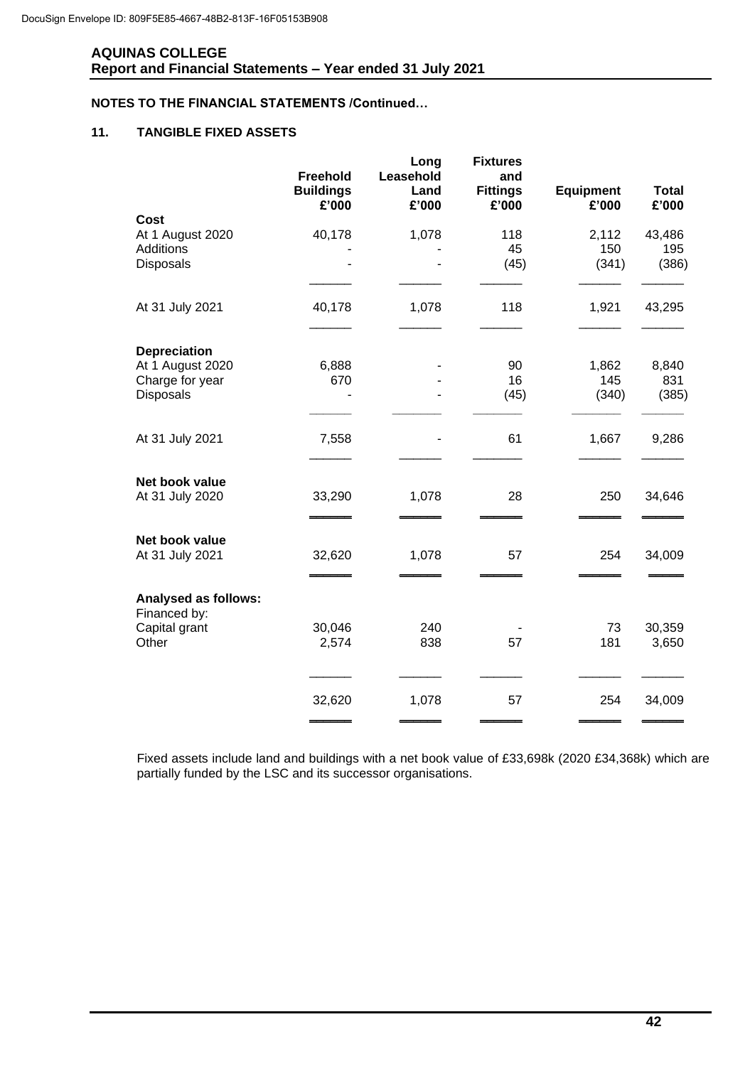**NOTES TO THE FINANCIAL STATEMENTS /Continued…**

## 11. TANGIBLE FIXED ASSETS

| | Freehold Buildings £'000 | Long Leasehold Land £'000 | Fixtures and Fittings £'000 | Equipment £'000 | Total £'000 |
|---|---|---|---|---|---|
| **Cost** | | | | | |
| At 1 August 2020 | 40,178 | 1,078 | 118 | 2,112 | 43,486 |
| Additions | - | - | 45 | 150 | 195 |
| Disposals | - | - | (45) | (341) | (386) |
| At 31 July 2021 | 40,178 | 1,078 | 118 | 1,921 | 43,295 |
| **Depreciation** | | | | | |
| At 1 August 2020 | 6,888 | - | 90 | 1,862 | 8,840 |
| Charge for year | 670 | - | 16 | 145 | 831 |
| Disposals | - | - | (45) | (340) | (385) |
| At 31 July 2021 | 7,558 | - | 61 | 1,667 | 9,286 |
| **Net book value** | | | | | |
| At 31 July 2020 | 33,290 | 1,078 | 28 | 250 | 34,646 |
| **Net book value** | | | | | |
| At 31 July 2021 | 32,620 | 1,078 | 57 | 254 | 34,009 |
| **Analysed as follows:** | | | | | |
| Financed by: | | | | | |
| Capital grant | 30,046 | 240 | - | 73 | 30,359 |
| Other | 2,574 | 838 | 57 | 181 | 3,650 |
| | 32,620 | 1,078 | 57 | 254 | 34,009 |

Fixed assets include land and buildings with a net book value of £33,698k (2020 £34,368k) which are partially funded by the LSC and its successor organisations.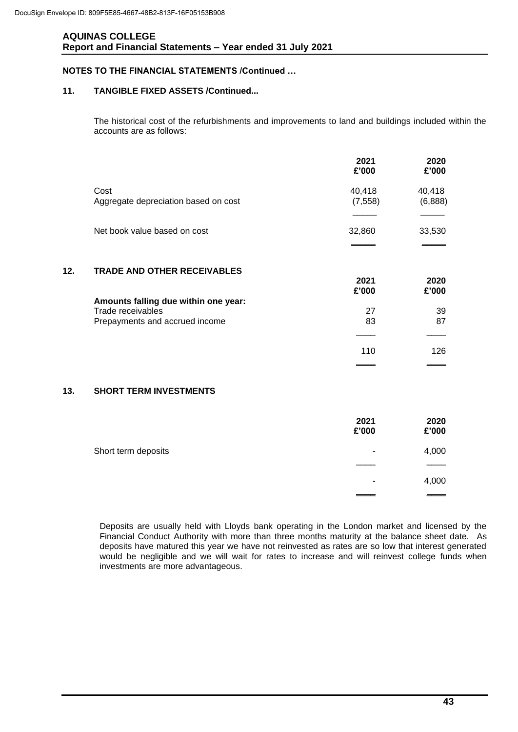## NOTES TO THE FINANCIAL STATEMENTS /Continued …

### 11. TANGIBLE FIXED ASSETS /Continued...

The historical cost of the refurbishments and improvements to land and buildings included within the accounts are as follows:

| | 2021 £'000 | 2020 £'000 |
|---|---|---|
| Cost | 40,418 | 40,418 |
| Aggregate depreciation based on cost | (7,558) | (6,888) |
| Net book value based on cost | 32,860 | 33,530 |

### 12. TRADE AND OTHER RECEIVABLES

| | 2021 £'000 | 2020 £'000 |
|---|---|---|
| **Amounts falling due within one year:** | | |
| Trade receivables | 27 | 39 |
| Prepayments and accrued income | 83 | 87 |
| | 110 | 126 |

### 13. SHORT TERM INVESTMENTS

| | 2021 £'000 | 2020 £'000 |
|---|---|---|
| Short term deposits | - | 4,000 |
| | - | 4,000 |

Deposits are usually held with Lloyds bank operating in the London market and licensed by the Financial Conduct Authority with more than three months maturity at the balance sheet date. As deposits have matured this year we have not reinvested as rates are so low that interest generated would be negligible and we will wait for rates to increase and will reinvest college funds when investments are more advantageous.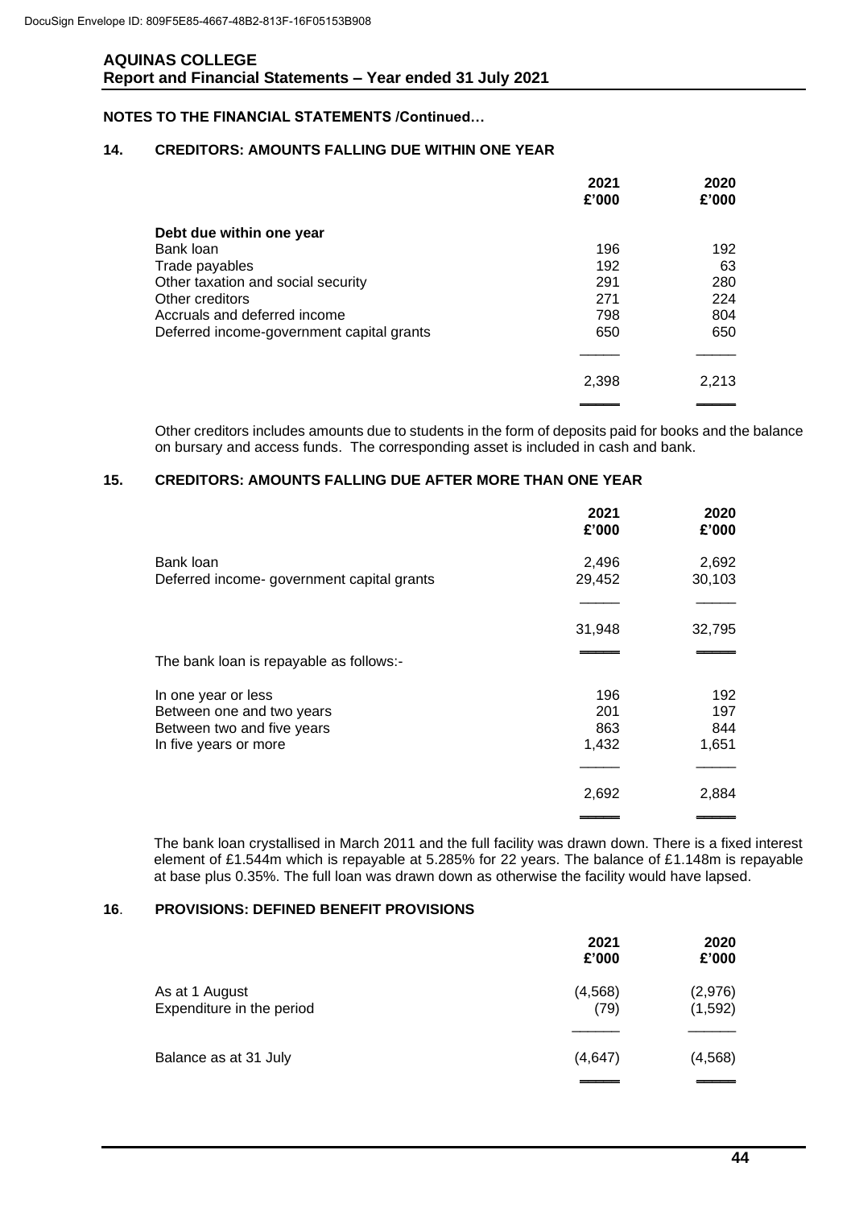DocuSign Envelope ID: 809F5E85-4667-48B2-813F-16F05153B908

**AQUINAS COLLEGE**
**Report and Financial Statements – Year ended 31 July 2021**

**NOTES TO THE FINANCIAL STATEMENTS /Continued…**

## 14. CREDITORS: AMOUNTS FALLING DUE WITHIN ONE YEAR

| | 2021 £'000 | 2020 £'000 |
|---|---|---|
| **Debt due within one year** | | |
| Bank loan | 196 | 192 |
| Trade payables | 192 | 63 |
| Other taxation and social security | 291 | 280 |
| Other creditors | 271 | 224 |
| Accruals and deferred income | 798 | 804 |
| Deferred income-government capital grants | 650 | 650 |
| | 2,398 | 2,213 |

Other creditors includes amounts due to students in the form of deposits paid for books and the balance on bursary and access funds. The corresponding asset is included in cash and bank.

## 15. CREDITORS: AMOUNTS FALLING DUE AFTER MORE THAN ONE YEAR

| | 2021 £'000 | 2020 £'000 |
|---|---|---|
| Bank loan | 2,496 | 2,692 |
| Deferred income- government capital grants | 29,452 | 30,103 |
| | 31,948 | 32,795 |

The bank loan is repayable as follows:-

| | 2021 £'000 | 2020 £'000 |
|---|---|---|
| In one year or less | 196 | 192 |
| Between one and two years | 201 | 197 |
| Between two and five years | 863 | 844 |
| In five years or more | 1,432 | 1,651 |
| | 2,692 | 2,884 |

The bank loan crystallised in March 2011 and the full facility was drawn down. There is a fixed interest element of £1.544m which is repayable at 5.285% for 22 years. The balance of £1.148m is repayable at base plus 0.35%. The full loan was drawn down as otherwise the facility would have lapsed.

## 16. PROVISIONS: DEFINED BENEFIT PROVISIONS

| | 2021 £'000 | 2020 £'000 |
|---|---|---|
| As at 1 August | (4,568) | (2,976) |
| Expenditure in the period | (79) | (1,592) |
| Balance as at 31 July | (4,647) | (4,568) |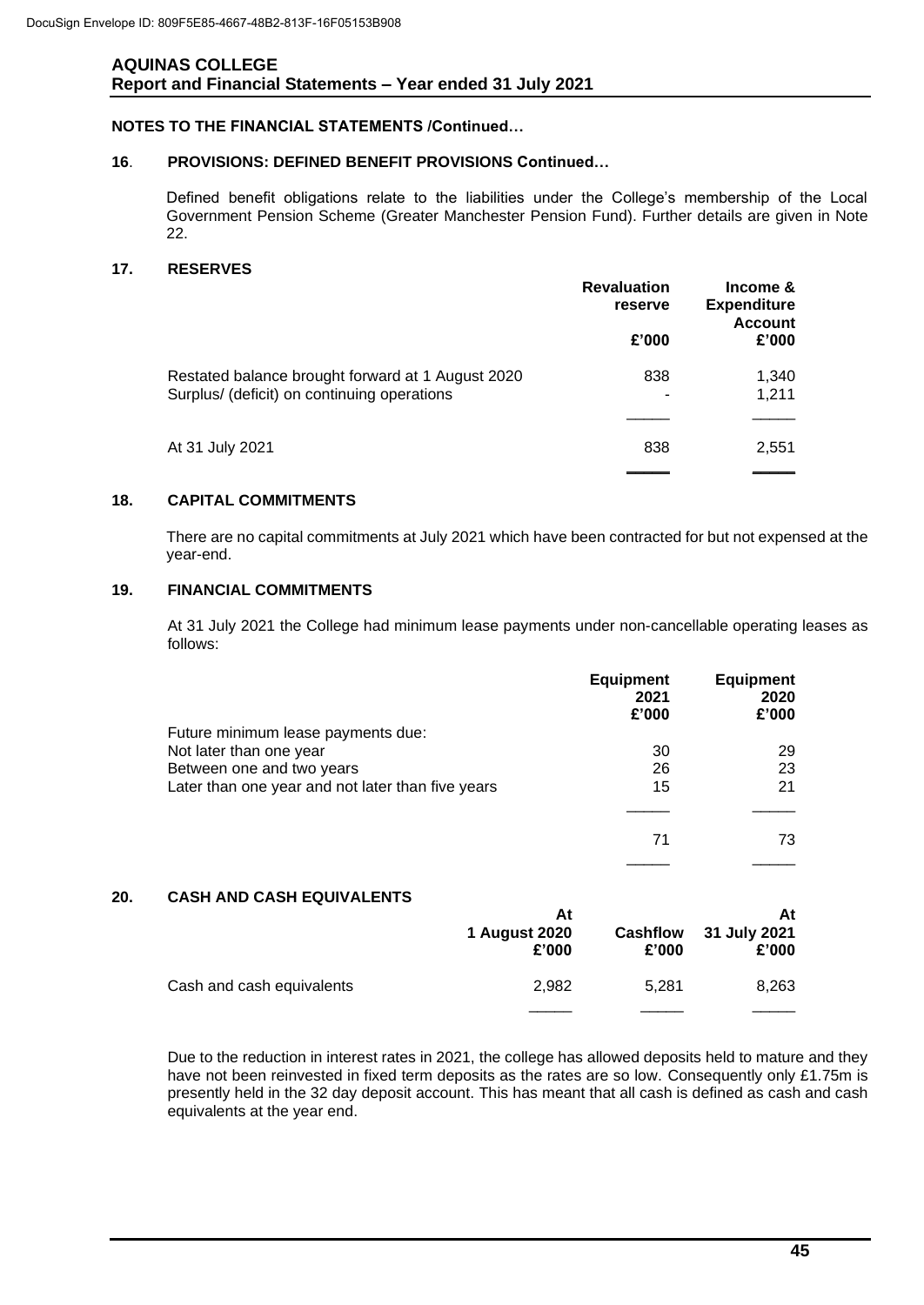## NOTES TO THE FINANCIAL STATEMENTS /Continued…

### 16. PROVISIONS: DEFINED BENEFIT PROVISIONS Continued…

Defined benefit obligations relate to the liabilities under the College's membership of the Local Government Pension Scheme (Greater Manchester Pension Fund). Further details are given in Note 22.

### 17. RESERVES

| | Revaluation reserve £'000 | Income & Expenditure Account £'000 |
|---|---|---|
| Restated balance brought forward at 1 August 2020 | 838 | 1,340 |
| Surplus/ (deficit) on continuing operations | - | 1,211 |
| At 31 July 2021 | 838 | 2,551 |

### 18. CAPITAL COMMITMENTS

There are no capital commitments at July 2021 which have been contracted for but not expensed at the year-end.

### 19. FINANCIAL COMMITMENTS

At 31 July 2021 the College had minimum lease payments under non-cancellable operating leases as follows:

| | Equipment 2021 £'000 | Equipment 2020 £'000 |
|---|---|---|
| Future minimum lease payments due: | | |
| Not later than one year | 30 | 29 |
| Between one and two years | 26 | 23 |
| Later than one year and not later than five years | 15 | 21 |
| | 71 | 73 |

### 20. CASH AND CASH EQUIVALENTS

| | At 1 August 2020 £'000 | Cashflow £'000 | At 31 July 2021 £'000 |
|---|---|---|---|
| Cash and cash equivalents | 2,982 | 5,281 | 8,263 |

Due to the reduction in interest rates in 2021, the college has allowed deposits held to mature and they have not been reinvested in fixed term deposits as the rates are so low. Consequently only £1.75m is presently held in the 32 day deposit account. This has meant that all cash is defined as cash and cash equivalents at the year end.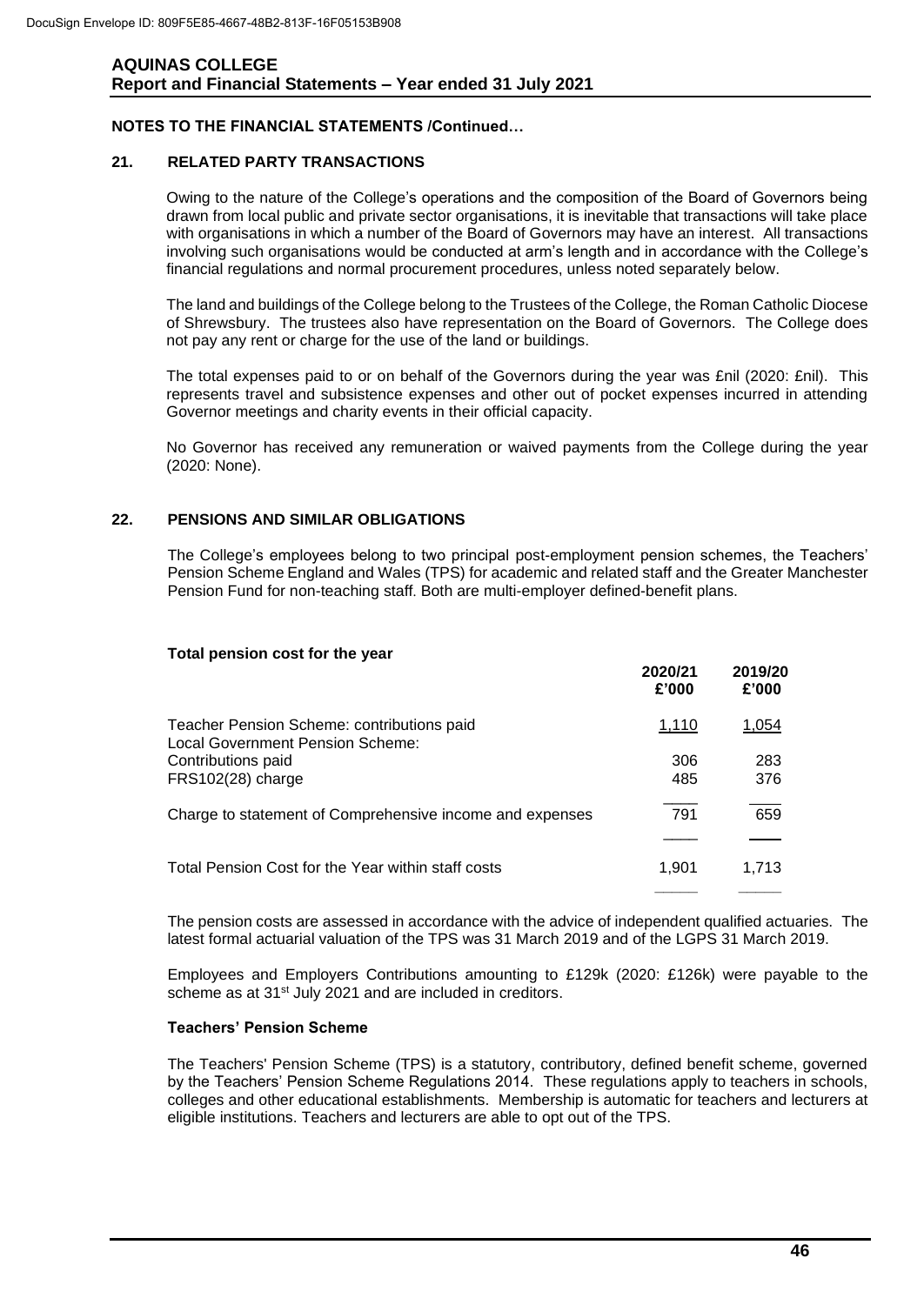## NOTES TO THE FINANCIAL STATEMENTS /Continued…

### 21. RELATED PARTY TRANSACTIONS

Owing to the nature of the College's operations and the composition of the Board of Governors being drawn from local public and private sector organisations, it is inevitable that transactions will take place with organisations in which a number of the Board of Governors may have an interest. All transactions involving such organisations would be conducted at arm's length and in accordance with the College's financial regulations and normal procurement procedures, unless noted separately below.

The land and buildings of the College belong to the Trustees of the College, the Roman Catholic Diocese of Shrewsbury. The trustees also have representation on the Board of Governors. The College does not pay any rent or charge for the use of the land or buildings.

The total expenses paid to or on behalf of the Governors during the year was £nil (2020: £nil). This represents travel and subsistence expenses and other out of pocket expenses incurred in attending Governor meetings and charity events in their official capacity.

No Governor has received any remuneration or waived payments from the College during the year (2020: None).

### 22. PENSIONS AND SIMILAR OBLIGATIONS

The College's employees belong to two principal post-employment pension schemes, the Teachers' Pension Scheme England and Wales (TPS) for academic and related staff and the Greater Manchester Pension Fund for non-teaching staff. Both are multi-employer defined-benefit plans.

**Total pension cost for the year**

| | 2020/21 £'000 | 2019/20 £'000 |
|---|---|---|
| Teacher Pension Scheme: contributions paid | 1,110 | 1,054 |
| Local Government Pension Scheme: | | |
| Contributions paid | 306 | 283 |
| FRS102(28) charge | 485 | 376 |
| Charge to statement of Comprehensive income and expenses | 791 | 659 |
| Total Pension Cost for the Year within staff costs | 1,901 | 1,713 |

The pension costs are assessed in accordance with the advice of independent qualified actuaries. The latest formal actuarial valuation of the TPS was 31 March 2019 and of the LGPS 31 March 2019.

Employees and Employers Contributions amounting to £129k (2020: £126k) were payable to the scheme as at 31st July 2021 and are included in creditors.

**Teachers' Pension Scheme**

The Teachers' Pension Scheme (TPS) is a statutory, contributory, defined benefit scheme, governed by the Teachers' Pension Scheme Regulations 2014. These regulations apply to teachers in schools, colleges and other educational establishments. Membership is automatic for teachers and lecturers at eligible institutions. Teachers and lecturers are able to opt out of the TPS.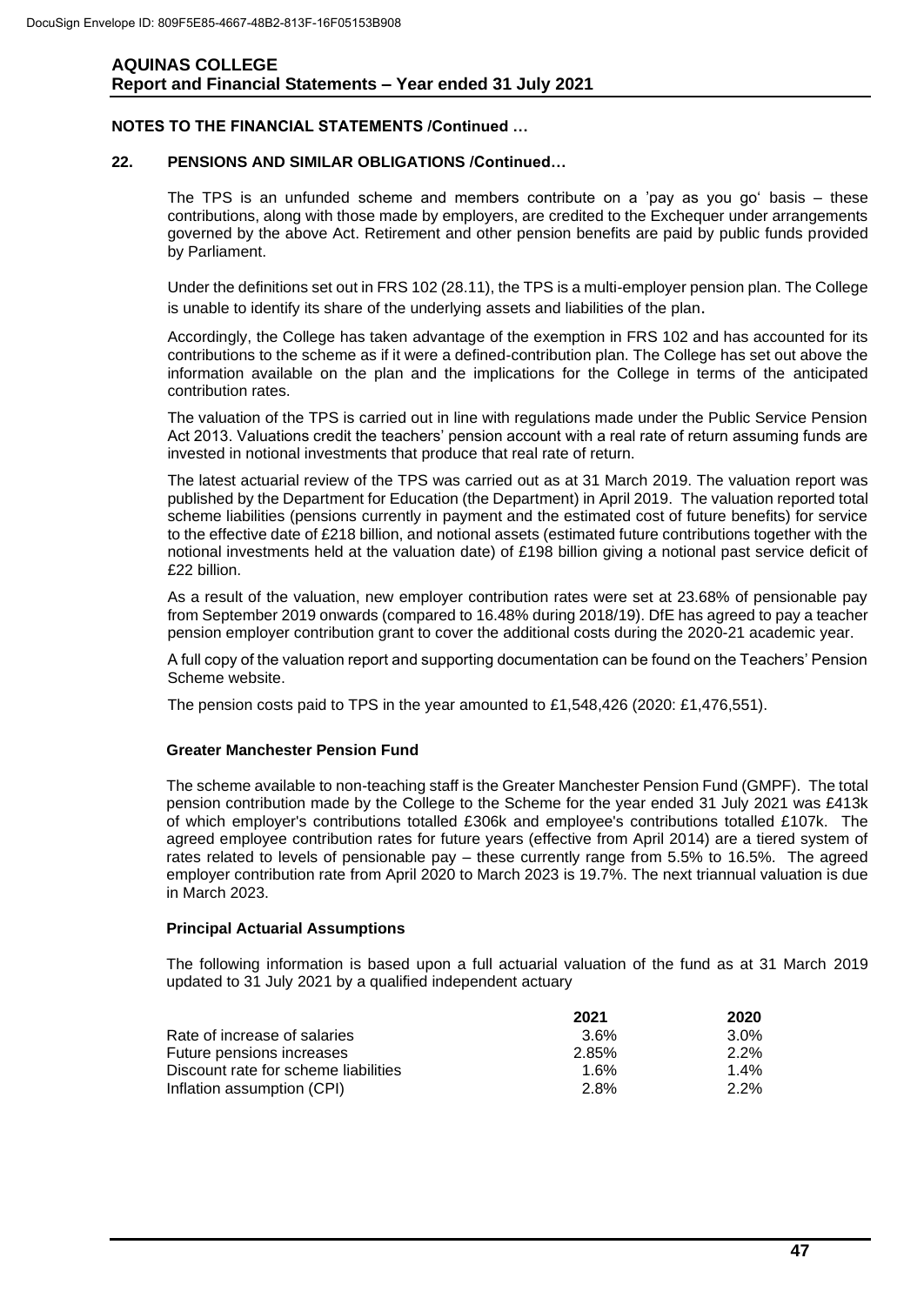## NOTES TO THE FINANCIAL STATEMENTS /Continued …

### 22. PENSIONS AND SIMILAR OBLIGATIONS /Continued…

The TPS is an unfunded scheme and members contribute on a 'pay as you go' basis – these contributions, along with those made by employers, are credited to the Exchequer under arrangements governed by the above Act. Retirement and other pension benefits are paid by public funds provided by Parliament.

Under the definitions set out in FRS 102 (28.11), the TPS is a multi-employer pension plan. The College is unable to identify its share of the underlying assets and liabilities of the plan.

Accordingly, the College has taken advantage of the exemption in FRS 102 and has accounted for its contributions to the scheme as if it were a defined-contribution plan. The College has set out above the information available on the plan and the implications for the College in terms of the anticipated contribution rates.

The valuation of the TPS is carried out in line with regulations made under the Public Service Pension Act 2013. Valuations credit the teachers' pension account with a real rate of return assuming funds are invested in notional investments that produce that real rate of return.

The latest actuarial review of the TPS was carried out as at 31 March 2019. The valuation report was published by the Department for Education (the Department) in April 2019. The valuation reported total scheme liabilities (pensions currently in payment and the estimated cost of future benefits) for service to the effective date of £218 billion, and notional assets (estimated future contributions together with the notional investments held at the valuation date) of £198 billion giving a notional past service deficit of £22 billion.

As a result of the valuation, new employer contribution rates were set at 23.68% of pensionable pay from September 2019 onwards (compared to 16.48% during 2018/19). DfE has agreed to pay a teacher pension employer contribution grant to cover the additional costs during the 2020-21 academic year.

A full copy of the valuation report and supporting documentation can be found on the Teachers' Pension Scheme website.

The pension costs paid to TPS in the year amounted to £1,548,426 (2020: £1,476,551).

**Greater Manchester Pension Fund**

The scheme available to non-teaching staff is the Greater Manchester Pension Fund (GMPF). The total pension contribution made by the College to the Scheme for the year ended 31 July 2021 was £413k of which employer's contributions totalled £306k and employee's contributions totalled £107k. The agreed employee contribution rates for future years (effective from April 2014) are a tiered system of rates related to levels of pensionable pay – these currently range from 5.5% to 16.5%. The agreed employer contribution rate from April 2020 to March 2023 is 19.7%. The next triannual valuation is due in March 2023.

**Principal Actuarial Assumptions**

The following information is based upon a full actuarial valuation of the fund as at 31 March 2019 updated to 31 July 2021 by a qualified independent actuary

| | 2021 | 2020 |
|---|---|---|
| Rate of increase of salaries | 3.6% | 3.0% |
| Future pensions increases | 2.85% | 2.2% |
| Discount rate for scheme liabilities | 1.6% | 1.4% |
| Inflation assumption (CPI) | 2.8% | 2.2% |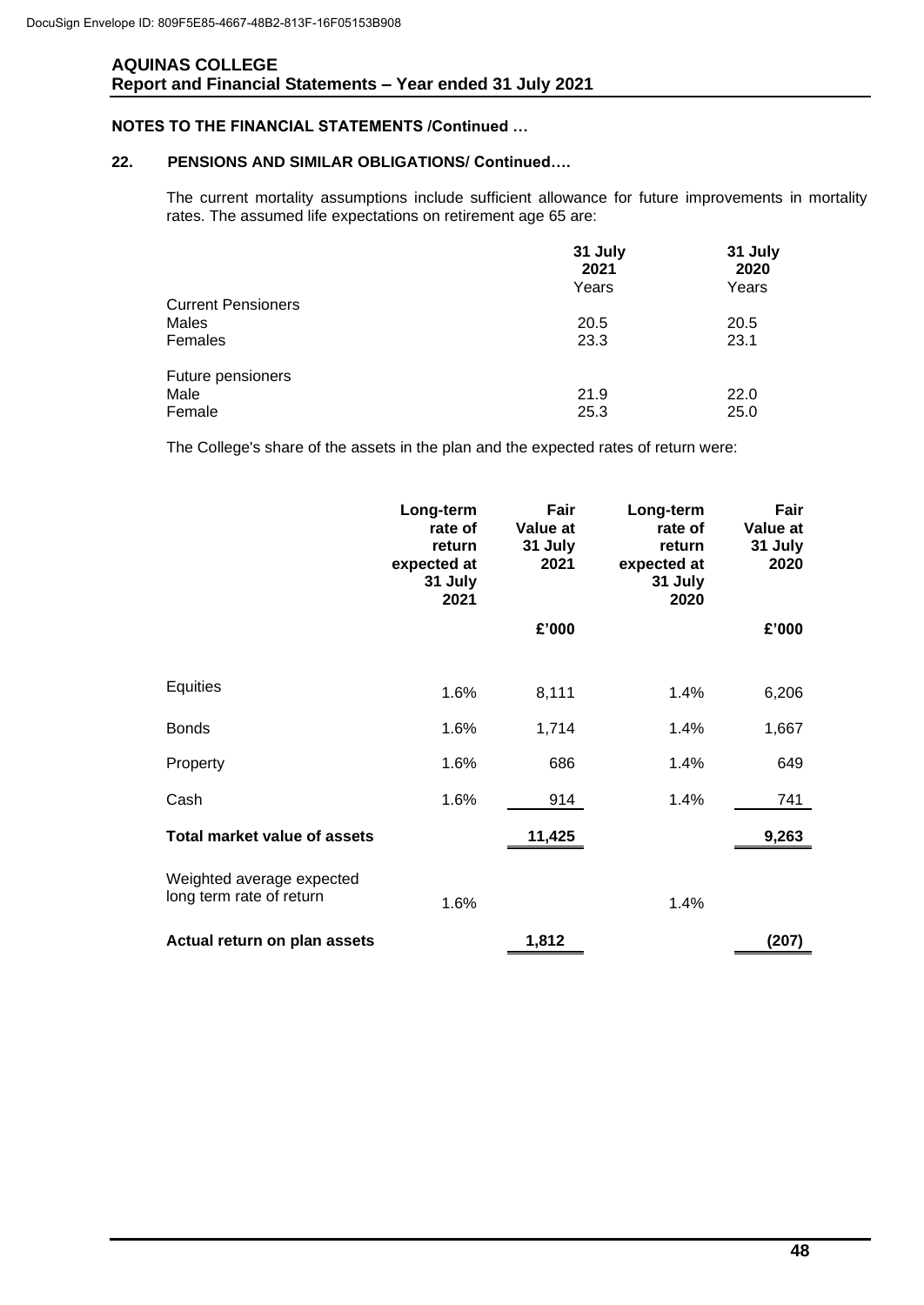## NOTES TO THE FINANCIAL STATEMENTS /Continued …

### 22. PENSIONS AND SIMILAR OBLIGATIONS/ Continued….

The current mortality assumptions include sufficient allowance for future improvements in mortality rates. The assumed life expectations on retirement age 65 are:

| | 31 July 2021 Years | 31 July 2020 Years |
|---|---|---|
| Current Pensioners | | |
| Males | 20.5 | 20.5 |
| Females | 23.3 | 23.1 |
| | | |
| Future pensioners | | |
| Male | 21.9 | 22.0 |
| Female | 25.3 | 25.0 |

The College's share of the assets in the plan and the expected rates of return were:

| | Long-term rate of return expected at 31 July 2021 | Fair Value at 31 July 2021 | Long-term rate of return expected at 31 July 2020 | Fair Value at 31 July 2020 |
|---|---|---|---|---|
| | | £'000 | | £'000 |
| Equities | 1.6% | 8,111 | 1.4% | 6,206 |
| Bonds | 1.6% | 1,714 | 1.4% | 1,667 |
| Property | 1.6% | 686 | 1.4% | 649 |
| Cash | 1.6% | 914 | 1.4% | 741 |
| **Total market value of assets** | | **11,425** | | **9,263** |
| Weighted average expected long term rate of return | 1.6% | | 1.4% | |
| **Actual return on plan assets** | | **1,812** | | **(207)** |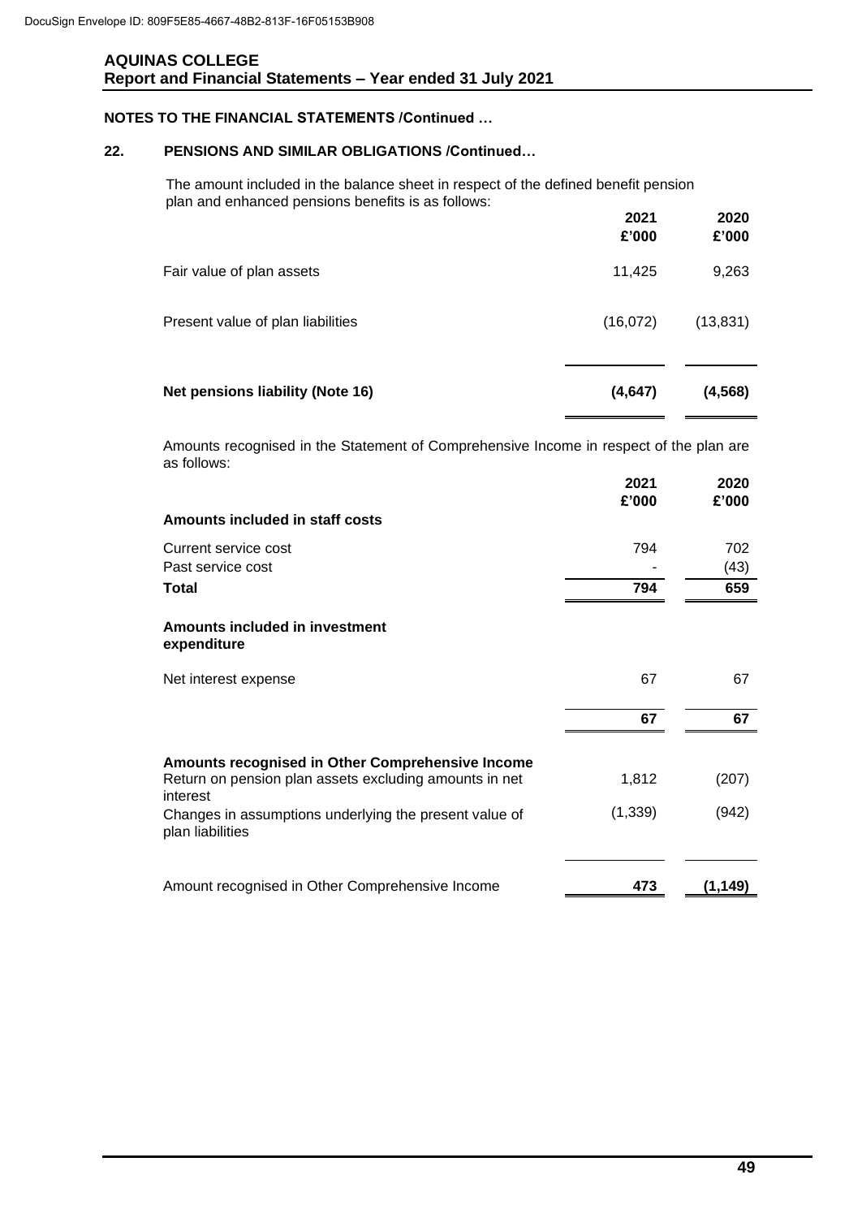## NOTES TO THE FINANCIAL STATEMENTS /Continued …

### 22. PENSIONS AND SIMILAR OBLIGATIONS /Continued…

The amount included in the balance sheet in respect of the defined benefit pension plan and enhanced pensions benefits is as follows:

| | 2021 £'000 | 2020 £'000 |
|---|---|---|
| Fair value of plan assets | 11,425 | 9,263 |
| Present value of plan liabilities | (16,072) | (13,831) |
| **Net pensions liability (Note 16)** | **(4,647)** | **(4,568)** |

Amounts recognised in the Statement of Comprehensive Income in respect of the plan are as follows:

| | 2021 £'000 | 2020 £'000 |
|---|---|---|
| **Amounts included in staff costs** | | |
| Current service cost | 794 | 702 |
| Past service cost | - | (43) |
| **Total** | **794** | **659** |
| **Amounts included in investment expenditure** | | |
| Net interest expense | 67 | 67 |
| | **67** | **67** |
| **Amounts recognised in Other Comprehensive Income** | | |
| Return on pension plan assets excluding amounts in net interest | 1,812 | (207) |
| Changes in assumptions underlying the present value of plan liabilities | (1,339) | (942) |
| Amount recognised in Other Comprehensive Income | **473** | **(1,149)** |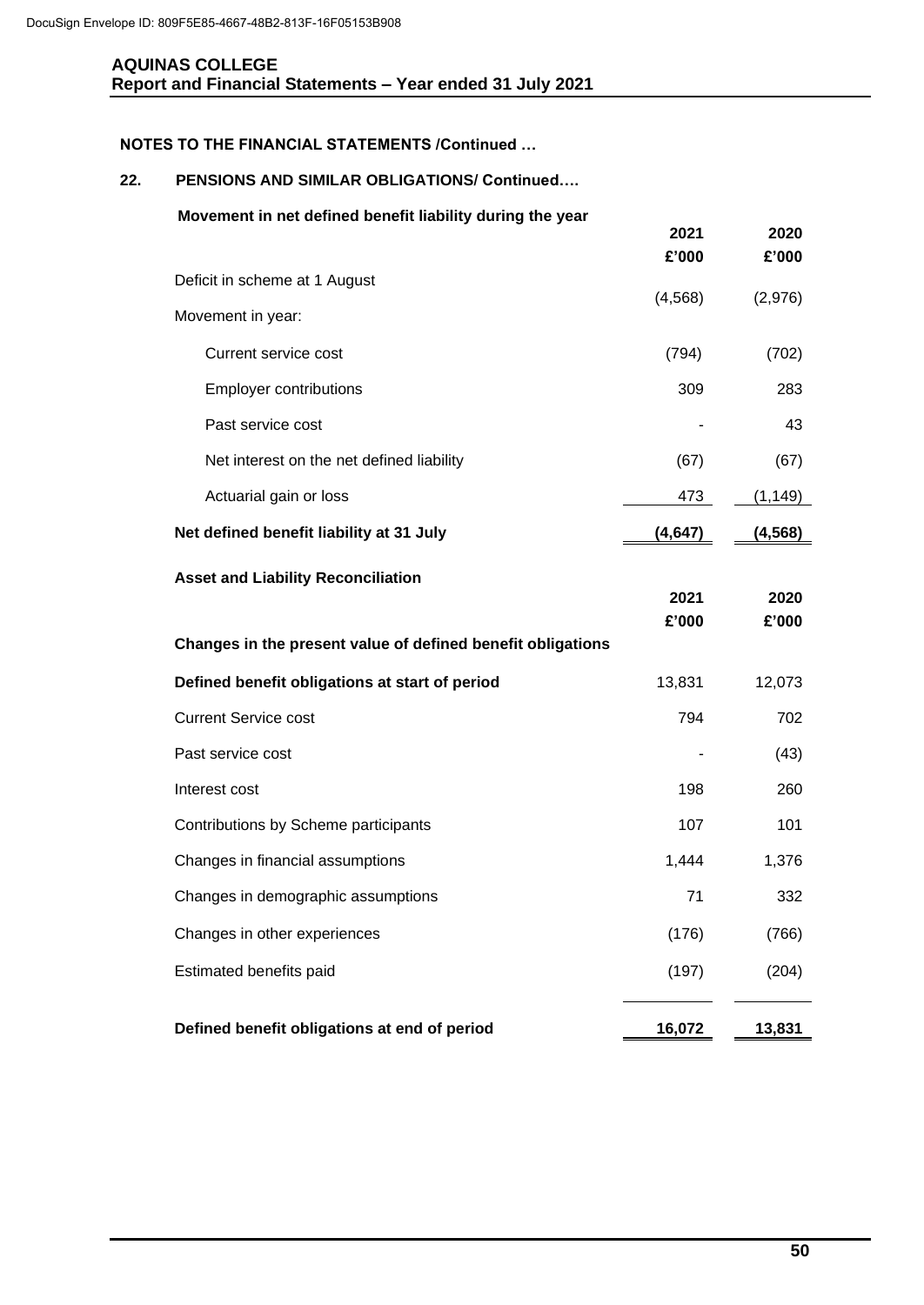DocuSign Envelope ID: 809F5E85-4667-48B2-813F-16F05153B908

**AQUINAS COLLEGE**
**Report and Financial Statements – Year ended 31 July 2021**

**NOTES TO THE FINANCIAL STATEMENTS /Continued …**

**22. PENSIONS AND SIMILAR OBLIGATIONS/ Continued….**

**Movement in net defined benefit liability during the year**

| | 2021 £'000 | 2020 £'000 |
|---|---|---|
| Deficit in scheme at 1 August | (4,568) | (2,976) |
| Movement in year: | | |
| Current service cost | (794) | (702) |
| Employer contributions | 309 | 283 |
| Past service cost | - | 43 |
| Net interest on the net defined liability | (67) | (67) |
| Actuarial gain or loss | 473 | (1,149) |
| **Net defined benefit liability at 31 July** | **(4,647)** | **(4,568)** |

**Asset and Liability Reconciliation**

| | 2021 £'000 | 2020 £'000 |
|---|---|---|
| **Changes in the present value of defined benefit obligations** | | |
| **Defined benefit obligations at start of period** | 13,831 | 12,073 |
| Current Service cost | 794 | 702 |
| Past service cost | - | (43) |
| Interest cost | 198 | 260 |
| Contributions by Scheme participants | 107 | 101 |
| Changes in financial assumptions | 1,444 | 1,376 |
| Changes in demographic assumptions | 71 | 332 |
| Changes in other experiences | (176) | (766) |
| Estimated benefits paid | (197) | (204) |
| **Defined benefit obligations at end of period** | **16,072** | **13,831** |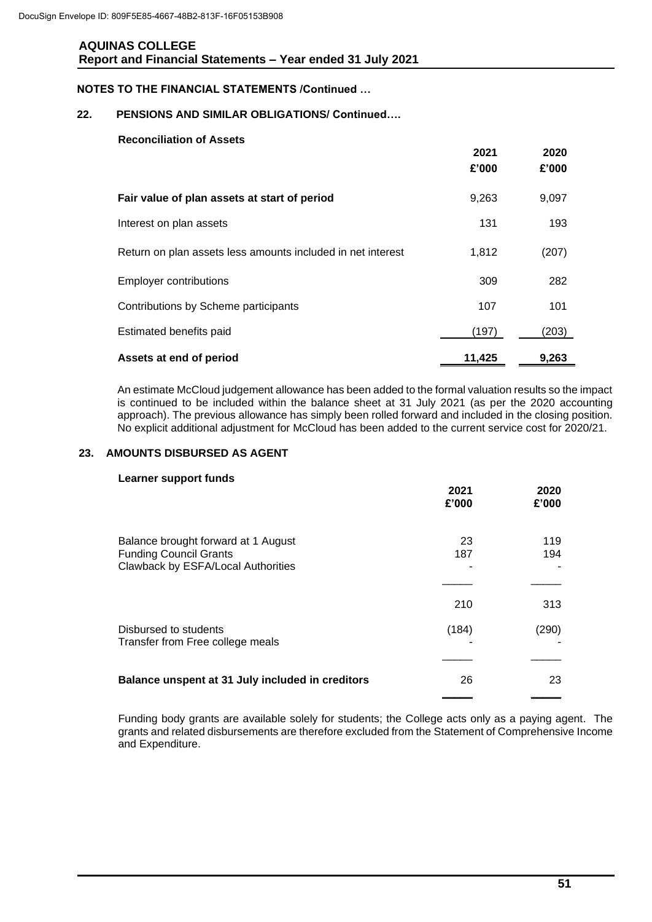DocuSign Envelope ID: 809F5E85-4667-48B2-813F-16F05153B908

**NOTES TO THE FINANCIAL STATEMENTS /Continued …**

## 22. PENSIONS AND SIMILAR OBLIGATIONS/ Continued….

**Reconciliation of Assets**

| | 2021 £'000 | 2020 £'000 |
|---|---|---|
| **Fair value of plan assets at start of period** | 9,263 | 9,097 |
| Interest on plan assets | 131 | 193 |
| Return on plan assets less amounts included in net interest | 1,812 | (207) |
| Employer contributions | 309 | 282 |
| Contributions by Scheme participants | 107 | 101 |
| Estimated benefits paid | (197) | (203) |
| **Assets at end of period** | **11,425** | **9,263** |

An estimate McCloud judgement allowance has been added to the formal valuation results so the impact is continued to be included within the balance sheet at 31 July 2021 (as per the 2020 accounting approach). The previous allowance has simply been rolled forward and included in the closing position. No explicit additional adjustment for McCloud has been added to the current service cost for 2020/21.

## 23. AMOUNTS DISBURSED AS AGENT

**Learner support funds**

| | 2021 £'000 | 2020 £'000 |
|---|---|---|
| Balance brought forward at 1 August | 23 | 119 |
| Funding Council Grants | 187 | 194 |
| Clawback by ESFA/Local Authorities | - | - |
| | 210 | 313 |
| Disbursed to students | (184) | (290) |
| Transfer from Free college meals | - | - |
| **Balance unspent at 31 July included in creditors** | 26 | 23 |

Funding body grants are available solely for students; the College acts only as a paying agent. The grants and related disbursements are therefore excluded from the Statement of Comprehensive Income and Expenditure.